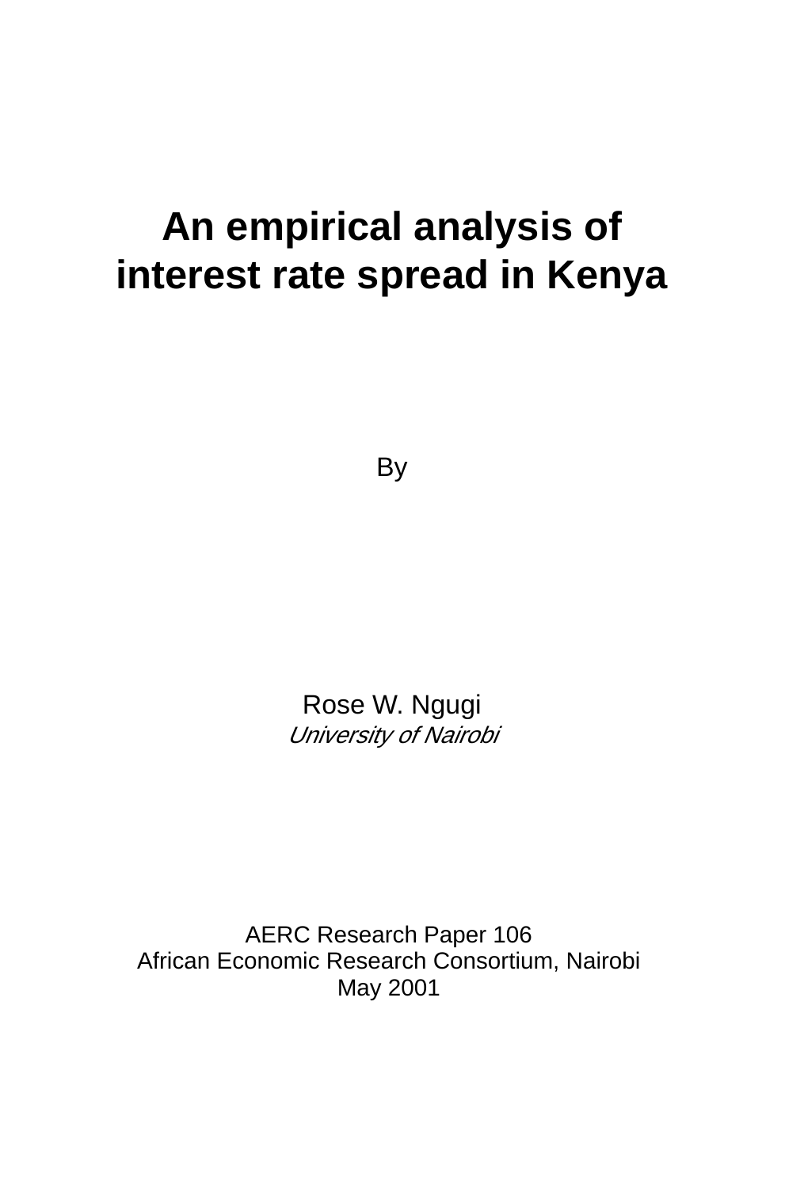# An empirical analysis of interest rate spread in Kenya

By

Rose W. Ngugi
*University of Nairobi*

AERC Research Paper 106
African Economic Research Consortium, Nairobi
May 2001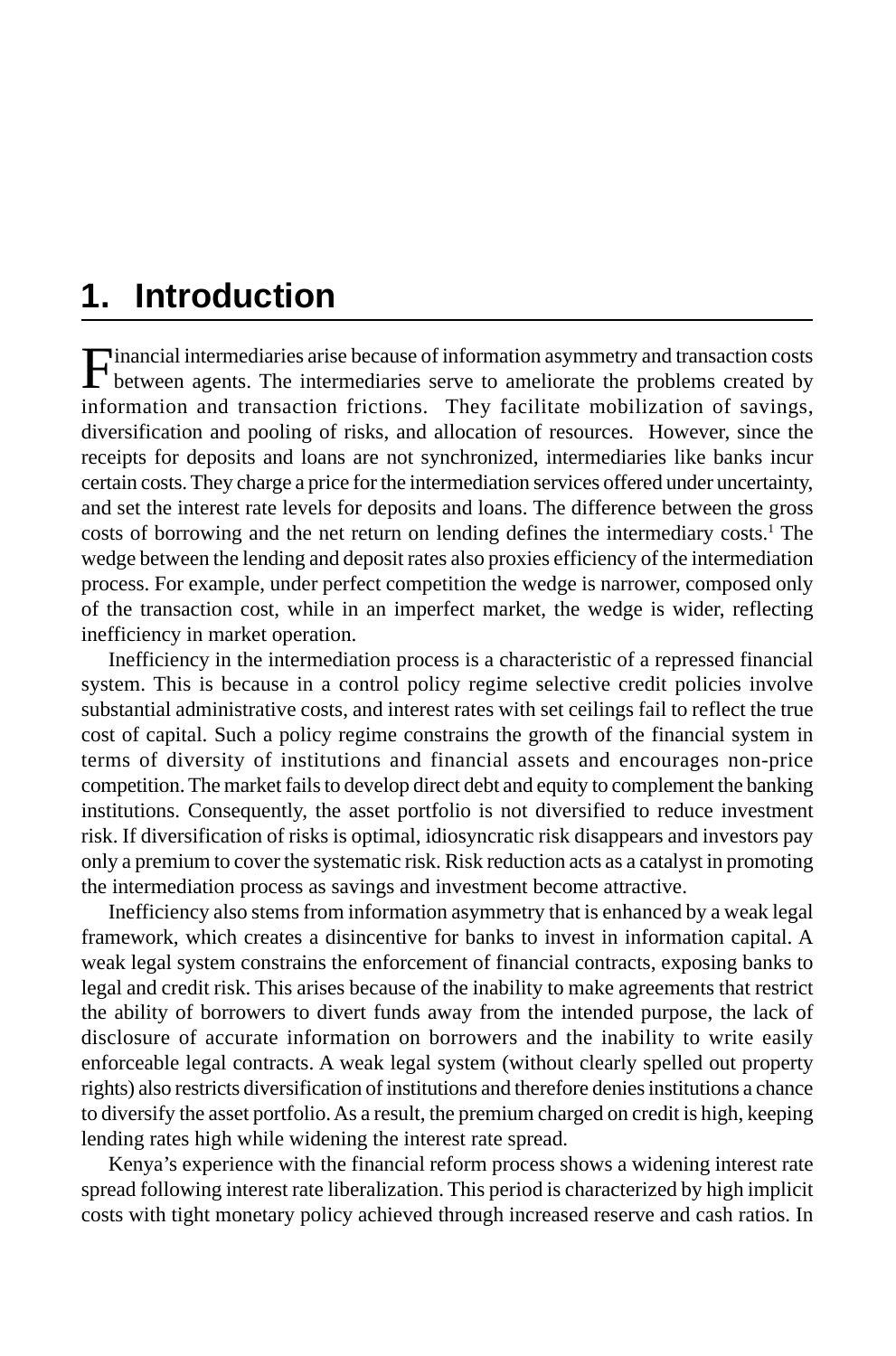# 1. Introduction

Financial intermediaries arise because of information asymmetry and transaction costs between agents. The intermediaries serve to ameliorate the problems created by information and transaction frictions. They facilitate mobilization of savings, diversification and pooling of risks, and allocation of resources. However, since the receipts for deposits and loans are not synchronized, intermediaries like banks incur certain costs. They charge a price for the intermediation services offered under uncertainty, and set the interest rate levels for deposits and loans. The difference between the gross costs of borrowing and the net return on lending defines the intermediary costs.[1] The wedge between the lending and deposit rates also proxies efficiency of the intermediation process. For example, under perfect competition the wedge is narrower, composed only of the transaction cost, while in an imperfect market, the wedge is wider, reflecting inefficiency in market operation.

Inefficiency in the intermediation process is a characteristic of a repressed financial system. This is because in a control policy regime selective credit policies involve substantial administrative costs, and interest rates with set ceilings fail to reflect the true cost of capital. Such a policy regime constrains the growth of the financial system in terms of diversity of institutions and financial assets and encourages non-price competition. The market fails to develop direct debt and equity to complement the banking institutions. Consequently, the asset portfolio is not diversified to reduce investment risk. If diversification of risks is optimal, idiosyncratic risk disappears and investors pay only a premium to cover the systematic risk. Risk reduction acts as a catalyst in promoting the intermediation process as savings and investment become attractive.

Inefficiency also stems from information asymmetry that is enhanced by a weak legal framework, which creates a disincentive for banks to invest in information capital. A weak legal system constrains the enforcement of financial contracts, exposing banks to legal and credit risk. This arises because of the inability to make agreements that restrict the ability of borrowers to divert funds away from the intended purpose, the lack of disclosure of accurate information on borrowers and the inability to write easily enforceable legal contracts. A weak legal system (without clearly spelled out property rights) also restricts diversification of institutions and therefore denies institutions a chance to diversify the asset portfolio. As a result, the premium charged on credit is high, keeping lending rates high while widening the interest rate spread.

Kenya's experience with the financial reform process shows a widening interest rate spread following interest rate liberalization. This period is characterized by high implicit costs with tight monetary policy achieved through increased reserve and cash ratios. In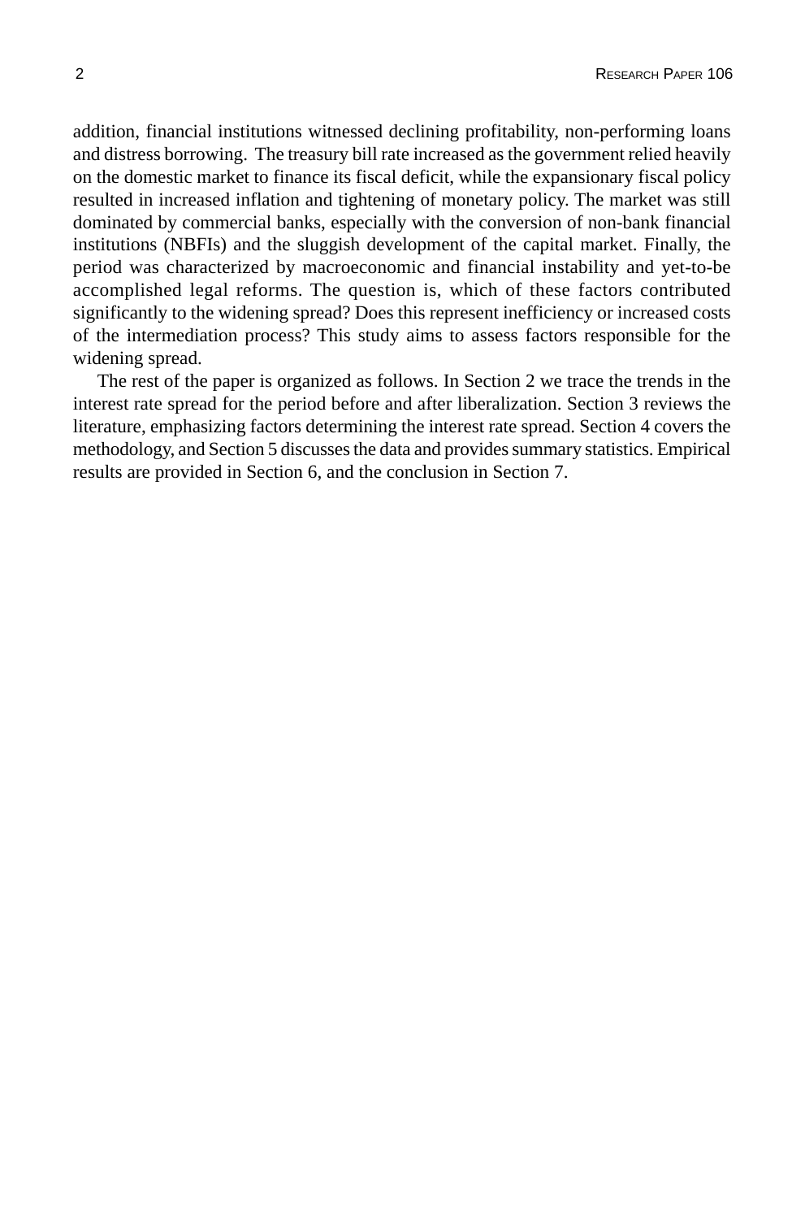addition, financial institutions witnessed declining profitability, non-performing loans and distress borrowing. The treasury bill rate increased as the government relied heavily on the domestic market to finance its fiscal deficit, while the expansionary fiscal policy resulted in increased inflation and tightening of monetary policy. The market was still dominated by commercial banks, especially with the conversion of non-bank financial institutions (NBFIs) and the sluggish development of the capital market. Finally, the period was characterized by macroeconomic and financial instability and yet-to-be accomplished legal reforms. The question is, which of these factors contributed significantly to the widening spread? Does this represent inefficiency or increased costs of the intermediation process? This study aims to assess factors responsible for the widening spread.

The rest of the paper is organized as follows. In Section 2 we trace the trends in the interest rate spread for the period before and after liberalization. Section 3 reviews the literature, emphasizing factors determining the interest rate spread. Section 4 covers the methodology, and Section 5 discusses the data and provides summary statistics. Empirical results are provided in Section 6, and the conclusion in Section 7.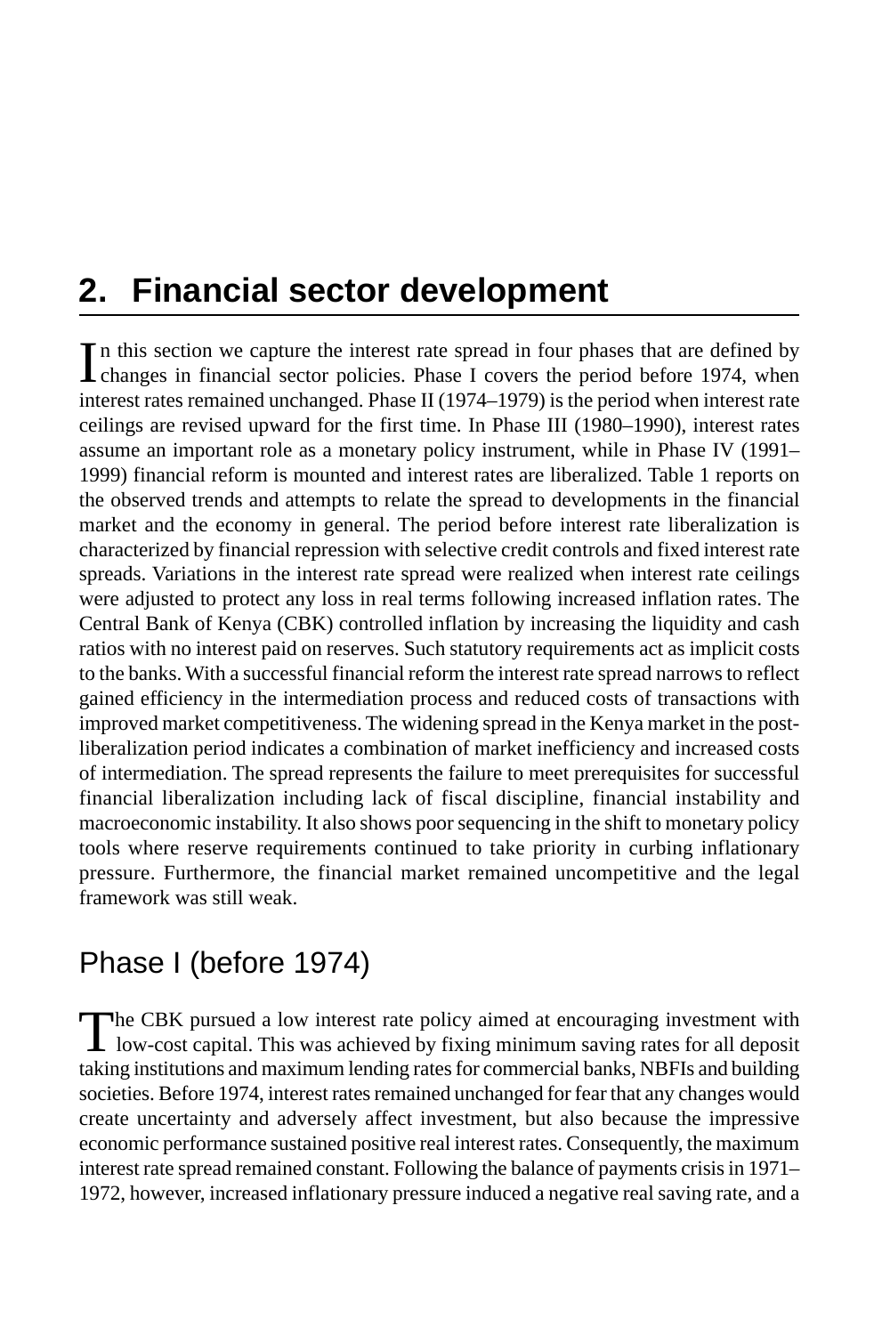## 2. Financial sector development

In this section we capture the interest rate spread in four phases that are defined by changes in financial sector policies. Phase I covers the period before 1974, when interest rates remained unchanged. Phase II (1974–1979) is the period when interest rate ceilings are revised upward for the first time. In Phase III (1980–1990), interest rates assume an important role as a monetary policy instrument, while in Phase IV (1991–1999) financial reform is mounted and interest rates are liberalized. Table 1 reports on the observed trends and attempts to relate the spread to developments in the financial market and the economy in general. The period before interest rate liberalization is characterized by financial repression with selective credit controls and fixed interest rate spreads. Variations in the interest rate spread were realized when interest rate ceilings were adjusted to protect any loss in real terms following increased inflation rates. The Central Bank of Kenya (CBK) controlled inflation by increasing the liquidity and cash ratios with no interest paid on reserves. Such statutory requirements act as implicit costs to the banks. With a successful financial reform the interest rate spread narrows to reflect gained efficiency in the intermediation process and reduced costs of transactions with improved market competitiveness. The widening spread in the Kenya market in the post-liberalization period indicates a combination of market inefficiency and increased costs of intermediation. The spread represents the failure to meet prerequisites for successful financial liberalization including lack of fiscal discipline, financial instability and macroeconomic instability. It also shows poor sequencing in the shift to monetary policy tools where reserve requirements continued to take priority in curbing inflationary pressure. Furthermore, the financial market remained uncompetitive and the legal framework was still weak.

### Phase I (before 1974)

The CBK pursued a low interest rate policy aimed at encouraging investment with low-cost capital. This was achieved by fixing minimum saving rates for all deposit taking institutions and maximum lending rates for commercial banks, NBFIs and building societies. Before 1974, interest rates remained unchanged for fear that any changes would create uncertainty and adversely affect investment, but also because the impressive economic performance sustained positive real interest rates. Consequently, the maximum interest rate spread remained constant. Following the balance of payments crisis in 1971–1972, however, increased inflationary pressure induced a negative real saving rate, and a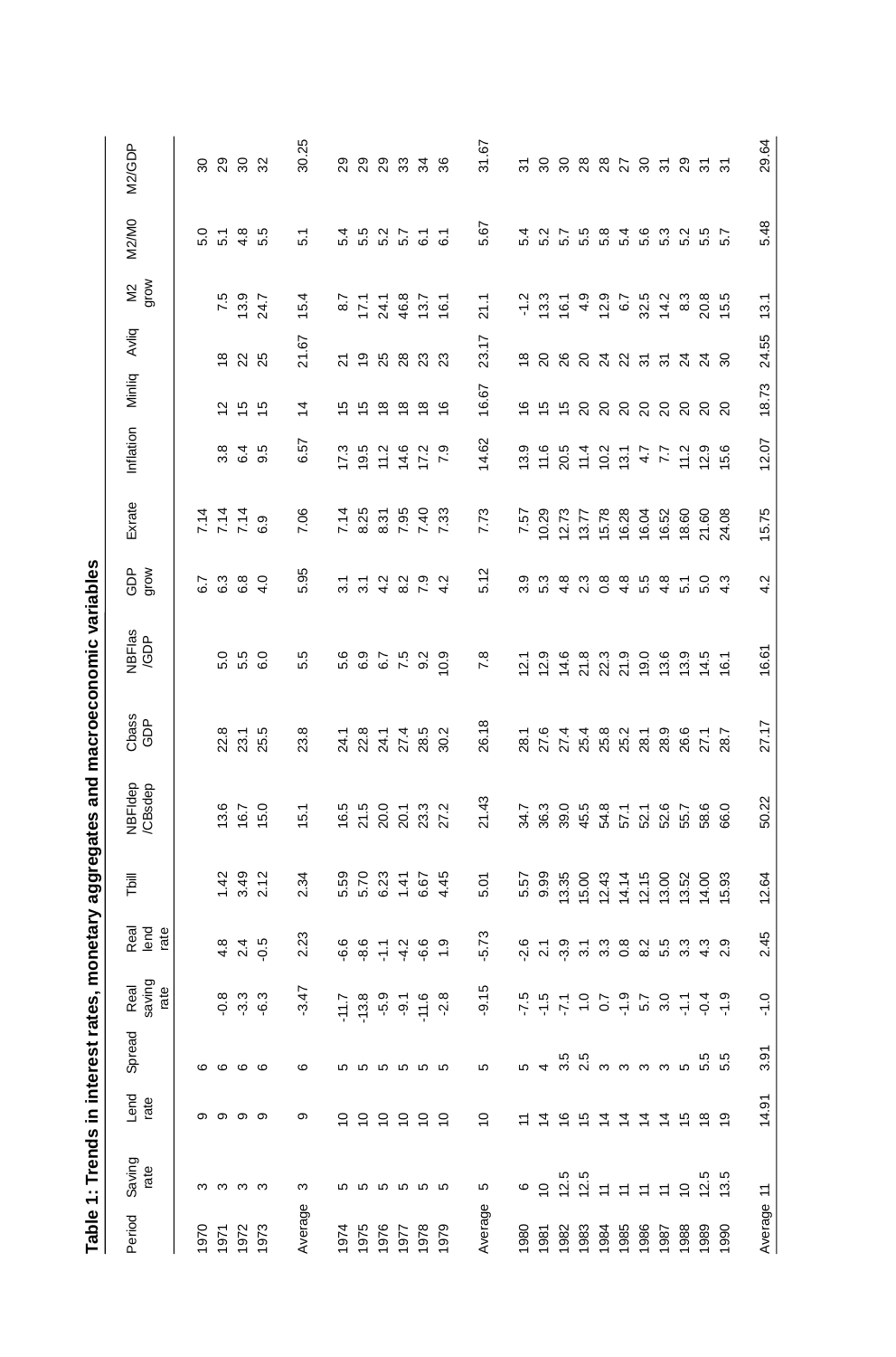**Table 1: Trends in interest rates, monetary aggregates and macroeconomic variables**

| Period | Saving rate | Lend rate | Spread | Real saving rate | Real lend rate | Tbill | NBFIdep /CBsdep | Cbass GDP | NBFIas /GDP | GDP grow | Exrate | Inflation | Minliq | Avliq | M2 grow | M2/M0 | M2/GDP |
|---|---|---|---|---|---|---|---|---|---|---|---|---|---|---|---|---|---|
| 1970 | 3 | 9 | 6 | | | | | | | 6.7 | 7.14 | | | | | 5.0 | 30 |
| 1971 | 3 | 9 | 6 | -0.8 | 4.8 | 1.42 | 13.6 | 22.8 | 5.0 | 6.3 | 7.14 | 3.8 | 12 | 18 | 7.5 | 5.1 | 29 |
| 1972 | 3 | 9 | 6 | -3.3 | 2.4 | 3.49 | 16.7 | 23.1 | 5.5 | 6.8 | 7.14 | 6.4 | 15 | 22 | 13.9 | 4.8 | 30 |
| 1973 | 3 | 9 | 6 | -6.3 | -0.5 | 2.12 | 15.0 | 25.5 | 6.0 | 4.0 | 6.9 | 9.5 | 15 | 25 | 24.7 | 5.5 | 32 |
| Average | 3 | 9 | 6 | -3.47 | 2.23 | 2.34 | 15.1 | 23.8 | 5.5 | 5.95 | 7.06 | 6.57 | 14 | 21.67 | 15.4 | 5.1 | 30.25 |
| 1974 | 5 | 10 | 5 | -11.7 | -6.6 | 5.59 | 16.5 | 24.1 | 5.6 | 3.1 | 7.14 | 17.3 | 15 | 21 | 8.7 | 5.4 | 29 |
| 1975 | 5 | 10 | 5 | -13.8 | -8.6 | 5.70 | 21.5 | 22.8 | 6.9 | 3.1 | 8.25 | 19.5 | 15 | 19 | 17.1 | 5.5 | 29 |
| 1976 | 5 | 10 | 5 | -5.9 | -1.1 | 6.23 | 20.0 | 24.1 | 6.7 | 4.2 | 8.31 | 11.2 | 18 | 25 | 24.1 | 5.2 | 29 |
| 1977 | 5 | 10 | 5 | -9.1 | -4.2 | 1.41 | 20.1 | 27.4 | 7.5 | 8.2 | 7.95 | 14.6 | 18 | 28 | 46.8 | 5.7 | 33 |
| 1978 | 5 | 10 | 5 | -11.6 | -6.6 | 6.67 | 23.3 | 28.5 | 9.2 | 7.9 | 7.40 | 17.2 | 18 | 23 | 13.7 | 6.1 | 34 |
| 1979 | 5 | 10 | 5 | -2.8 | 1.9 | 4.45 | 27.2 | 30.2 | 10.9 | 4.2 | 7.33 | 7.9 | 16 | 23 | 16.1 | 6.1 | 36 |
| Average | 5 | 10 | 5 | -9.15 | -5.73 | 5.01 | 21.43 | 26.18 | 7.8 | 5.12 | 7.73 | 14.62 | 16.67 | 23.17 | 21.1 | 5.67 | 31.67 |
| 1980 | 6 | 11 | 5 | -7.5 | -2.6 | 5.57 | 34.7 | 28.1 | 12.1 | 3.9 | 7.57 | 13.9 | 16 | 18 | -1.2 | 5.4 | 31 |
| 1981 | 10 | 14 | 4 | -1.5 | 2.1 | 9.99 | 36.3 | 27.6 | 12.9 | 5.3 | 10.29 | 11.6 | 15 | 20 | 13.3 | 5.2 | 30 |
| 1982 | 12.5 | 16 | 3.5 | -7.1 | -3.9 | 13.35 | 39.0 | 27.4 | 14.6 | 4.8 | 12.73 | 20.5 | 15 | 26 | 16.1 | 5.7 | 30 |
| 1983 | 12.5 | 15 | 2.5 | 1.0 | 3.1 | 15.00 | 45.5 | 25.4 | 21.8 | 2.3 | 13.77 | 11.4 | 20 | 20 | 4.9 | 5.5 | 28 |
| 1984 | 11 | 14 | 3 | 0.7 | 3.3 | 12.43 | 54.8 | 25.8 | 22.3 | 0.8 | 15.78 | 10.2 | 20 | 24 | 12.9 | 5.8 | 28 |
| 1985 | 11 | 14 | 3 | -1.9 | 0.8 | 14.14 | 57.1 | 25.2 | 21.9 | 4.8 | 16.28 | 13.1 | 20 | 22 | 6.7 | 5.4 | 27 |
| 1986 | 11 | 14 | 3 | 5.7 | 8.2 | 12.15 | 52.1 | 28.1 | 19.0 | 5.5 | 16.04 | 4.7 | 20 | 31 | 32.5 | 5.6 | 30 |
| 1987 | 11 | 14 | 3 | 3.0 | 5.5 | 13.00 | 52.6 | 28.9 | 13.6 | 4.8 | 16.52 | 7.7 | 20 | 31 | 14.2 | 5.3 | 31 |
| 1988 | 10 | 15 | 5 | -1.1 | 3.3 | 13.52 | 55.7 | 26.6 | 13.9 | 5.1 | 18.60 | 11.2 | 20 | 24 | 8.3 | 5.2 | 29 |
| 1989 | 12.5 | 18 | 5.5 | -0.4 | 4.3 | 14.00 | 58.6 | 27.1 | 14.5 | 5.0 | 21.60 | 12.9 | 20 | 24 | 20.8 | 5.5 | 31 |
| 1990 | 13.5 | 19 | 5.5 | -1.9 | 2.9 | 15.93 | 66.0 | 28.7 | 16.1 | 4.3 | 24.08 | 15.6 | 20 | 30 | 15.5 | 5.7 | 31 |
| Average | 11 | 14.91 | 3.91 | -1.0 | 2.45 | 12.64 | 50.22 | 27.17 | 16.61 | 4.2 | 15.75 | 12.07 | 18.73 | 24.55 | 13.1 | 5.48 | 29.64 |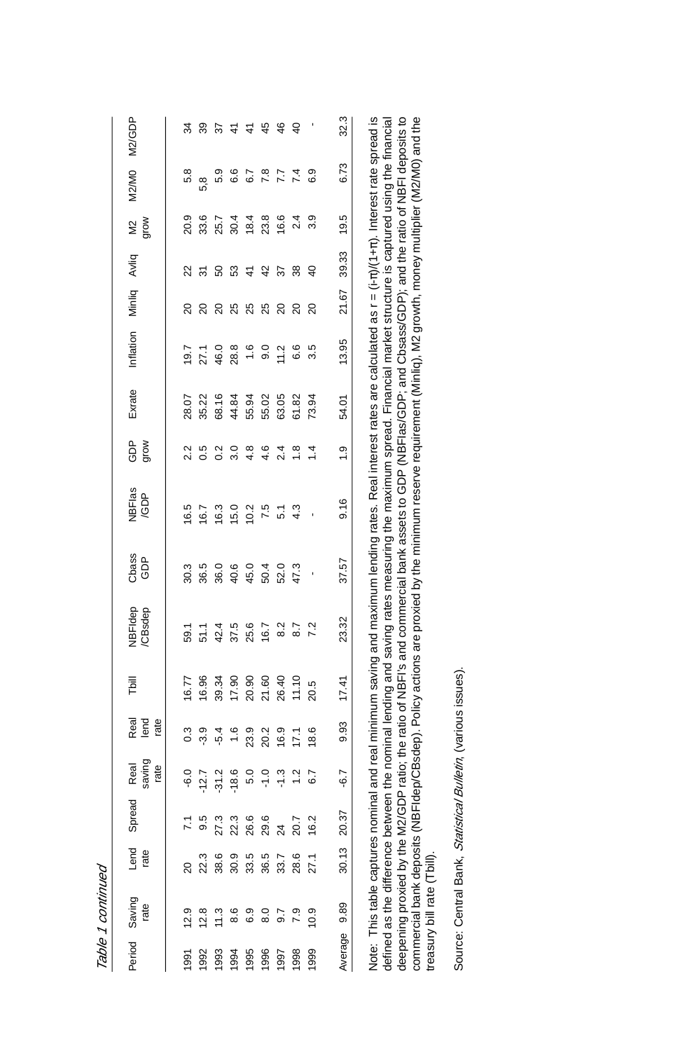*Table 1 continued*

| Period | Saving rate | Lend rate | Spread | Real saving rate | Real lend rate | Tbill | NBFIdep /CBsdep | Cbass GDP | NBFIas /GDP | GDP grow | Exrate | Inflation | Minliq | Avliq | M2 grow | M2/M0 | M2/GDP |
|---|---|---|---|---|---|---|---|---|---|---|---|---|---|---|---|---|---|
| 1991 | 12.9 | 20 | 7.1 | -6.0 | 0.3 | 16.77 | 59.1 | 30.3 | 16.5 | 2.2 | 28.07 | 19.7 | 20 | 22 | 20.9 | 5.8 | 34 |
| 1992 | 12.8 | 22.3 | 9.5 | -12.7 | -3.9 | 16.96 | 51.1 | 36.5 | 16.7 | 0.5 | 35.22 | 27.1 | 20 | 31 | 33.6 | 5.8 | 39 |
| 1993 | 11.3 | 38.6 | 27.3 | -31.2 | -5.4 | 39.34 | 42.4 | 36.0 | 16.3 | 0.2 | 68.16 | 46.0 | 20 | 50 | 25.7 | 5.9 | 37 |
| 1994 | 8.6 | 30.9 | 22.3 | -18.6 | 1.6 | 17.90 | 37.5 | 40.6 | 15.0 | 3.0 | 44.84 | 28.8 | 25 | 53 | 30.4 | 6.6 | 41 |
| 1995 | 6.9 | 33.5 | 26.6 | 5.0 | 23.9 | 20.90 | 25.6 | 45.0 | 10.2 | 4.8 | 55.94 | 1.6 | 25 | 41 | 18.4 | 6.7 | 41 |
| 1996 | 8.0 | 36.5 | 29.6 | -1.0 | 20.2 | 21.60 | 16.7 | 50.4 | 7.5 | 4.6 | 55.02 | 9.0 | 25 | 42 | 23.8 | 7.8 | 45 |
| 1997 | 9.7 | 33.7 | 24 | -1.3 | 16.9 | 26.40 | 8.2 | 52.0 | 5.1 | 2.4 | 63.05 | 11.2 | 20 | 37 | 16.6 | 7.7 | 46 |
| 1998 | 7.9 | 28.6 | 20.7 | 1.2 | 17.1 | 11.10 | 8.7 | 47.3 | 4.3 | 1.8 | 61.82 | 6.6 | 20 | 38 | 2.4 | 7.4 | 40 |
| 1999 | 10.9 | 27.1 | 16.2 | 6.7 | 18.6 | 20.5 | 7.2 | - | - | 1.4 | 73.94 | 3.5 | 20 | 40 | 3.9 | 6.9 | - |
| Average | 9.89 | 30.13 | 20.37 | -6.7 | 9.93 | 17.41 | 23.32 | 37.57 | 9.16 | 1.9 | 54.01 | 13.95 | 21.67 | 39.33 | 19.5 | 6.73 | 32.3 |

Note: This table captures nominal and real minimum saving and maximum lending rates. Real interest rates are calculated as r = (i-π)/(1+π). Interest rate spread is defined as the difference between the nominal lending and saving rates measuring the maximum spread. Financial market structure is captured using the financial deepening proxied by the M2/GDP ratio; the ratio of NBFI's and commercial bank assets to GDP (NBFIas/GDP; and Cbsass/GDP); and the ratio of NBFI deposits to commercial bank deposits (NBFIdep/CBsdep). Policy actions are proxied by the minimum reserve requirement (Minliq), M2 growth, money multiplier (M2/M0) and the treasury bill rate (Tbill).

Source: Central Bank, *Statistical Bulletin*, (various issues).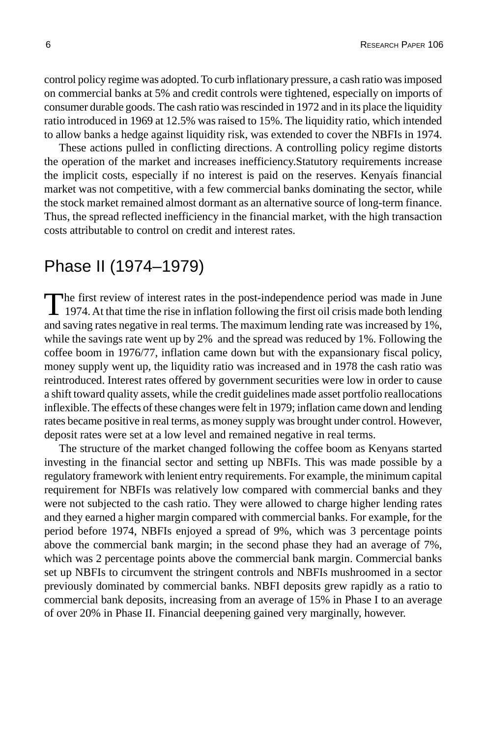control policy regime was adopted. To curb inflationary pressure, a cash ratio was imposed on commercial banks at 5% and credit controls were tightened, especially on imports of consumer durable goods. The cash ratio was rescinded in 1972 and in its place the liquidity ratio introduced in 1969 at 12.5% was raised to 15%. The liquidity ratio, which intended to allow banks a hedge against liquidity risk, was extended to cover the NBFIs in 1974.

These actions pulled in conflicting directions. A controlling policy regime distorts the operation of the market and increases inefficiency.Statutory requirements increase the implicit costs, especially if no interest is paid on the reserves. Kenyaís financial market was not competitive, with a few commercial banks dominating the sector, while the stock market remained almost dormant as an alternative source of long-term finance. Thus, the spread reflected inefficiency in the financial market, with the high transaction costs attributable to control on credit and interest rates.

## Phase II (1974–1979)

The first review of interest rates in the post-independence period was made in June 1974. At that time the rise in inflation following the first oil crisis made both lending and saving rates negative in real terms. The maximum lending rate was increased by 1%, while the savings rate went up by 2% and the spread was reduced by 1%. Following the coffee boom in 1976/77, inflation came down but with the expansionary fiscal policy, money supply went up, the liquidity ratio was increased and in 1978 the cash ratio was reintroduced. Interest rates offered by government securities were low in order to cause a shift toward quality assets, while the credit guidelines made asset portfolio reallocations inflexible. The effects of these changes were felt in 1979; inflation came down and lending rates became positive in real terms, as money supply was brought under control. However, deposit rates were set at a low level and remained negative in real terms.

The structure of the market changed following the coffee boom as Kenyans started investing in the financial sector and setting up NBFIs. This was made possible by a regulatory framework with lenient entry requirements. For example, the minimum capital requirement for NBFIs was relatively low compared with commercial banks and they were not subjected to the cash ratio. They were allowed to charge higher lending rates and they earned a higher margin compared with commercial banks. For example, for the period before 1974, NBFIs enjoyed a spread of 9%, which was 3 percentage points above the commercial bank margin; in the second phase they had an average of 7%, which was 2 percentage points above the commercial bank margin. Commercial banks set up NBFIs to circumvent the stringent controls and NBFIs mushroomed in a sector previously dominated by commercial banks. NBFI deposits grew rapidly as a ratio to commercial bank deposits, increasing from an average of 15% in Phase I to an average of over 20% in Phase II. Financial deepening gained very marginally, however.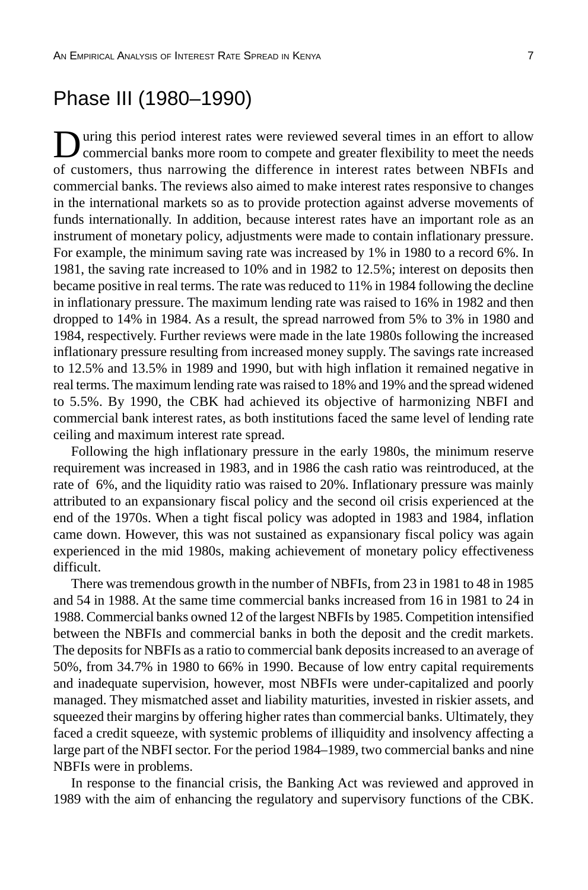## Phase III (1980–1990)

During this period interest rates were reviewed several times in an effort to allow commercial banks more room to compete and greater flexibility to meet the needs of customers, thus narrowing the difference in interest rates between NBFIs and commercial banks. The reviews also aimed to make interest rates responsive to changes in the international markets so as to provide protection against adverse movements of funds internationally. In addition, because interest rates have an important role as an instrument of monetary policy, adjustments were made to contain inflationary pressure. For example, the minimum saving rate was increased by 1% in 1980 to a record 6%. In 1981, the saving rate increased to 10% and in 1982 to 12.5%; interest on deposits then became positive in real terms. The rate was reduced to 11% in 1984 following the decline in inflationary pressure. The maximum lending rate was raised to 16% in 1982 and then dropped to 14% in 1984. As a result, the spread narrowed from 5% to 3% in 1980 and 1984, respectively. Further reviews were made in the late 1980s following the increased inflationary pressure resulting from increased money supply. The savings rate increased to 12.5% and 13.5% in 1989 and 1990, but with high inflation it remained negative in real terms. The maximum lending rate was raised to 18% and 19% and the spread widened to 5.5%. By 1990, the CBK had achieved its objective of harmonizing NBFI and commercial bank interest rates, as both institutions faced the same level of lending rate ceiling and maximum interest rate spread.

Following the high inflationary pressure in the early 1980s, the minimum reserve requirement was increased in 1983, and in 1986 the cash ratio was reintroduced, at the rate of 6%, and the liquidity ratio was raised to 20%. Inflationary pressure was mainly attributed to an expansionary fiscal policy and the second oil crisis experienced at the end of the 1970s. When a tight fiscal policy was adopted in 1983 and 1984, inflation came down. However, this was not sustained as expansionary fiscal policy was again experienced in the mid 1980s, making achievement of monetary policy effectiveness difficult.

There was tremendous growth in the number of NBFIs, from 23 in 1981 to 48 in 1985 and 54 in 1988. At the same time commercial banks increased from 16 in 1981 to 24 in 1988. Commercial banks owned 12 of the largest NBFIs by 1985. Competition intensified between the NBFIs and commercial banks in both the deposit and the credit markets. The deposits for NBFIs as a ratio to commercial bank deposits increased to an average of 50%, from 34.7% in 1980 to 66% in 1990. Because of low entry capital requirements and inadequate supervision, however, most NBFIs were under-capitalized and poorly managed. They mismatched asset and liability maturities, invested in riskier assets, and squeezed their margins by offering higher rates than commercial banks. Ultimately, they faced a credit squeeze, with systemic problems of illiquidity and insolvency affecting a large part of the NBFI sector. For the period 1984–1989, two commercial banks and nine NBFIs were in problems.

In response to the financial crisis, the Banking Act was reviewed and approved in 1989 with the aim of enhancing the regulatory and supervisory functions of the CBK.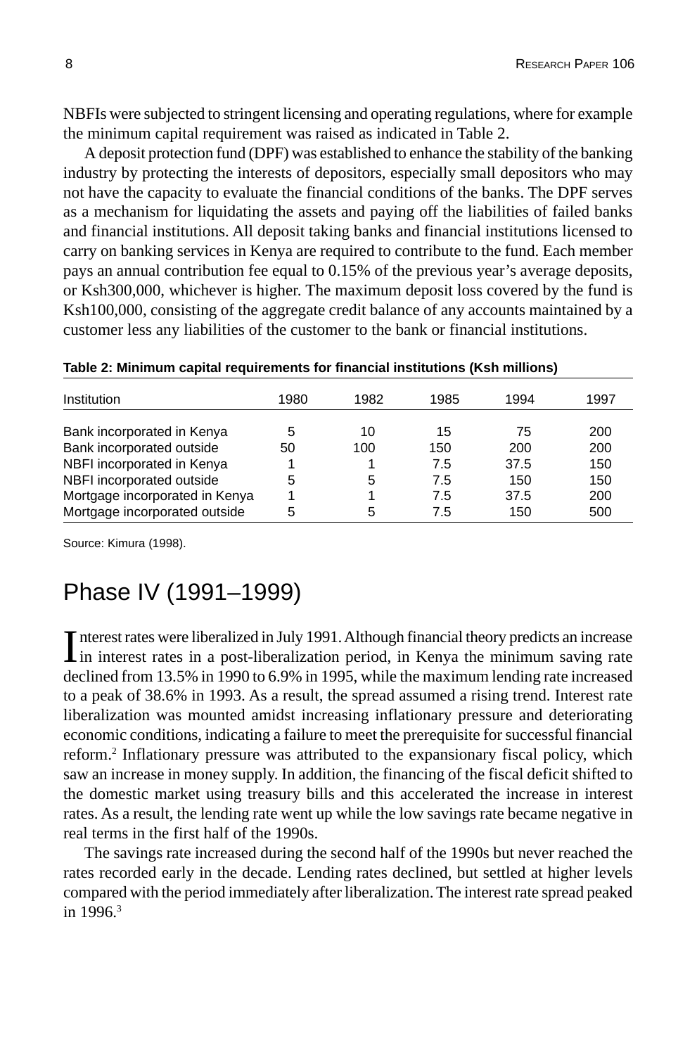NBFIs were subjected to stringent licensing and operating regulations, where for example the minimum capital requirement was raised as indicated in Table 2.

A deposit protection fund (DPF) was established to enhance the stability of the banking industry by protecting the interests of depositors, especially small depositors who may not have the capacity to evaluate the financial conditions of the banks. The DPF serves as a mechanism for liquidating the assets and paying off the liabilities of failed banks and financial institutions. All deposit taking banks and financial institutions licensed to carry on banking services in Kenya are required to contribute to the fund. Each member pays an annual contribution fee equal to 0.15% of the previous year's average deposits, or Ksh300,000, whichever is higher. The maximum deposit loss covered by the fund is Ksh100,000, consisting of the aggregate credit balance of any accounts maintained by a customer less any liabilities of the customer to the bank or financial institutions.

**Table 2: Minimum capital requirements for financial institutions (Ksh millions)**

| Institution | 1980 | 1982 | 1985 | 1994 | 1997 |
|---|---|---|---|---|---|
| Bank incorporated in Kenya | 5 | 10 | 15 | 75 | 200 |
| Bank incorporated outside | 50 | 100 | 150 | 200 | 200 |
| NBFI incorporated in Kenya | 1 | 1 | 7.5 | 37.5 | 150 |
| NBFI incorporated outside | 5 | 5 | 7.5 | 150 | 150 |
| Mortgage incorporated in Kenya | 1 | 1 | 7.5 | 37.5 | 200 |
| Mortgage incorporated outside | 5 | 5 | 7.5 | 150 | 500 |

Source: Kimura (1998).

## Phase IV (1991–1999)

Interest rates were liberalized in July 1991. Although financial theory predicts an increase in interest rates in a post-liberalization period, in Kenya the minimum saving rate declined from 13.5% in 1990 to 6.9% in 1995, while the maximum lending rate increased to a peak of 38.6% in 1993. As a result, the spread assumed a rising trend. Interest rate liberalization was mounted amidst increasing inflationary pressure and deteriorating economic conditions, indicating a failure to meet the prerequisite for successful financial reform.[2] Inflationary pressure was attributed to the expansionary fiscal policy, which saw an increase in money supply. In addition, the financing of the fiscal deficit shifted to the domestic market using treasury bills and this accelerated the increase in interest rates. As a result, the lending rate went up while the low savings rate became negative in real terms in the first half of the 1990s.

The savings rate increased during the second half of the 1990s but never reached the rates recorded early in the decade. Lending rates declined, but settled at higher levels compared with the period immediately after liberalization. The interest rate spread peaked in 1996.[3]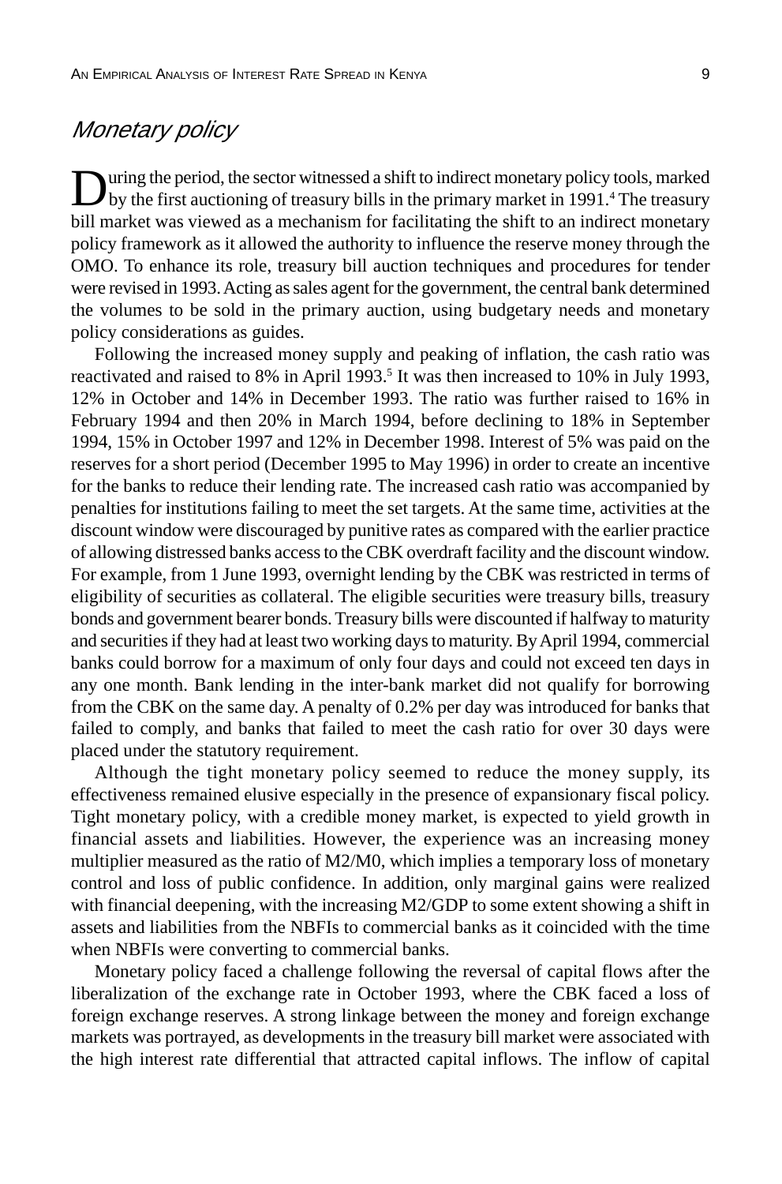## *Monetary policy*

During the period, the sector witnessed a shift to indirect monetary policy tools, marked by the first auctioning of treasury bills in the primary market in 1991.[4] The treasury bill market was viewed as a mechanism for facilitating the shift to an indirect monetary policy framework as it allowed the authority to influence the reserve money through the OMO. To enhance its role, treasury bill auction techniques and procedures for tender were revised in 1993. Acting as sales agent for the government, the central bank determined the volumes to be sold in the primary auction, using budgetary needs and monetary policy considerations as guides.

Following the increased money supply and peaking of inflation, the cash ratio was reactivated and raised to 8% in April 1993.[5] It was then increased to 10% in July 1993, 12% in October and 14% in December 1993. The ratio was further raised to 16% in February 1994 and then 20% in March 1994, before declining to 18% in September 1994, 15% in October 1997 and 12% in December 1998. Interest of 5% was paid on the reserves for a short period (December 1995 to May 1996) in order to create an incentive for the banks to reduce their lending rate. The increased cash ratio was accompanied by penalties for institutions failing to meet the set targets. At the same time, activities at the discount window were discouraged by punitive rates as compared with the earlier practice of allowing distressed banks access to the CBK overdraft facility and the discount window. For example, from 1 June 1993, overnight lending by the CBK was restricted in terms of eligibility of securities as collateral. The eligible securities were treasury bills, treasury bonds and government bearer bonds. Treasury bills were discounted if halfway to maturity and securities if they had at least two working days to maturity. By April 1994, commercial banks could borrow for a maximum of only four days and could not exceed ten days in any one month. Bank lending in the inter-bank market did not qualify for borrowing from the CBK on the same day. A penalty of 0.2% per day was introduced for banks that failed to comply, and banks that failed to meet the cash ratio for over 30 days were placed under the statutory requirement.

Although the tight monetary policy seemed to reduce the money supply, its effectiveness remained elusive especially in the presence of expansionary fiscal policy. Tight monetary policy, with a credible money market, is expected to yield growth in financial assets and liabilities. However, the experience was an increasing money multiplier measured as the ratio of M2/M0, which implies a temporary loss of monetary control and loss of public confidence. In addition, only marginal gains were realized with financial deepening, with the increasing M2/GDP to some extent showing a shift in assets and liabilities from the NBFIs to commercial banks as it coincided with the time when NBFIs were converting to commercial banks.

Monetary policy faced a challenge following the reversal of capital flows after the liberalization of the exchange rate in October 1993, where the CBK faced a loss of foreign exchange reserves. A strong linkage between the money and foreign exchange markets was portrayed, as developments in the treasury bill market were associated with the high interest rate differential that attracted capital inflows. The inflow of capital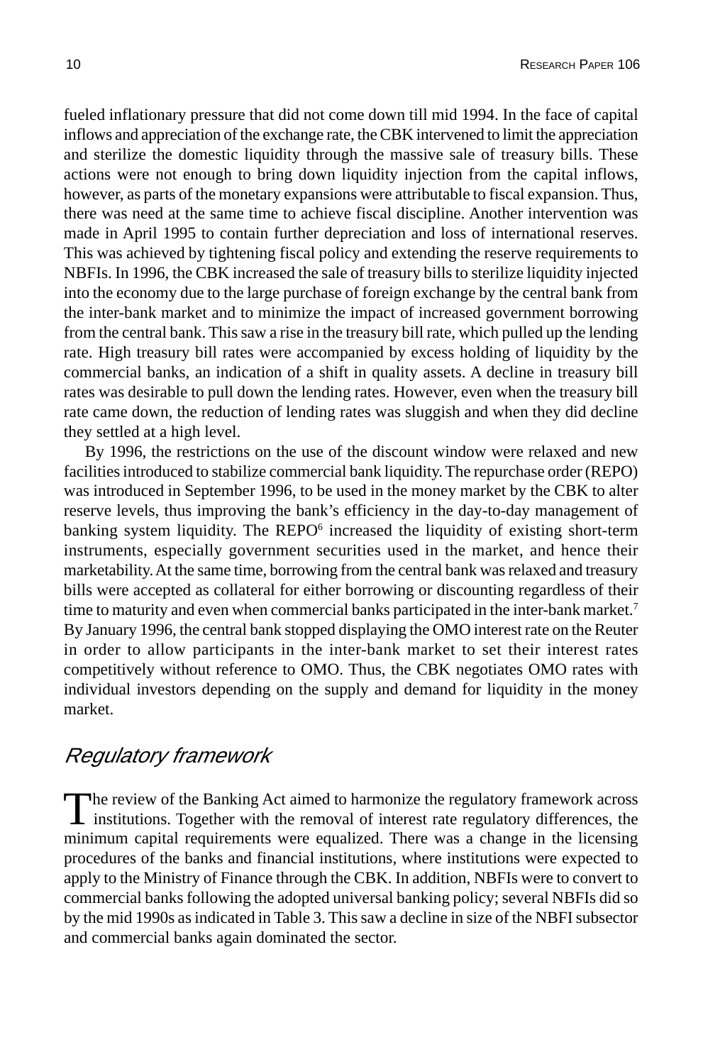fueled inflationary pressure that did not come down till mid 1994. In the face of capital inflows and appreciation of the exchange rate, the CBK intervened to limit the appreciation and sterilize the domestic liquidity through the massive sale of treasury bills. These actions were not enough to bring down liquidity injection from the capital inflows, however, as parts of the monetary expansions were attributable to fiscal expansion. Thus, there was need at the same time to achieve fiscal discipline. Another intervention was made in April 1995 to contain further depreciation and loss of international reserves. This was achieved by tightening fiscal policy and extending the reserve requirements to NBFIs. In 1996, the CBK increased the sale of treasury bills to sterilize liquidity injected into the economy due to the large purchase of foreign exchange by the central bank from the inter-bank market and to minimize the impact of increased government borrowing from the central bank. This saw a rise in the treasury bill rate, which pulled up the lending rate. High treasury bill rates were accompanied by excess holding of liquidity by the commercial banks, an indication of a shift in quality assets. A decline in treasury bill rates was desirable to pull down the lending rates. However, even when the treasury bill rate came down, the reduction of lending rates was sluggish and when they did decline they settled at a high level.

By 1996, the restrictions on the use of the discount window were relaxed and new facilities introduced to stabilize commercial bank liquidity. The repurchase order (REPO) was introduced in September 1996, to be used in the money market by the CBK to alter reserve levels, thus improving the bank's efficiency in the day-to-day management of banking system liquidity. The REPO[6] increased the liquidity of existing short-term instruments, especially government securities used in the market, and hence their marketability. At the same time, borrowing from the central bank was relaxed and treasury bills were accepted as collateral for either borrowing or discounting regardless of their time to maturity and even when commercial banks participated in the inter-bank market.[7] By January 1996, the central bank stopped displaying the OMO interest rate on the Reuter in order to allow participants in the inter-bank market to set their interest rates competitively without reference to OMO. Thus, the CBK negotiates OMO rates with individual investors depending on the supply and demand for liquidity in the money market.

## *Regulatory framework*

The review of the Banking Act aimed to harmonize the regulatory framework across institutions. Together with the removal of interest rate regulatory differences, the minimum capital requirements were equalized. There was a change in the licensing procedures of the banks and financial institutions, where institutions were expected to apply to the Ministry of Finance through the CBK. In addition, NBFIs were to convert to commercial banks following the adopted universal banking policy; several NBFIs did so by the mid 1990s as indicated in Table 3. This saw a decline in size of the NBFI subsector and commercial banks again dominated the sector.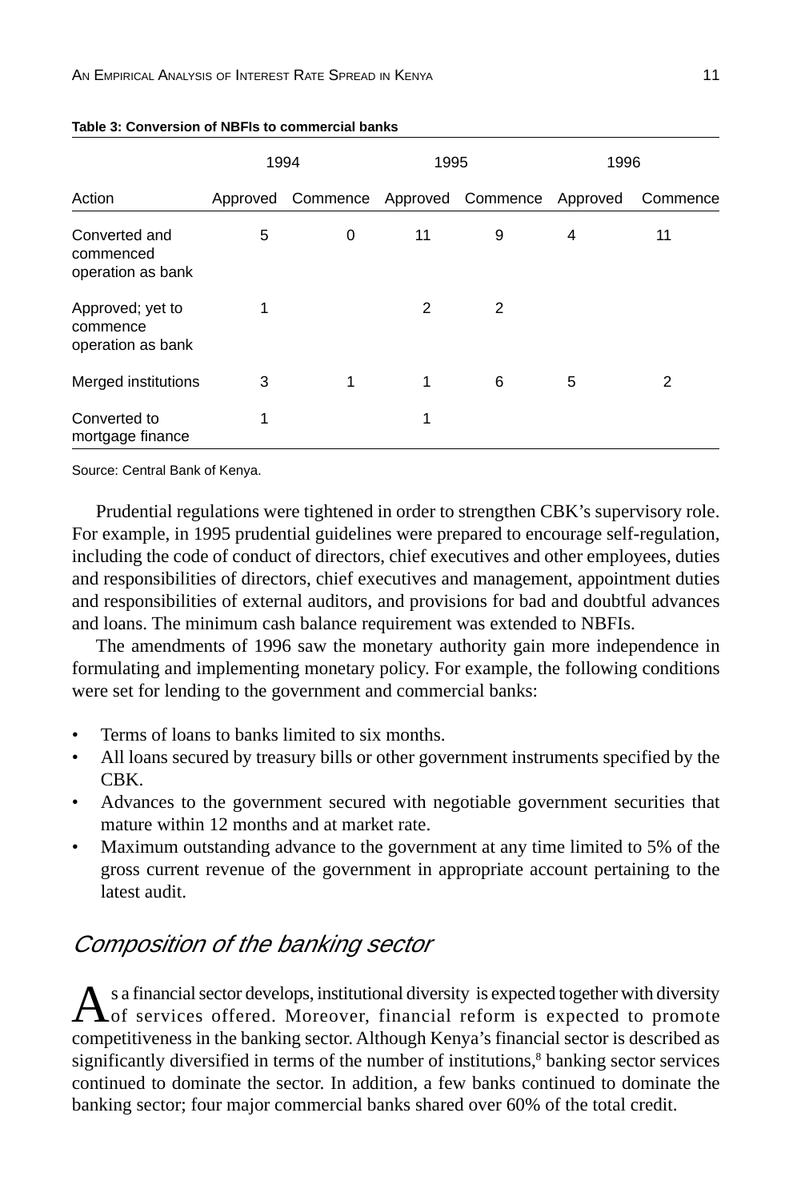**Table 3: Conversion of NBFIs to commercial banks**

| | 1994 | | 1995 | | 1996 | |
|---|---|---|---|---|---|---|
| Action | Approved | Commence | Approved | Commence | Approved | Commence |
| Converted and commenced operation as bank | 5 | 0 | 11 | 9 | 4 | 11 |
| Approved; yet to commence operation as bank | 1 | | 2 | 2 | | |
| Merged institutions | 3 | 1 | 1 | 6 | 5 | 2 |
| Converted to mortgage finance | 1 | | 1 | | | |

Source: Central Bank of Kenya.

Prudential regulations were tightened in order to strengthen CBK's supervisory role. For example, in 1995 prudential guidelines were prepared to encourage self-regulation, including the code of conduct of directors, chief executives and other employees, duties and responsibilities of directors, chief executives and management, appointment duties and responsibilities of external auditors, and provisions for bad and doubtful advances and loans. The minimum cash balance requirement was extended to NBFIs.

The amendments of 1996 saw the monetary authority gain more independence in formulating and implementing monetary policy. For example, the following conditions were set for lending to the government and commercial banks:

- Terms of loans to banks limited to six months.
- All loans secured by treasury bills or other government instruments specified by the CBK.
- Advances to the government secured with negotiable government securities that mature within 12 months and at market rate.
- Maximum outstanding advance to the government at any time limited to 5% of the gross current revenue of the government in appropriate account pertaining to the latest audit.

## *Composition of the banking sector*

As a financial sector develops, institutional diversity is expected together with diversity of services offered. Moreover, financial reform is expected to promote competitiveness in the banking sector. Although Kenya's financial sector is described as significantly diversified in terms of the number of institutions,[8] banking sector services continued to dominate the sector. In addition, a few banks continued to dominate the banking sector; four major commercial banks shared over 60% of the total credit.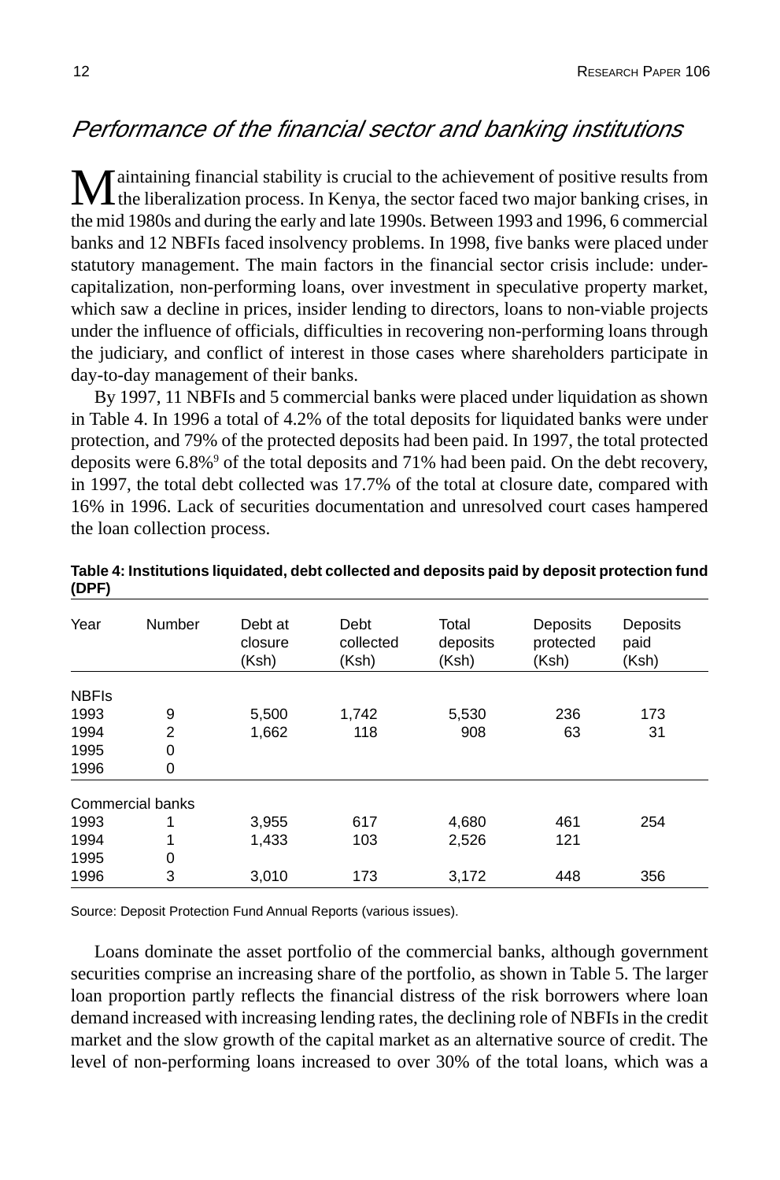## *Performance of the financial sector and banking institutions*

Maintaining financial stability is crucial to the achievement of positive results from the liberalization process. In Kenya, the sector faced two major banking crises, in the mid 1980s and during the early and late 1990s. Between 1993 and 1996, 6 commercial banks and 12 NBFIs faced insolvency problems. In 1998, five banks were placed under statutory management. The main factors in the financial sector crisis include: under-capitalization, non-performing loans, over investment in speculative property market, which saw a decline in prices, insider lending to directors, loans to non-viable projects under the influence of officials, difficulties in recovering non-performing loans through the judiciary, and conflict of interest in those cases where shareholders participate in day-to-day management of their banks.

By 1997, 11 NBFIs and 5 commercial banks were placed under liquidation as shown in Table 4. In 1996 a total of 4.2% of the total deposits for liquidated banks were under protection, and 79% of the protected deposits had been paid. In 1997, the total protected deposits were 6.8%[9] of the total deposits and 71% had been paid. On the debt recovery, in 1997, the total debt collected was 17.7% of the total at closure date, compared with 16% in 1996. Lack of securities documentation and unresolved court cases hampered the loan collection process.

**Table 4: Institutions liquidated, debt collected and deposits paid by deposit protection fund (DPF)**

| Year | Number | Debt at closure (Ksh) | Debt collected (Ksh) | Total deposits (Ksh) | Deposits protected (Ksh) | Deposits paid (Ksh) |
|---|---|---|---|---|---|---|
| NBFIs | | | | | | |
| 1993 | 9 | 5,500 | 1,742 | 5,530 | 236 | 173 |
| 1994 | 2 | 1,662 | 118 | 908 | 63 | 31 |
| 1995 | 0 | | | | | |
| 1996 | 0 | | | | | |
| Commercial banks | | | | | | |
| 1993 | 1 | 3,955 | 617 | 4,680 | 461 | 254 |
| 1994 | 1 | 1,433 | 103 | 2,526 | 121 | |
| 1995 | 0 | | | | | |
| 1996 | 3 | 3,010 | 173 | 3,172 | 448 | 356 |

Source: Deposit Protection Fund Annual Reports (various issues).

Loans dominate the asset portfolio of the commercial banks, although government securities comprise an increasing share of the portfolio, as shown in Table 5. The larger loan proportion partly reflects the financial distress of the risk borrowers where loan demand increased with increasing lending rates, the declining role of NBFIs in the credit market and the slow growth of the capital market as an alternative source of credit. The level of non-performing loans increased to over 30% of the total loans, which was a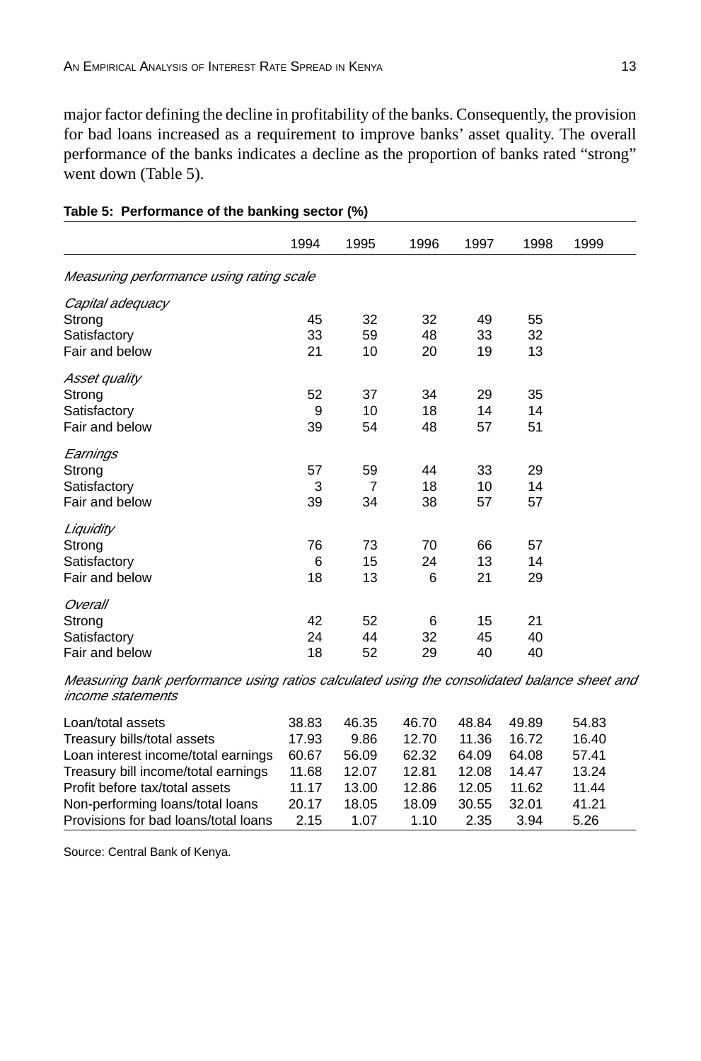major factor defining the decline in profitability of the banks. Consequently, the provision for bad loans increased as a requirement to improve banks' asset quality. The overall performance of the banks indicates a decline as the proportion of banks rated "strong" went down (Table 5).

**Table 5: Performance of the banking sector (%)**

| | 1994 | 1995 | 1996 | 1997 | 1998 | 1999 |
|---|---|---|---|---|---|---|
| *Measuring performance using rating scale* | | | | | | |
| *Capital adequacy* | | | | | | |
| Strong | 45 | 32 | 32 | 49 | 55 | |
| Satisfactory | 33 | 59 | 48 | 33 | 32 | |
| Fair and below | 21 | 10 | 20 | 19 | 13 | |
| *Asset quality* | | | | | | |
| Strong | 52 | 37 | 34 | 29 | 35 | |
| Satisfactory | 9 | 10 | 18 | 14 | 14 | |
| Fair and below | 39 | 54 | 48 | 57 | 51 | |
| *Earnings* | | | | | | |
| Strong | 57 | 59 | 44 | 33 | 29 | |
| Satisfactory | 3 | 7 | 18 | 10 | 14 | |
| Fair and below | 39 | 34 | 38 | 57 | 57 | |
| *Liquidity* | | | | | | |
| Strong | 76 | 73 | 70 | 66 | 57 | |
| Satisfactory | 6 | 15 | 24 | 13 | 14 | |
| Fair and below | 18 | 13 | 6 | 21 | 29 | |
| *Overall* | | | | | | |
| Strong | 42 | 52 | 6 | 15 | 21 | |
| Satisfactory | 24 | 44 | 32 | 45 | 40 | |
| Fair and below | 18 | 52 | 29 | 40 | 40 | |
| *Measuring bank performance using ratios calculated using the consolidated balance sheet and income statements* | | | | | | |
| Loan/total assets | 38.83 | 46.35 | 46.70 | 48.84 | 49.89 | 54.83 |
| Treasury bills/total assets | 17.93 | 9.86 | 12.70 | 11.36 | 16.72 | 16.40 |
| Loan interest income/total earnings | 60.67 | 56.09 | 62.32 | 64.09 | 64.08 | 57.41 |
| Treasury bill income/total earnings | 11.68 | 12.07 | 12.81 | 12.08 | 14.47 | 13.24 |
| Profit before tax/total assets | 11.17 | 13.00 | 12.86 | 12.05 | 11.62 | 11.44 |
| Non-performing loans/total loans | 20.17 | 18.05 | 18.09 | 30.55 | 32.01 | 41.21 |
| Provisions for bad loans/total loans | 2.15 | 1.07 | 1.10 | 2.35 | 3.94 | 5.26 |

Source: Central Bank of Kenya.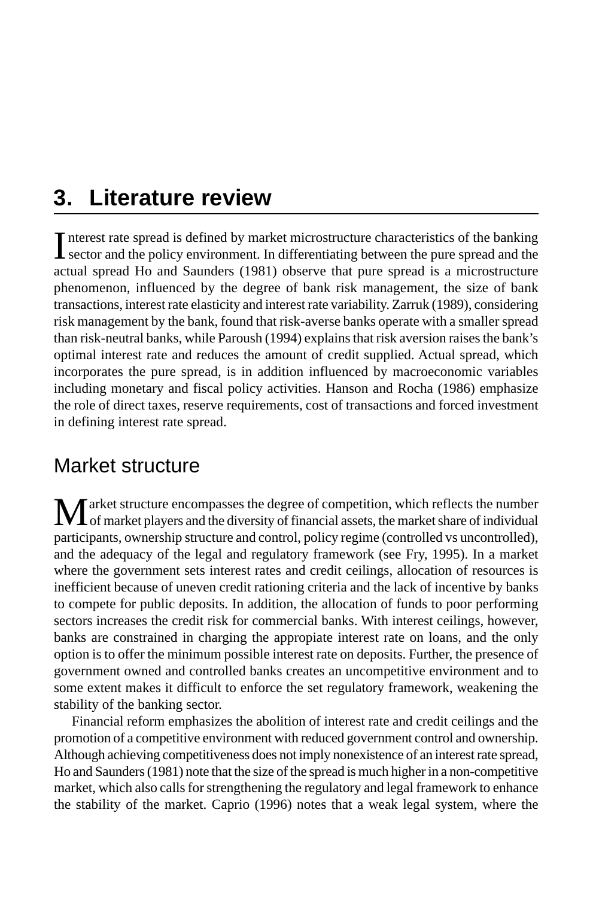# 3. Literature review

Interest rate spread is defined by market microstructure characteristics of the banking sector and the policy environment. In differentiating between the pure spread and the actual spread Ho and Saunders (1981) observe that pure spread is a microstructure phenomenon, influenced by the degree of bank risk management, the size of bank transactions, interest rate elasticity and interest rate variability. Zarruk (1989), considering risk management by the bank, found that risk-averse banks operate with a smaller spread than risk-neutral banks, while Paroush (1994) explains that risk aversion raises the bank's optimal interest rate and reduces the amount of credit supplied. Actual spread, which incorporates the pure spread, is in addition influenced by macroeconomic variables including monetary and fiscal policy activities. Hanson and Rocha (1986) emphasize the role of direct taxes, reserve requirements, cost of transactions and forced investment in defining interest rate spread.

## Market structure

Market structure encompasses the degree of competition, which reflects the number of market players and the diversity of financial assets, the market share of individual participants, ownership structure and control, policy regime (controlled vs uncontrolled), and the adequacy of the legal and regulatory framework (see Fry, 1995). In a market where the government sets interest rates and credit ceilings, allocation of resources is inefficient because of uneven credit rationing criteria and the lack of incentive by banks to compete for public deposits. In addition, the allocation of funds to poor performing sectors increases the credit risk for commercial banks. With interest ceilings, however, banks are constrained in charging the appropiate interest rate on loans, and the only option is to offer the minimum possible interest rate on deposits. Further, the presence of government owned and controlled banks creates an uncompetitive environment and to some extent makes it difficult to enforce the set regulatory framework, weakening the stability of the banking sector.

Financial reform emphasizes the abolition of interest rate and credit ceilings and the promotion of a competitive environment with reduced government control and ownership. Although achieving competitiveness does not imply nonexistence of an interest rate spread, Ho and Saunders (1981) note that the size of the spread is much higher in a non-competitive market, which also calls for strengthening the regulatory and legal framework to enhance the stability of the market. Caprio (1996) notes that a weak legal system, where the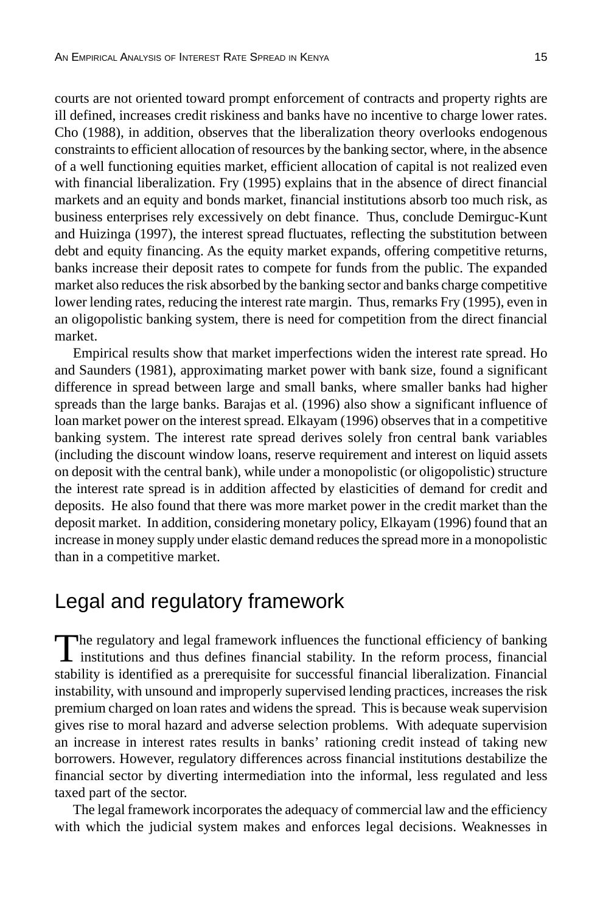courts are not oriented toward prompt enforcement of contracts and property rights are ill defined, increases credit riskiness and banks have no incentive to charge lower rates. Cho (1988), in addition, observes that the liberalization theory overlooks endogenous constraints to efficient allocation of resources by the banking sector, where, in the absence of a well functioning equities market, efficient allocation of capital is not realized even with financial liberalization. Fry (1995) explains that in the absence of direct financial markets and an equity and bonds market, financial institutions absorb too much risk, as business enterprises rely excessively on debt finance. Thus, conclude Demirguc-Kunt and Huizinga (1997), the interest spread fluctuates, reflecting the substitution between debt and equity financing. As the equity market expands, offering competitive returns, banks increase their deposit rates to compete for funds from the public. The expanded market also reduces the risk absorbed by the banking sector and banks charge competitive lower lending rates, reducing the interest rate margin. Thus, remarks Fry (1995), even in an oligopolistic banking system, there is need for competition from the direct financial market.

Empirical results show that market imperfections widen the interest rate spread. Ho and Saunders (1981), approximating market power with bank size, found a significant difference in spread between large and small banks, where smaller banks had higher spreads than the large banks. Barajas et al. (1996) also show a significant influence of loan market power on the interest spread. Elkayam (1996) observes that in a competitive banking system. The interest rate spread derives solely fron central bank variables (including the discount window loans, reserve requirement and interest on liquid assets on deposit with the central bank), while under a monopolistic (or oligopolistic) structure the interest rate spread is in addition affected by elasticities of demand for credit and deposits. He also found that there was more market power in the credit market than the deposit market. In addition, considering monetary policy, Elkayam (1996) found that an increase in money supply under elastic demand reduces the spread more in a monopolistic than in a competitive market.

## Legal and regulatory framework

The regulatory and legal framework influences the functional efficiency of banking institutions and thus defines financial stability. In the reform process, financial stability is identified as a prerequisite for successful financial liberalization. Financial instability, with unsound and improperly supervised lending practices, increases the risk premium charged on loan rates and widens the spread. This is because weak supervision gives rise to moral hazard and adverse selection problems. With adequate supervision an increase in interest rates results in banks' rationing credit instead of taking new borrowers. However, regulatory differences across financial institutions destabilize the financial sector by diverting intermediation into the informal, less regulated and less taxed part of the sector.

The legal framework incorporates the adequacy of commercial law and the efficiency with which the judicial system makes and enforces legal decisions. Weaknesses in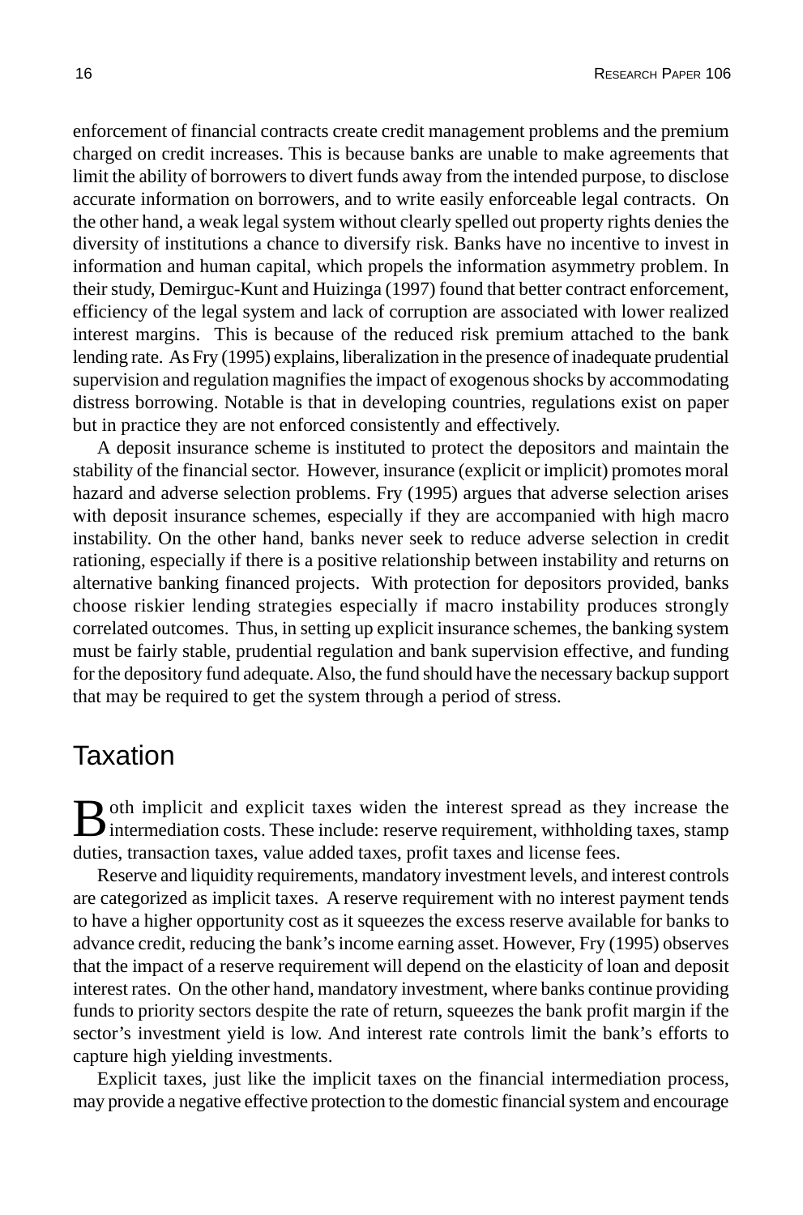enforcement of financial contracts create credit management problems and the premium charged on credit increases. This is because banks are unable to make agreements that limit the ability of borrowers to divert funds away from the intended purpose, to disclose accurate information on borrowers, and to write easily enforceable legal contracts. On the other hand, a weak legal system without clearly spelled out property rights denies the diversity of institutions a chance to diversify risk. Banks have no incentive to invest in information and human capital, which propels the information asymmetry problem. In their study, Demirguc-Kunt and Huizinga (1997) found that better contract enforcement, efficiency of the legal system and lack of corruption are associated with lower realized interest margins. This is because of the reduced risk premium attached to the bank lending rate. As Fry (1995) explains, liberalization in the presence of inadequate prudential supervision and regulation magnifies the impact of exogenous shocks by accommodating distress borrowing. Notable is that in developing countries, regulations exist on paper but in practice they are not enforced consistently and effectively.

A deposit insurance scheme is instituted to protect the depositors and maintain the stability of the financial sector. However, insurance (explicit or implicit) promotes moral hazard and adverse selection problems. Fry (1995) argues that adverse selection arises with deposit insurance schemes, especially if they are accompanied with high macro instability. On the other hand, banks never seek to reduce adverse selection in credit rationing, especially if there is a positive relationship between instability and returns on alternative banking financed projects. With protection for depositors provided, banks choose riskier lending strategies especially if macro instability produces strongly correlated outcomes. Thus, in setting up explicit insurance schemes, the banking system must be fairly stable, prudential regulation and bank supervision effective, and funding for the depository fund adequate. Also, the fund should have the necessary backup support that may be required to get the system through a period of stress.

## Taxation

Both implicit and explicit taxes widen the interest spread as they increase the intermediation costs. These include: reserve requirement, withholding taxes, stamp duties, transaction taxes, value added taxes, profit taxes and license fees.

Reserve and liquidity requirements, mandatory investment levels, and interest controls are categorized as implicit taxes. A reserve requirement with no interest payment tends to have a higher opportunity cost as it squeezes the excess reserve available for banks to advance credit, reducing the bank's income earning asset. However, Fry (1995) observes that the impact of a reserve requirement will depend on the elasticity of loan and deposit interest rates. On the other hand, mandatory investment, where banks continue providing funds to priority sectors despite the rate of return, squeezes the bank profit margin if the sector's investment yield is low. And interest rate controls limit the bank's efforts to capture high yielding investments.

Explicit taxes, just like the implicit taxes on the financial intermediation process, may provide a negative effective protection to the domestic financial system and encourage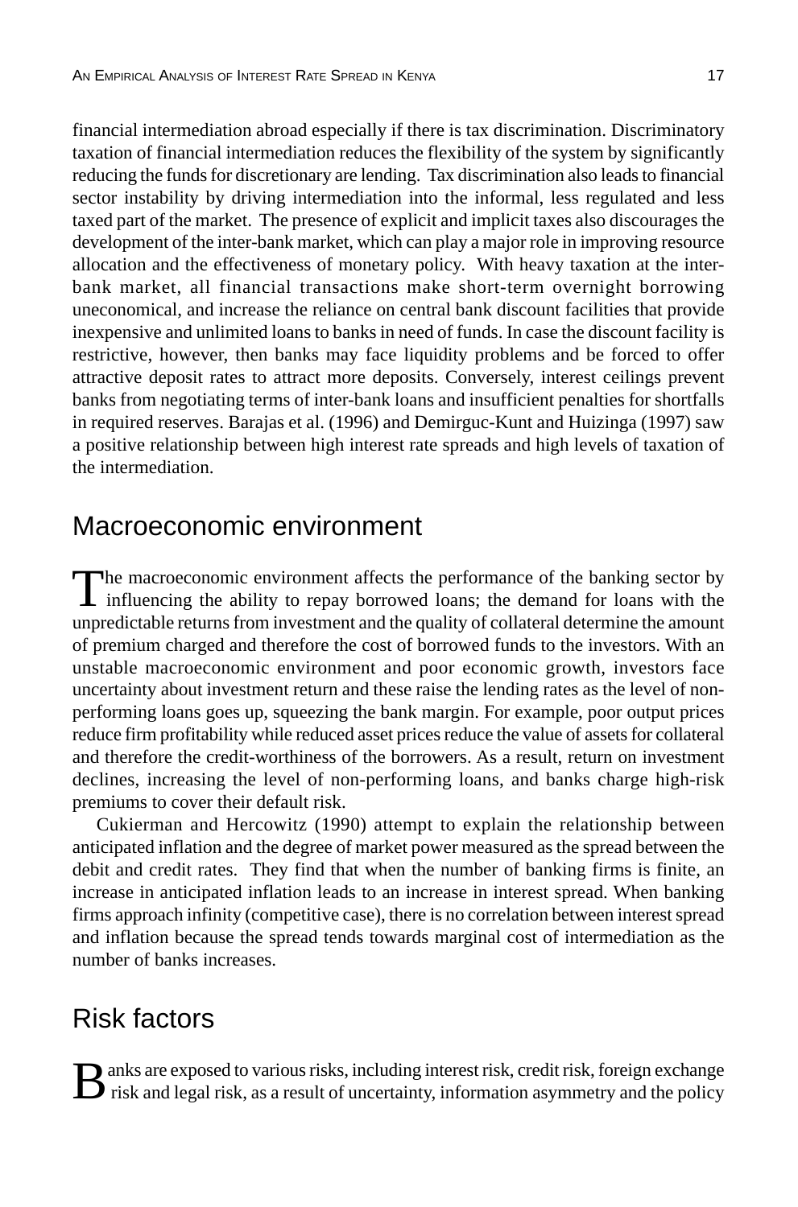financial intermediation abroad especially if there is tax discrimination. Discriminatory taxation of financial intermediation reduces the flexibility of the system by significantly reducing the funds for discretionary are lending. Tax discrimination also leads to financial sector instability by driving intermediation into the informal, less regulated and less taxed part of the market. The presence of explicit and implicit taxes also discourages the development of the inter-bank market, which can play a major role in improving resource allocation and the effectiveness of monetary policy. With heavy taxation at the inter-bank market, all financial transactions make short-term overnight borrowing uneconomical, and increase the reliance on central bank discount facilities that provide inexpensive and unlimited loans to banks in need of funds. In case the discount facility is restrictive, however, then banks may face liquidity problems and be forced to offer attractive deposit rates to attract more deposits. Conversely, interest ceilings prevent banks from negotiating terms of inter-bank loans and insufficient penalties for shortfalls in required reserves. Barajas et al. (1996) and Demirguc-Kunt and Huizinga (1997) saw a positive relationship between high interest rate spreads and high levels of taxation of the intermediation.

## Macroeconomic environment

The macroeconomic environment affects the performance of the banking sector by influencing the ability to repay borrowed loans; the demand for loans with the unpredictable returns from investment and the quality of collateral determine the amount of premium charged and therefore the cost of borrowed funds to the investors. With an unstable macroeconomic environment and poor economic growth, investors face uncertainty about investment return and these raise the lending rates as the level of non-performing loans goes up, squeezing the bank margin. For example, poor output prices reduce firm profitability while reduced asset prices reduce the value of assets for collateral and therefore the credit-worthiness of the borrowers. As a result, return on investment declines, increasing the level of non-performing loans, and banks charge high-risk premiums to cover their default risk.

Cukierman and Hercowitz (1990) attempt to explain the relationship between anticipated inflation and the degree of market power measured as the spread between the debit and credit rates. They find that when the number of banking firms is finite, an increase in anticipated inflation leads to an increase in interest spread. When banking firms approach infinity (competitive case), there is no correlation between interest spread and inflation because the spread tends towards marginal cost of intermediation as the number of banks increases.

## Risk factors

Banks are exposed to various risks, including interest risk, credit risk, foreign exchange risk and legal risk, as a result of uncertainty, information asymmetry and the policy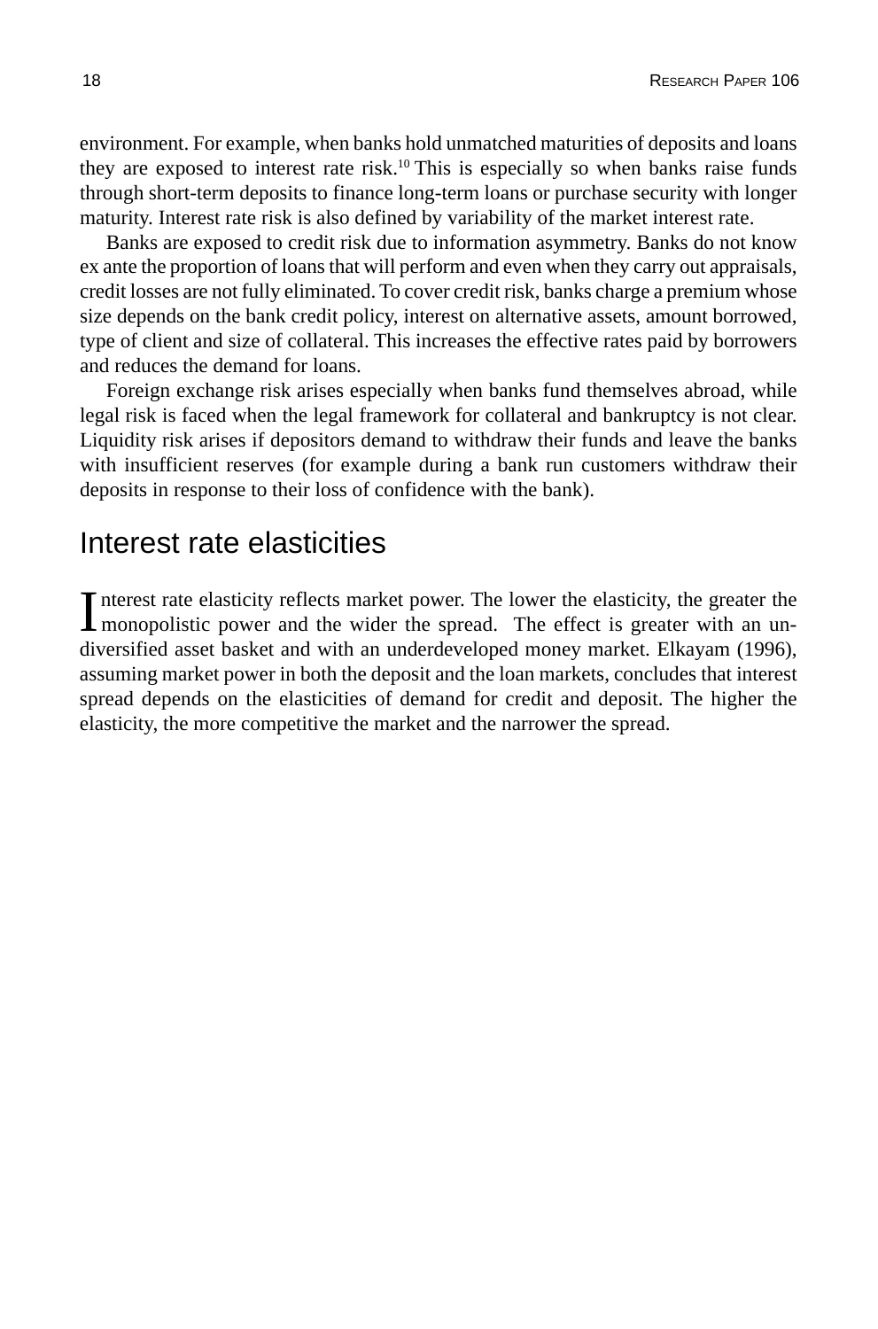environment. For example, when banks hold unmatched maturities of deposits and loans they are exposed to interest rate risk.[10] This is especially so when banks raise funds through short-term deposits to finance long-term loans or purchase security with longer maturity. Interest rate risk is also defined by variability of the market interest rate.

Banks are exposed to credit risk due to information asymmetry. Banks do not know ex ante the proportion of loans that will perform and even when they carry out appraisals, credit losses are not fully eliminated. To cover credit risk, banks charge a premium whose size depends on the bank credit policy, interest on alternative assets, amount borrowed, type of client and size of collateral. This increases the effective rates paid by borrowers and reduces the demand for loans.

Foreign exchange risk arises especially when banks fund themselves abroad, while legal risk is faced when the legal framework for collateral and bankruptcy is not clear. Liquidity risk arises if depositors demand to withdraw their funds and leave the banks with insufficient reserves (for example during a bank run customers withdraw their deposits in response to their loss of confidence with the bank).

## Interest rate elasticities

Interest rate elasticity reflects market power. The lower the elasticity, the greater the monopolistic power and the wider the spread. The effect is greater with an undiversified asset basket and with an underdeveloped money market. Elkayam (1996), assuming market power in both the deposit and the loan markets, concludes that interest spread depends on the elasticities of demand for credit and deposit. The higher the elasticity, the more competitive the market and the narrower the spread.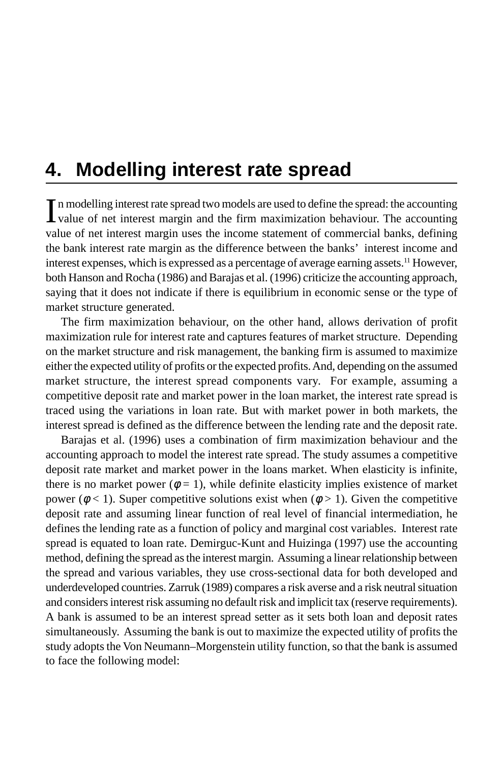# 4. Modelling interest rate spread

In modelling interest rate spread two models are used to define the spread: the accounting value of net interest margin and the firm maximization behaviour. The accounting value of net interest margin uses the income statement of commercial banks, defining the bank interest rate margin as the difference between the banks' interest income and interest expenses, which is expressed as a percentage of average earning assets.[11] However, both Hanson and Rocha (1986) and Barajas et al. (1996) criticize the accounting approach, saying that it does not indicate if there is equilibrium in economic sense or the type of market structure generated.

The firm maximization behaviour, on the other hand, allows derivation of profit maximization rule for interest rate and captures features of market structure. Depending on the market structure and risk management, the banking firm is assumed to maximize either the expected utility of profits or the expected profits. And, depending on the assumed market structure, the interest spread components vary. For example, assuming a competitive deposit rate and market power in the loan market, the interest rate spread is traced using the variations in loan rate. But with market power in both markets, the interest spread is defined as the difference between the lending rate and the deposit rate.

Barajas et al. (1996) uses a combination of firm maximization behaviour and the accounting approach to model the interest rate spread. The study assumes a competitive deposit rate market and market power in the loans market. When elasticity is infinite, there is no market power ($\phi = 1$), while definite elasticity implies existence of market power ($\phi < 1$). Super competitive solutions exist when ($\phi > 1$). Given the competitive deposit rate and assuming linear function of real level of financial intermediation, he defines the lending rate as a function of policy and marginal cost variables. Interest rate spread is equated to loan rate. Demirguc-Kunt and Huizinga (1997) use the accounting method, defining the spread as the interest margin. Assuming a linear relationship between the spread and various variables, they use cross-sectional data for both developed and underdeveloped countries. Zarruk (1989) compares a risk averse and a risk neutral situation and considers interest risk assuming no default risk and implicit tax (reserve requirements). A bank is assumed to be an interest spread setter as it sets both loan and deposit rates simultaneously. Assuming the bank is out to maximize the expected utility of profits the study adopts the Von Neumann–Morgenstein utility function, so that the bank is assumed to face the following model: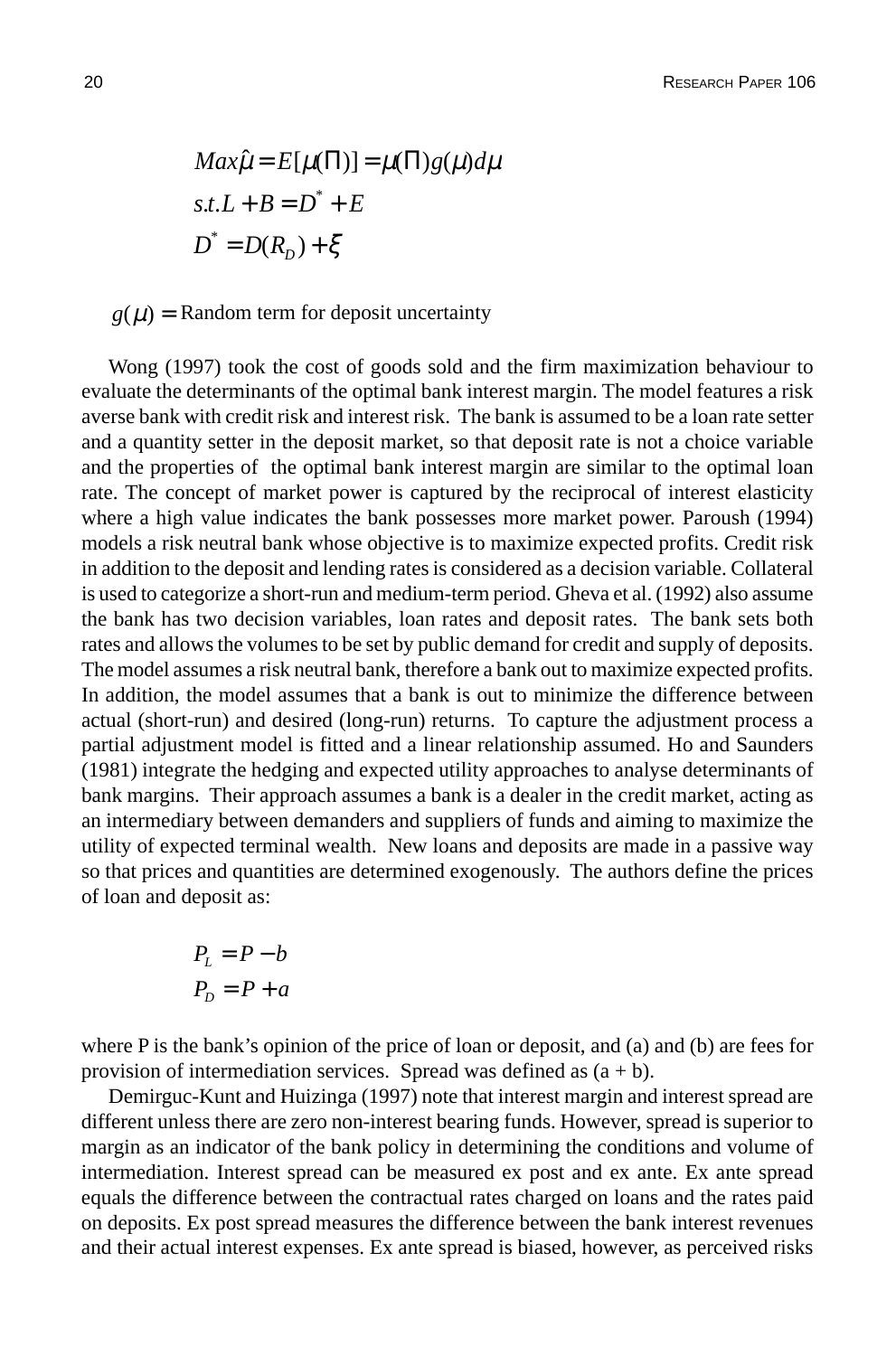$$Max\hat{\mu} = E[\mu(\Pi)] = \mu(\Pi)g(\mu)d\mu$$
$$s.t. L + B = D^{*} + E$$
$$D^{*} = D(R_D) + \xi$$

$g(\mu) =$ Random term for deposit uncertainty

Wong (1997) took the cost of goods sold and the firm maximization behaviour to evaluate the determinants of the optimal bank interest margin. The model features a risk averse bank with credit risk and interest risk. The bank is assumed to be a loan rate setter and a quantity setter in the deposit market, so that deposit rate is not a choice variable and the properties of the optimal bank interest margin are similar to the optimal loan rate. The concept of market power is captured by the reciprocal of interest elasticity where a high value indicates the bank possesses more market power. Paroush (1994) models a risk neutral bank whose objective is to maximize expected profits. Credit risk in addition to the deposit and lending rates is considered as a decision variable. Collateral is used to categorize a short-run and medium-term period. Gheva et al. (1992) also assume the bank has two decision variables, loan rates and deposit rates. The bank sets both rates and allows the volumes to be set by public demand for credit and supply of deposits. The model assumes a risk neutral bank, therefore a bank out to maximize expected profits. In addition, the model assumes that a bank is out to minimize the difference between actual (short-run) and desired (long-run) returns. To capture the adjustment process a partial adjustment model is fitted and a linear relationship assumed. Ho and Saunders (1981) integrate the hedging and expected utility approaches to analyse determinants of bank margins. Their approach assumes a bank is a dealer in the credit market, acting as an intermediary between demanders and suppliers of funds and aiming to maximize the utility of expected terminal wealth. New loans and deposits are made in a passive way so that prices and quantities are determined exogenously. The authors define the prices of loan and deposit as:

$$P_L = P - b$$
$$P_D = P + a$$

where P is the bank's opinion of the price of loan or deposit, and (a) and (b) are fees for provision of intermediation services. Spread was defined as (a + b).

Demirguc-Kunt and Huizinga (1997) note that interest margin and interest spread are different unless there are zero non-interest bearing funds. However, spread is superior to margin as an indicator of the bank policy in determining the conditions and volume of intermediation. Interest spread can be measured ex post and ex ante. Ex ante spread equals the difference between the contractual rates charged on loans and the rates paid on deposits. Ex post spread measures the difference between the bank interest revenues and their actual interest expenses. Ex ante spread is biased, however, as perceived risks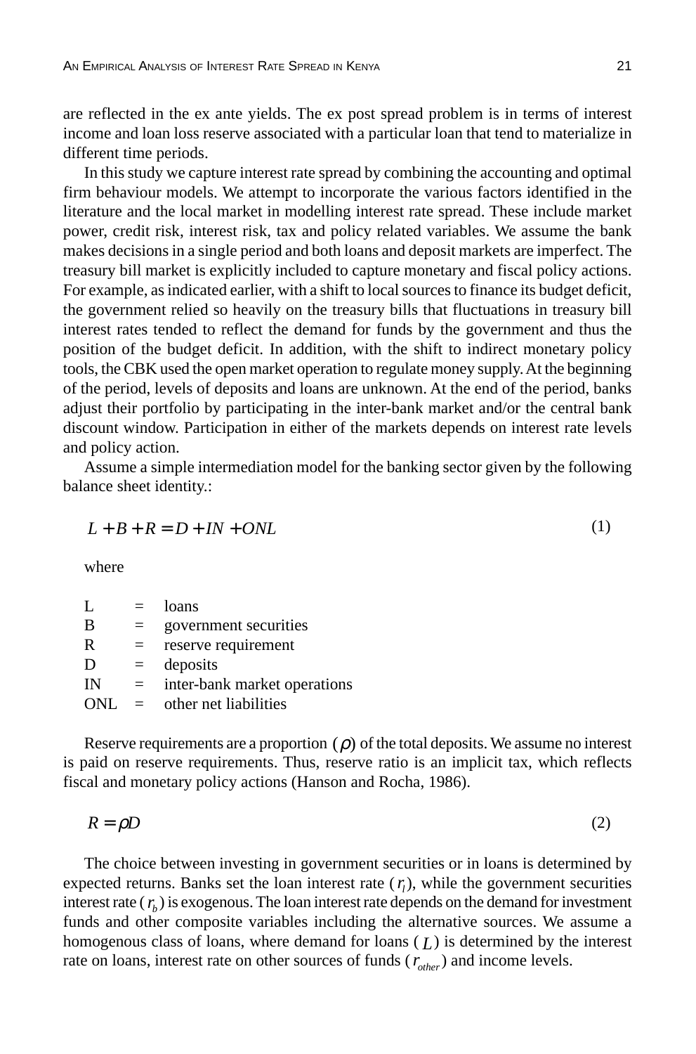are reflected in the ex ante yields. The ex post spread problem is in terms of interest income and loan loss reserve associated with a particular loan that tend to materialize in different time periods.

In this study we capture interest rate spread by combining the accounting and optimal firm behaviour models. We attempt to incorporate the various factors identified in the literature and the local market in modelling interest rate spread. These include market power, credit risk, interest risk, tax and policy related variables. We assume the bank makes decisions in a single period and both loans and deposit markets are imperfect. The treasury bill market is explicitly included to capture monetary and fiscal policy actions. For example, as indicated earlier, with a shift to local sources to finance its budget deficit, the government relied so heavily on the treasury bills that fluctuations in treasury bill interest rates tended to reflect the demand for funds by the government and thus the position of the budget deficit. In addition, with the shift to indirect monetary policy tools, the CBK used the open market operation to regulate money supply. At the beginning of the period, levels of deposits and loans are unknown. At the end of the period, banks adjust their portfolio by participating in the inter-bank market and/or the central bank discount window. Participation in either of the markets depends on interest rate levels and policy action.

Assume a simple intermediation model for the banking sector given by the following balance sheet identity.:

$$L + B + R = D + IN + ONL \tag{1}$$

where

| | | |
|---|---|---|
| L | = | loans |
| B | = | government securities |
| R | = | reserve requirement |
| D | = | deposits |
| IN | = | inter-bank market operations |
| ONL | = | other net liabilities |

Reserve requirements are a proportion $(\rho)$ of the total deposits. We assume no interest is paid on reserve requirements. Thus, reserve ratio is an implicit tax, which reflects fiscal and monetary policy actions (Hanson and Rocha, 1986).

$$R = \rho D \tag{2}$$

The choice between investing in government securities or in loans is determined by expected returns. Banks set the loan interest rate $(r_l)$, while the government securities interest rate $(r_b)$ is exogenous. The loan interest rate depends on the demand for investment funds and other composite variables including the alternative sources. We assume a homogenous class of loans, where demand for loans $(L)$ is determined by the interest rate on loans, interest rate on other sources of funds $(r_{other})$ and income levels.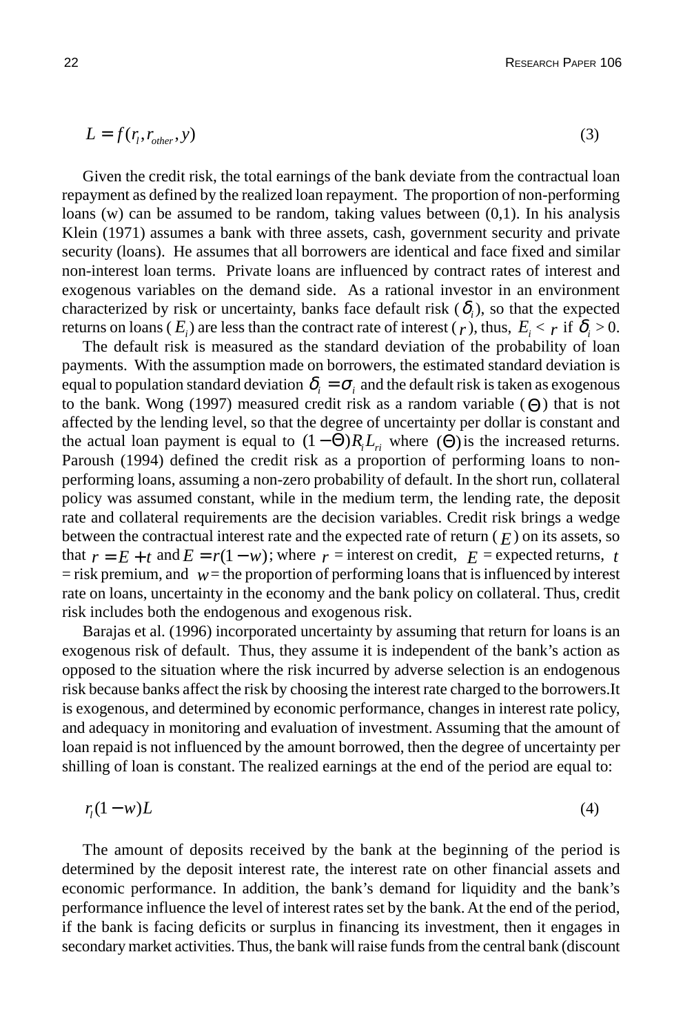$$L = f(r_l, r_{other}, y) \tag{3}$$

Given the credit risk, the total earnings of the bank deviate from the contractual loan repayment as defined by the realized loan repayment. The proportion of non-performing loans (w) can be assumed to be random, taking values between (0,1). In his analysis Klein (1971) assumes a bank with three assets, cash, government security and private security (loans). He assumes that all borrowers are identical and face fixed and similar non-interest loan terms. Private loans are influenced by contract rates of interest and exogenous variables on the demand side. As a rational investor in an environment characterized by risk or uncertainty, banks face default risk ($\delta_i$), so that the expected returns on loans ($E_i$) are less than the contract rate of interest ($r$), thus, $E_i < r$ if $\delta_i > 0$.

The default risk is measured as the standard deviation of the probability of loan payments. With the assumption made on borrowers, the estimated standard deviation is equal to population standard deviation $\delta_i = \sigma_i$ and the default risk is taken as exogenous to the bank. Wong (1997) measured credit risk as a random variable ($\Theta$) that is not affected by the lending level, so that the degree of uncertainty per dollar is constant and the actual loan payment is equal to $(1-\Theta)R_l L_{ri}$ where $(\Theta)$ is the increased returns. Paroush (1994) defined the credit risk as a proportion of performing loans to non-performing loans, assuming a non-zero probability of default. In the short run, collateral policy was assumed constant, while in the medium term, the lending rate, the deposit rate and collateral requirements are the decision variables. Credit risk brings a wedge between the contractual interest rate and the expected rate of return ($E$) on its assets, so that $r = E + t$ and $E = r(1-w)$; where $r$ = interest on credit, $E$ = expected returns, $t$ = risk premium, and $w$ = the proportion of performing loans that is influenced by interest rate on loans, uncertainty in the economy and the bank policy on collateral. Thus, credit risk includes both the endogenous and exogenous risk.

Barajas et al. (1996) incorporated uncertainty by assuming that return for loans is an exogenous risk of default. Thus, they assume it is independent of the bank's action as opposed to the situation where the risk incurred by adverse selection is an endogenous risk because banks affect the risk by choosing the interest rate charged to the borrowers.It is exogenous, and determined by economic performance, changes in interest rate policy, and adequacy in monitoring and evaluation of investment. Assuming that the amount of loan repaid is not influenced by the amount borrowed, then the degree of uncertainty per shilling of loan is constant. The realized earnings at the end of the period are equal to:

$$r_l(1-w)L \tag{4}$$

The amount of deposits received by the bank at the beginning of the period is determined by the deposit interest rate, the interest rate on other financial assets and economic performance. In addition, the bank's demand for liquidity and the bank's performance influence the level of interest rates set by the bank. At the end of the period, if the bank is facing deficits or surplus in financing its investment, then it engages in secondary market activities. Thus, the bank will raise funds from the central bank (discount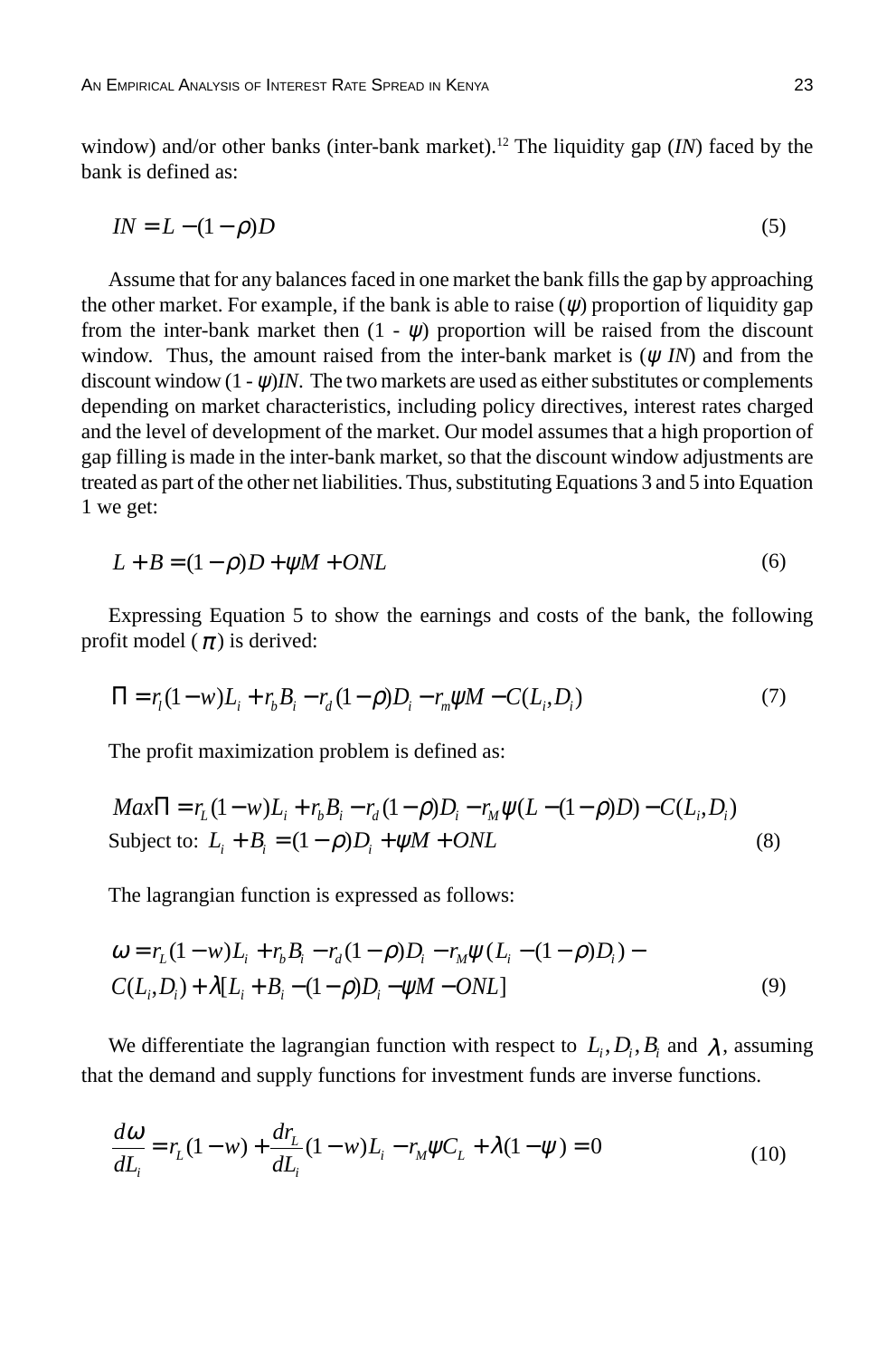window) and/or other banks (inter-bank market).[12] The liquidity gap (*IN*) faced by the bank is defined as:

$$IN = L - (1-\rho)D \tag{5}$$

Assume that for any balances faced in one market the bank fills the gap by approaching the other market. For example, if the bank is able to raise ($\psi$) proportion of liquidity gap from the inter-bank market then (1 - $\psi$) proportion will be raised from the discount window. Thus, the amount raised from the inter-bank market is ($\psi$ *IN*) and from the discount window (1 - $\psi$)*IN*. The two markets are used as either substitutes or complements depending on market characteristics, including policy directives, interest rates charged and the level of development of the market. Our model assumes that a high proportion of gap filling is made in the inter-bank market, so that the discount window adjustments are treated as part of the other net liabilities. Thus, substituting Equations 3 and 5 into Equation 1 we get:

$$L + B = (1-\rho)D + \psi M + ONL \tag{6}$$

Expressing Equation 5 to show the earnings and costs of the bank, the following profit model ($\pi$) is derived:

$$\Pi = r_l(1-w)L_i + r_b B_i - r_d(1-\rho)D_i - r_m \psi M - C(L_i, D_i) \tag{7}$$

The profit maximization problem is defined as:

$$Max\Pi = r_L(1-w)L_i + r_b B_i - r_d(1-\rho)D_i - r_M \psi(L-(1-\rho)D) - C(L_i, D_i)$$

Subject to: $L_i + B_i = (1-\rho)D_i + \psi M + ONL$ (8)

The lagrangian function is expressed as follows:

$$\omega = r_L(1-w)L_i + r_b B_i - r_d(1-\rho)D_i - r_M \psi(L_i - (1-\rho)D_i) - C(L_i, D_i) + \lambda[L_i + B_i - (1-\rho)D_i - \psi M - ONL] \tag{9}$$

We differentiate the lagrangian function with respect to $L_i, D_i, B_i$ and $\lambda$, assuming that the demand and supply functions for investment funds are inverse functions.

$$\frac{d\omega}{dL_i} = r_L(1-w) + \frac{dr_L}{dL_i}(1-w)L_i - r_M \psi C_L + \lambda(1-\psi) = 0 \tag{10}$$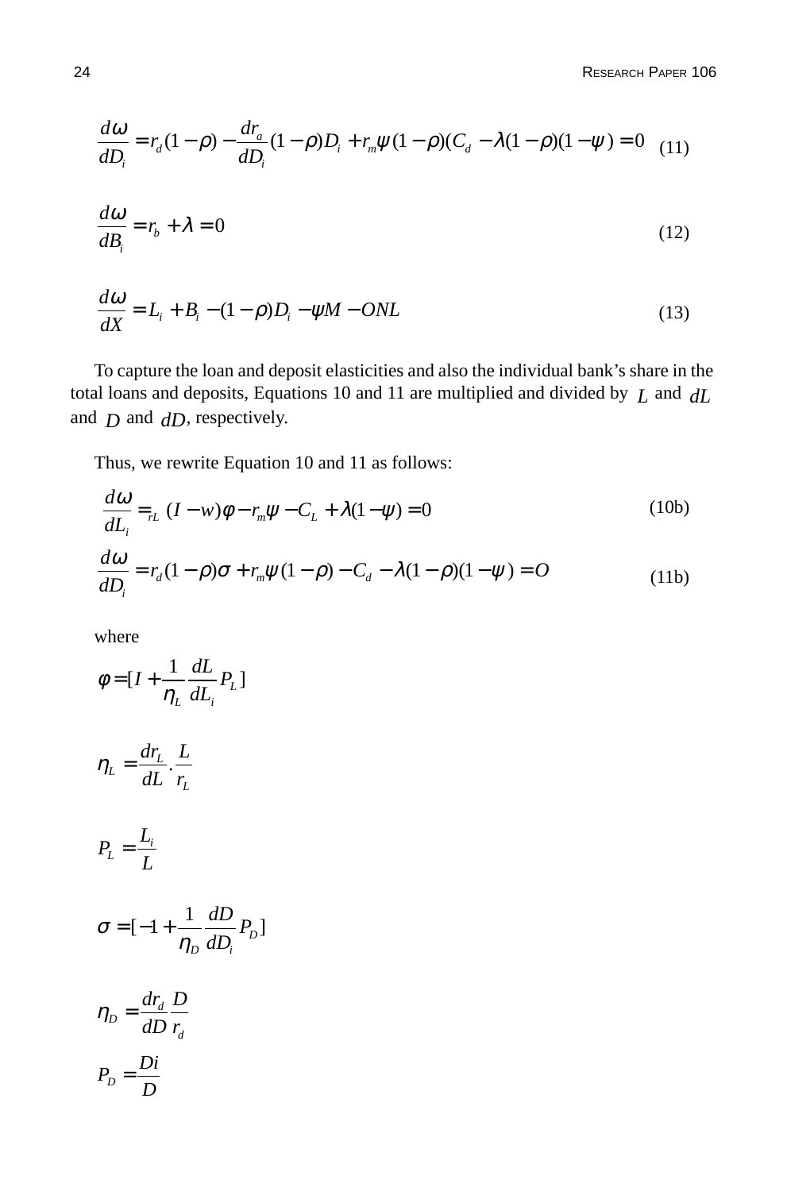$$\frac{d\omega}{dD_i} = r_d(1-\rho) - \frac{dr_a}{dD_i}(1-\rho)D_i + r_m\psi(1-\rho)(C_d - \lambda(1-\rho)(1-\psi) = 0 \quad (11)$$

$$\frac{d\omega}{dB_i} = r_b + \lambda = 0 \quad (12)$$

$$\frac{d\omega}{dX} = L_i + B_i - (1-\rho)D_i - \psi M - ONL \quad (13)$$

To capture the loan and deposit elasticities and also the individual bank's share in the total loans and deposits, Equations 10 and 11 are multiplied and divided by $L$ and $dL$ and $D$ and $dD$, respectively.

Thus, we rewrite Equation 10 and 11 as follows:

$$\frac{d\omega}{dL_i} =_{rL} (I - w)\phi - r_m\psi - C_L + \lambda(1-\psi) = 0 \quad (10b)$$

$$\frac{d\omega}{dD_i} = r_d(1-\rho)\sigma + r_m\psi(1-\rho) - C_d - \lambda(1-\rho)(1-\psi) = O \quad (11b)$$

where

$$\phi = [I + \frac{1}{\eta_L}\frac{dL}{dL_i}P_L]$$

$$\eta_L = \frac{dr_L}{dL}.\frac{L}{r_L}$$

$$P_L = \frac{L_i}{L}$$

$$\sigma = [-1 + \frac{1}{\eta_D}\frac{dD}{dD_i}P_D]$$

$$\eta_D = \frac{dr_d}{dD}\frac{D}{r_d}$$

$$P_D = \frac{Di}{D}$$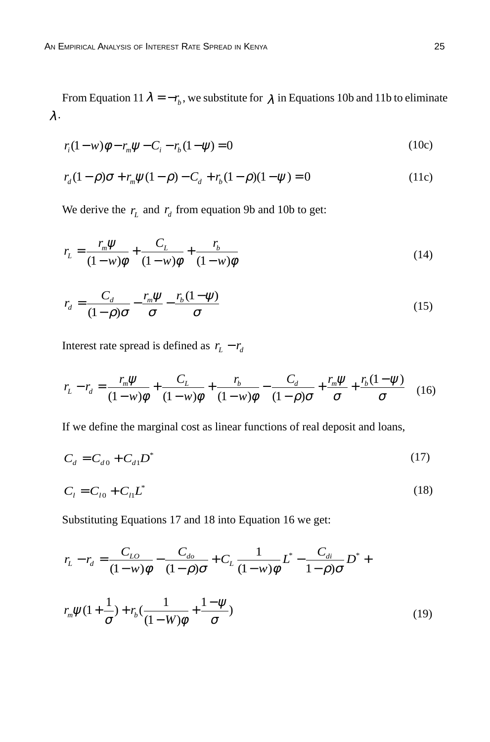From Equation 11 $\lambda = -r_b$, we substitute for $\lambda$ in Equations 10b and 11b to eliminate $\lambda$.

$$r_i(1-w)\phi - r_m\psi - C_i - r_b(1-\psi) = 0 \tag{10c}$$

$$r_d(1-\rho)\sigma + r_m\psi(1-\rho) - C_d + r_b(1-\rho)(1-\psi) = 0 \tag{11c}$$

We derive the $r_L$ and $r_d$ from equation 9b and 10b to get:

$$r_L = \frac{r_m\psi}{(1-w)\phi} + \frac{C_L}{(1-w)\phi} + \frac{r_b}{(1-w)\phi} \tag{14}$$

$$r_d = \frac{C_d}{(1-\rho)\sigma} - \frac{r_m\psi}{\sigma} - \frac{r_b(1-\psi)}{\sigma} \tag{15}$$

Interest rate spread is defined as $r_L - r_d$

$$r_L - r_d = \frac{r_m\psi}{(1-w)\phi} + \frac{C_L}{(1-w)\phi} + \frac{r_b}{(1-w)\phi} - \frac{C_d}{(1-\rho)\sigma} + \frac{r_m\psi}{\sigma} + \frac{r_b(1-\psi)}{\sigma} \tag{16}$$

If we define the marginal cost as linear functions of real deposit and loans,

$$C_d = C_{d0} + C_{d1}D^* \tag{17}$$

$$C_l = C_{l0} + C_{l1}L^* \tag{18}$$

Substituting Equations 17 and 18 into Equation 16 we get:

$$r_L - r_d = \frac{C_{LO}}{(1-w)\phi} - \frac{C_{do}}{(1-\rho)\sigma} + C_L\frac{1}{(1-w)\phi}L^* - \frac{C_{di}}{1-\rho)\sigma}D^* +$$

$$r_m\psi(1+\frac{1}{\sigma}) + r_b(\frac{1}{(1-W)\phi} + \frac{1-\psi}{\sigma}) \tag{19}$$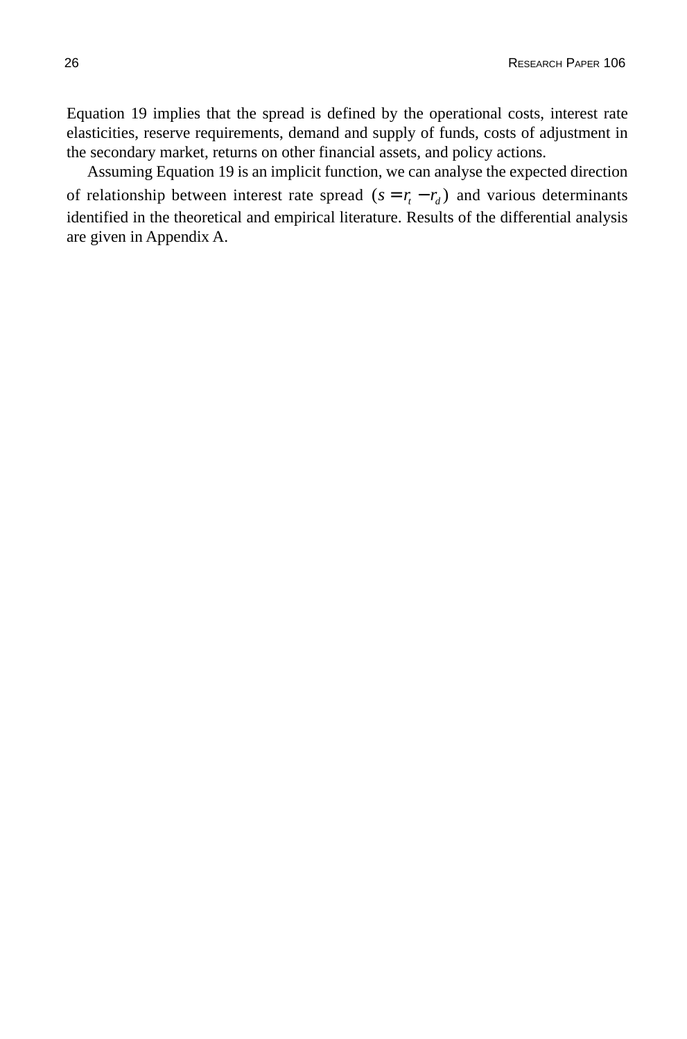Equation 19 implies that the spread is defined by the operational costs, interest rate elasticities, reserve requirements, demand and supply of funds, costs of adjustment in the secondary market, returns on other financial assets, and policy actions.

Assuming Equation 19 is an implicit function, we can analyse the expected direction of relationship between interest rate spread $(s = r_l - r_d)$ and various determinants identified in the theoretical and empirical literature. Results of the differential analysis are given in Appendix A.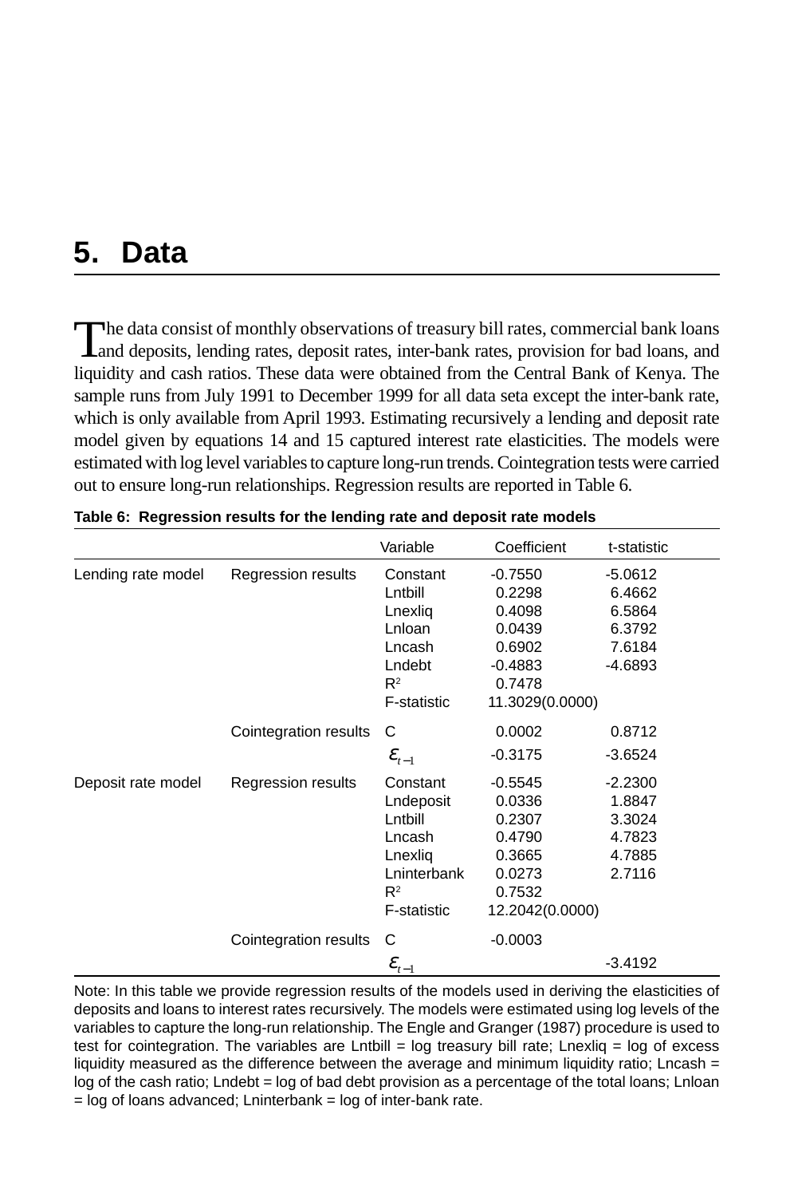# 5. Data

The data consist of monthly observations of treasury bill rates, commercial bank loans and deposits, lending rates, deposit rates, inter-bank rates, provision for bad loans, and liquidity and cash ratios. These data were obtained from the Central Bank of Kenya. The sample runs from July 1991 to December 1999 for all data seta except the inter-bank rate, which is only available from April 1993. Estimating recursively a lending and deposit rate model given by equations 14 and 15 captured interest rate elasticities. The models were estimated with log level variables to capture long-run trends. Cointegration tests were carried out to ensure long-run relationships. Regression results are reported in Table 6.

**Table 6: Regression results for the lending rate and deposit rate models**

| | | Variable | Coefficient | t-statistic |
|---|---|---|---|---|
| Lending rate model | Regression results | Constant | -0.7550 | -5.0612 |
| | | Lntbill | 0.2298 | 6.4662 |
| | | Lnexliq | 0.4098 | 6.5864 |
| | | Lnloan | 0.0439 | 6.3792 |
| | | Lncash | 0.6902 | 7.6184 |
| | | Lndebt | -0.4883 | -4.6893 |
| | | $R^2$ | 0.7478 | |
| | | F-statistic | 11.3029(0.0000) | |
| | Cointegration results | C | 0.0002 | 0.8712 |
| | | $\varepsilon_{t-1}$ | -0.3175 | -3.6524 |
| Deposit rate model | Regression results | Constant | -0.5545 | -2.2300 |
| | | Lndeposit | 0.0336 | 1.8847 |
| | | Lntbill | 0.2307 | 3.3024 |
| | | Lncash | 0.4790 | 4.7823 |
| | | Lnexliq | 0.3665 | 4.7885 |
| | | Lninterbank | 0.0273 | 2.7116 |
| | | $R^2$ | 0.7532 | |
| | | F-statistic | 12.2042(0.0000) | |
| | Cointegration results | C | -0.0003 | |
| | | $\varepsilon_{t-1}$ | | -3.4192 |

Note: In this table we provide regression results of the models used in deriving the elasticities of deposits and loans to interest rates recursively. The models were estimated using log levels of the variables to capture the long-run relationship. The Engle and Granger (1987) procedure is used to test for cointegration. The variables are Lntbill = log treasury bill rate; Lnexliq = log of excess liquidity measured as the difference between the average and minimum liquidity ratio; Lncash = log of the cash ratio; Lndebt = log of bad debt provision as a percentage of the total loans; Lnloan = log of loans advanced; Lninterbank = log of inter-bank rate.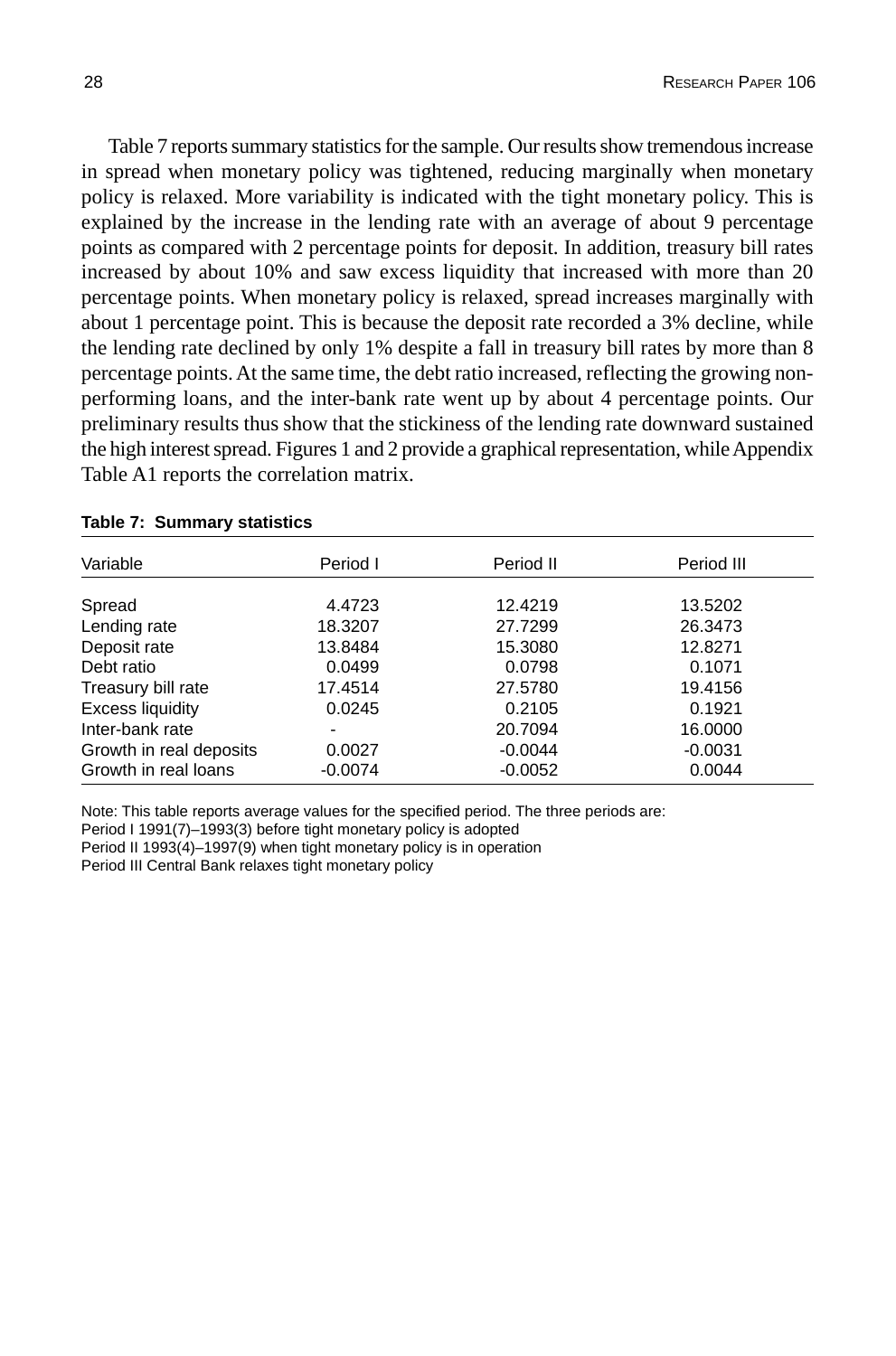Table 7 reports summary statistics for the sample. Our results show tremendous increase in spread when monetary policy was tightened, reducing marginally when monetary policy is relaxed. More variability is indicated with the tight monetary policy. This is explained by the increase in the lending rate with an average of about 9 percentage points as compared with 2 percentage points for deposit. In addition, treasury bill rates increased by about 10% and saw excess liquidity that increased with more than 20 percentage points. When monetary policy is relaxed, spread increases marginally with about 1 percentage point. This is because the deposit rate recorded a 3% decline, while the lending rate declined by only 1% despite a fall in treasury bill rates by more than 8 percentage points. At the same time, the debt ratio increased, reflecting the growing non-performing loans, and the inter-bank rate went up by about 4 percentage points. Our preliminary results thus show that the stickiness of the lending rate downward sustained the high interest spread. Figures 1 and 2 provide a graphical representation, while Appendix Table A1 reports the correlation matrix.

**Table 7: Summary statistics**

| Variable | Period I | Period II | Period III |
|---|---|---|---|
| Spread | 4.4723 | 12.4219 | 13.5202 |
| Lending rate | 18.3207 | 27.7299 | 26.3473 |
| Deposit rate | 13.8484 | 15.3080 | 12.8271 |
| Debt ratio | 0.0499 | 0.0798 | 0.1071 |
| Treasury bill rate | 17.4514 | 27.5780 | 19.4156 |
| Excess liquidity | 0.0245 | 0.2105 | 0.1921 |
| Inter-bank rate | - | 20.7094 | 16.0000 |
| Growth in real deposits | 0.0027 | -0.0044 | -0.0031 |
| Growth in real loans | -0.0074 | -0.0052 | 0.0044 |

Note: This table reports average values for the specified period. The three periods are:
Period I 1991(7)–1993(3) before tight monetary policy is adopted
Period II 1993(4)–1997(9) when tight monetary policy is in operation
Period III Central Bank relaxes tight monetary policy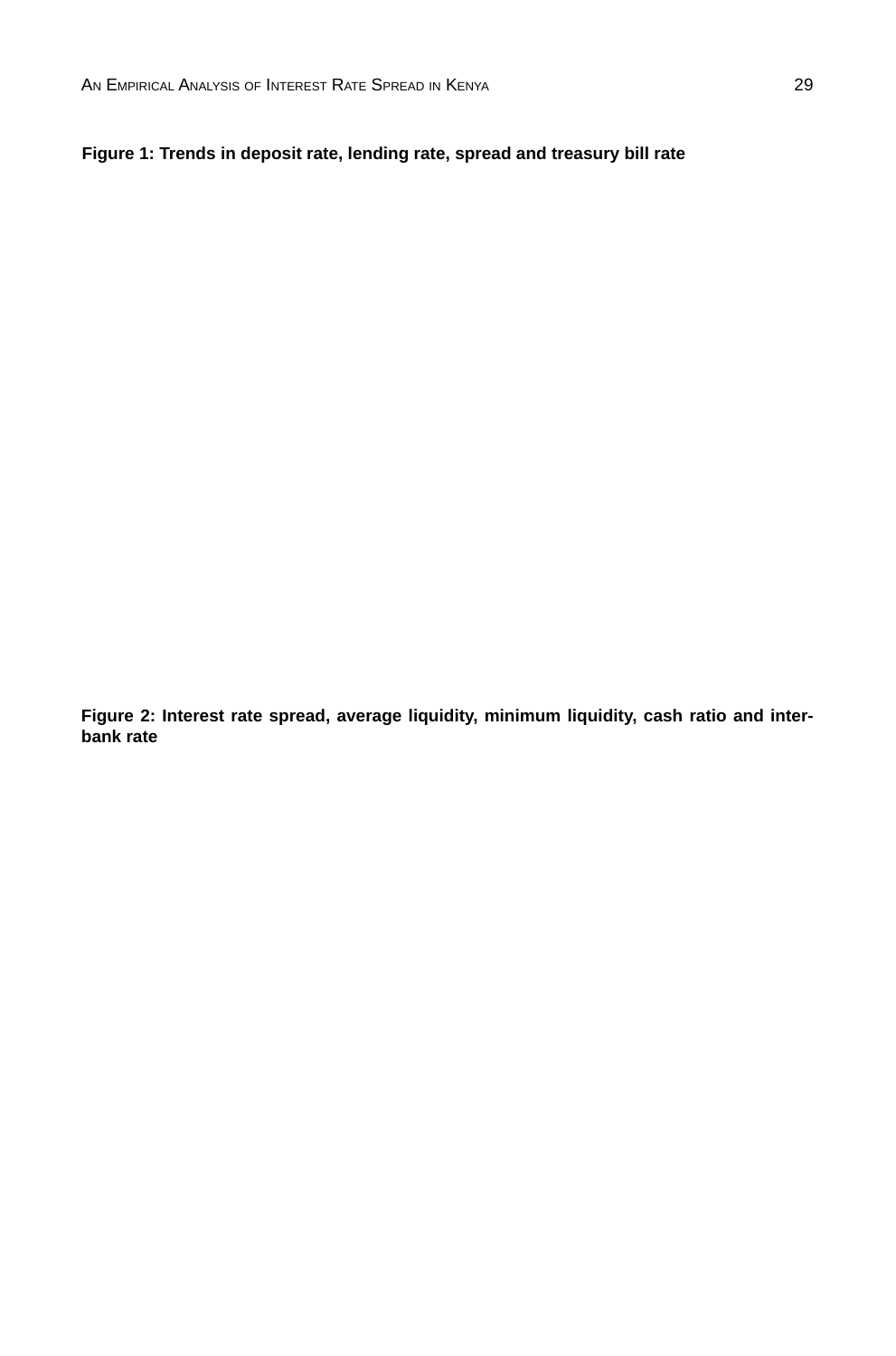**Figure 1: Trends in deposit rate, lending rate, spread and treasury bill rate**

**Figure 2: Interest rate spread, average liquidity, minimum liquidity, cash ratio and inter-bank rate**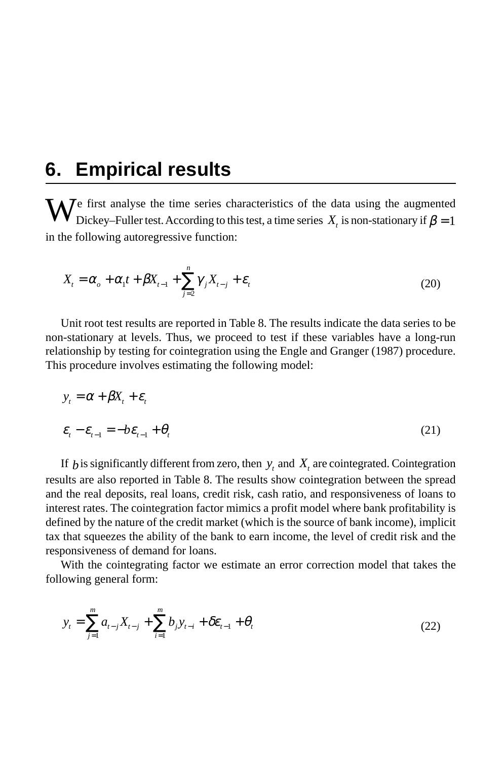## 6. Empirical results

We first analyse the time series characteristics of the data using the augmented Dickey–Fuller test. According to this test, a time series $X_t$ is non-stationary if $\beta = 1$ in the following autoregressive function:

$$X_t = \alpha_o + \alpha_1 t + \beta X_{t-1} + \sum_{j=2}^{n} \gamma_j X_{t-j} + \varepsilon_t \qquad (20)$$

Unit root test results are reported in Table 8. The results indicate the data series to be non-stationary at levels. Thus, we proceed to test if these variables have a long-run relationship by testing for cointegration using the Engle and Granger (1987) procedure. This procedure involves estimating the following model:

$$y_t = \alpha + \beta X_t + \varepsilon_t$$

$$\varepsilon_t - \varepsilon_{t-1} = -b\varepsilon_{t-1} + \theta_t \qquad (21)$$

If $b$ is significantly different from zero, then $y_t$ and $X_t$ are cointegrated. Cointegration results are also reported in Table 8. The results show cointegration between the spread and the real deposits, real loans, credit risk, cash ratio, and responsiveness of loans to interest rates. The cointegration factor mimics a profit model where bank profitability is defined by the nature of the credit market (which is the source of bank income), implicit tax that squeezes the ability of the bank to earn income, the level of credit risk and the responsiveness of demand for loans.

With the cointegrating factor we estimate an error correction model that takes the following general form:

$$y_t = \sum_{j=1}^{m} a_{t-j} X_{t-j} + \sum_{i=1}^{m} b_j y_{t-i} + \delta\varepsilon_{t-1} + \theta_t \qquad (22)$$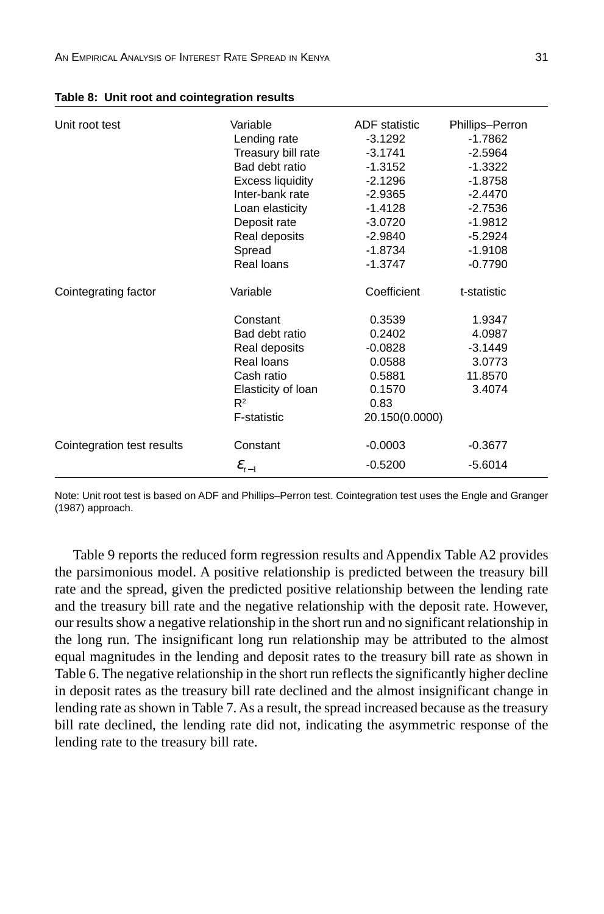**Table 8: Unit root and cointegration results**

| Unit root test | Variable | ADF statistic | Phillips–Perron |
|---|---|---|---|
| | Lending rate | -3.1292 | -1.7862 |
| | Treasury bill rate | -3.1741 | -2.5964 |
| | Bad debt ratio | -1.3152 | -1.3322 |
| | Excess liquidity | -2.1296 | -1.8758 |
| | Inter-bank rate | -2.9365 | -2.4470 |
| | Loan elasticity | -1.4128 | -2.7536 |
| | Deposit rate | -3.0720 | -1.9812 |
| | Real deposits | -2.9840 | -5.2924 |
| | Spread | -1.8734 | -1.9108 |
| | Real loans | -1.3747 | -0.7790 |
| **Cointegrating factor** | **Variable** | **Coefficient** | **t-statistic** |
| | Constant | 0.3539 | 1.9347 |
| | Bad debt ratio | 0.2402 | 4.0987 |
| | Real deposits | -0.0828 | -3.1449 |
| | Real loans | 0.0588 | 3.0773 |
| | Cash ratio | 0.5881 | 11.8570 |
| | Elasticity of loan | 0.1570 | 3.4074 |
| | $R^2$ | 0.83 | |
| | F-statistic | 20.150(0.0000) | |
| Cointegration test results | Constant | -0.0003 | -0.3677 |
| | $\varepsilon_{t-1}$ | -0.5200 | -5.6014 |

Note: Unit root test is based on ADF and Phillips–Perron test. Cointegration test uses the Engle and Granger (1987) approach.

Table 9 reports the reduced form regression results and Appendix Table A2 provides the parsimonious model. A positive relationship is predicted between the treasury bill rate and the spread, given the predicted positive relationship between the lending rate and the treasury bill rate and the negative relationship with the deposit rate. However, our results show a negative relationship in the short run and no significant relationship in the long run. The insignificant long run relationship may be attributed to the almost equal magnitudes in the lending and deposit rates to the treasury bill rate as shown in Table 6. The negative relationship in the short run reflects the significantly higher decline in deposit rates as the treasury bill rate declined and the almost insignificant change in lending rate as shown in Table 7. As a result, the spread increased because as the treasury bill rate declined, the lending rate did not, indicating the asymmetric response of the lending rate to the treasury bill rate.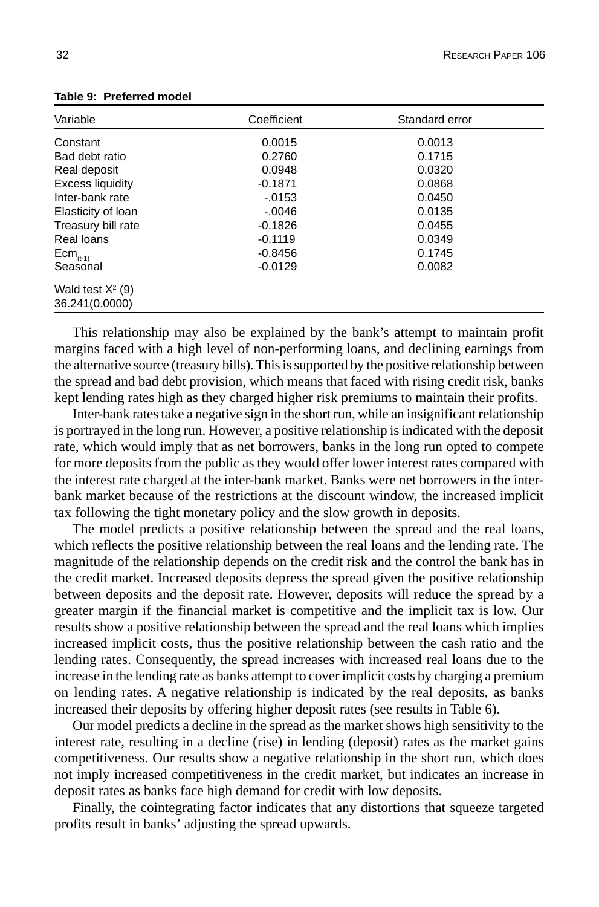**Table 9: Preferred model**

| Variable | Coefficient | Standard error |
|---|---|---|
| Constant | 0.0015 | 0.0013 |
| Bad debt ratio | 0.2760 | 0.1715 |
| Real deposit | 0.0948 | 0.0320 |
| Excess liquidity | -0.1871 | 0.0868 |
| Inter-bank rate | -.0153 | 0.0450 |
| Elasticity of loan | -.0046 | 0.0135 |
| Treasury bill rate | -0.1826 | 0.0455 |
| Real loans | -0.1119 | 0.0349 |
| $Ecm_{(t-1)}$ | -0.8456 | 0.1745 |
| Seasonal | -0.0129 | 0.0082 |
| Wald test $X^2$ (9) 36.241(0.0000) | | |

This relationship may also be explained by the bank's attempt to maintain profit margins faced with a high level of non-performing loans, and declining earnings from the alternative source (treasury bills). This is supported by the positive relationship between the spread and bad debt provision, which means that faced with rising credit risk, banks kept lending rates high as they charged higher risk premiums to maintain their profits.

Inter-bank rates take a negative sign in the short run, while an insignificant relationship is portrayed in the long run. However, a positive relationship is indicated with the deposit rate, which would imply that as net borrowers, banks in the long run opted to compete for more deposits from the public as they would offer lower interest rates compared with the interest rate charged at the inter-bank market. Banks were net borrowers in the inter-bank market because of the restrictions at the discount window, the increased implicit tax following the tight monetary policy and the slow growth in deposits.

The model predicts a positive relationship between the spread and the real loans, which reflects the positive relationship between the real loans and the lending rate. The magnitude of the relationship depends on the credit risk and the control the bank has in the credit market. Increased deposits depress the spread given the positive relationship between deposits and the deposit rate. However, deposits will reduce the spread by a greater margin if the financial market is competitive and the implicit tax is low. Our results show a positive relationship between the spread and the real loans which implies increased implicit costs, thus the positive relationship between the cash ratio and the lending rates. Consequently, the spread increases with increased real loans due to the increase in the lending rate as banks attempt to cover implicit costs by charging a premium on lending rates. A negative relationship is indicated by the real deposits, as banks increased their deposits by offering higher deposit rates (see results in Table 6).

Our model predicts a decline in the spread as the market shows high sensitivity to the interest rate, resulting in a decline (rise) in lending (deposit) rates as the market gains competitiveness. Our results show a negative relationship in the short run, which does not imply increased competitiveness in the credit market, but indicates an increase in deposit rates as banks face high demand for credit with low deposits.

Finally, the cointegrating factor indicates that any distortions that squeeze targeted profits result in banks' adjusting the spread upwards.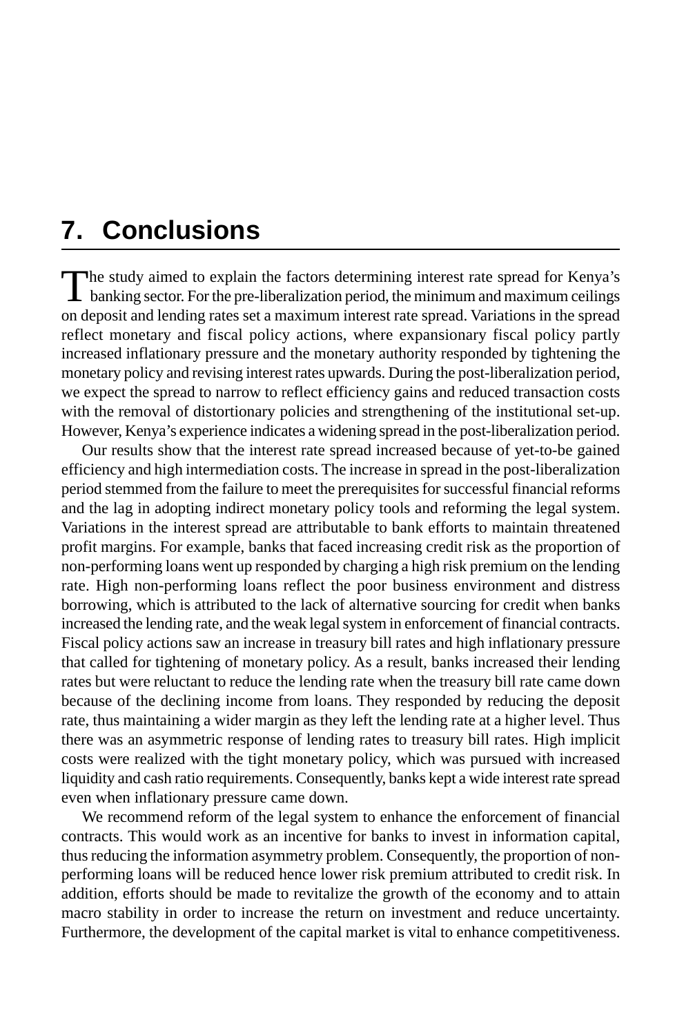# 7. Conclusions

The study aimed to explain the factors determining interest rate spread for Kenya's banking sector. For the pre-liberalization period, the minimum and maximum ceilings on deposit and lending rates set a maximum interest rate spread. Variations in the spread reflect monetary and fiscal policy actions, where expansionary fiscal policy partly increased inflationary pressure and the monetary authority responded by tightening the monetary policy and revising interest rates upwards. During the post-liberalization period, we expect the spread to narrow to reflect efficiency gains and reduced transaction costs with the removal of distortionary policies and strengthening of the institutional set-up. However, Kenya's experience indicates a widening spread in the post-liberalization period.

Our results show that the interest rate spread increased because of yet-to-be gained efficiency and high intermediation costs. The increase in spread in the post-liberalization period stemmed from the failure to meet the prerequisites for successful financial reforms and the lag in adopting indirect monetary policy tools and reforming the legal system. Variations in the interest spread are attributable to bank efforts to maintain threatened profit margins. For example, banks that faced increasing credit risk as the proportion of non-performing loans went up responded by charging a high risk premium on the lending rate. High non-performing loans reflect the poor business environment and distress borrowing, which is attributed to the lack of alternative sourcing for credit when banks increased the lending rate, and the weak legal system in enforcement of financial contracts. Fiscal policy actions saw an increase in treasury bill rates and high inflationary pressure that called for tightening of monetary policy. As a result, banks increased their lending rates but were reluctant to reduce the lending rate when the treasury bill rate came down because of the declining income from loans. They responded by reducing the deposit rate, thus maintaining a wider margin as they left the lending rate at a higher level. Thus there was an asymmetric response of lending rates to treasury bill rates. High implicit costs were realized with the tight monetary policy, which was pursued with increased liquidity and cash ratio requirements. Consequently, banks kept a wide interest rate spread even when inflationary pressure came down.

We recommend reform of the legal system to enhance the enforcement of financial contracts. This would work as an incentive for banks to invest in information capital, thus reducing the information asymmetry problem. Consequently, the proportion of non-performing loans will be reduced hence lower risk premium attributed to credit risk. In addition, efforts should be made to revitalize the growth of the economy and to attain macro stability in order to increase the return on investment and reduce uncertainty. Furthermore, the development of the capital market is vital to enhance competitiveness.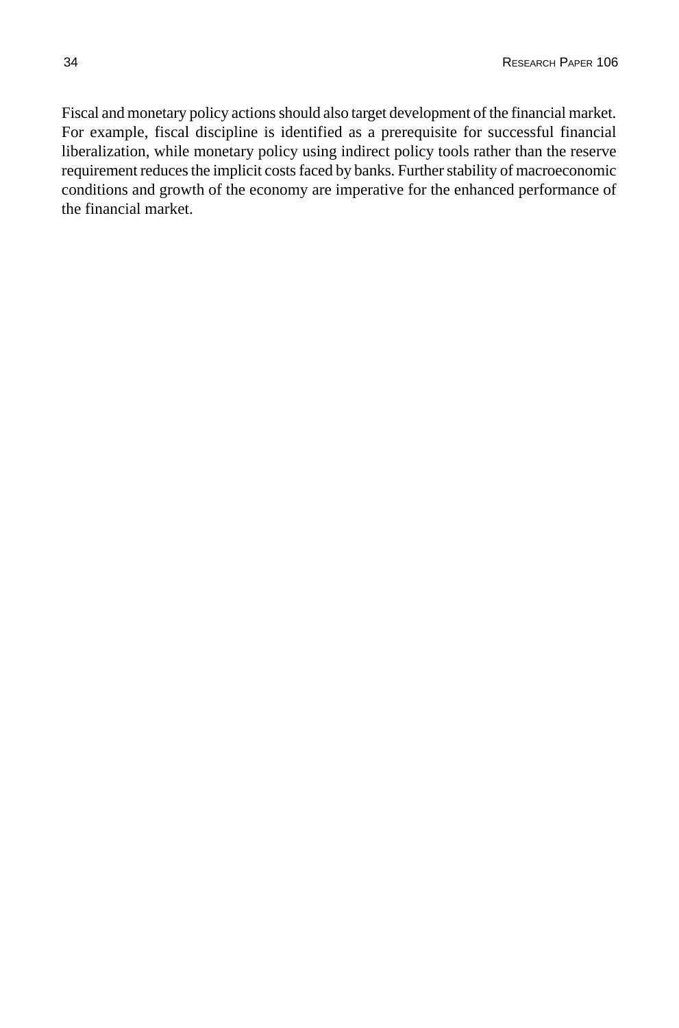Fiscal and monetary policy actions should also target development of the financial market. For example, fiscal discipline is identified as a prerequisite for successful financial liberalization, while monetary policy using indirect policy tools rather than the reserve requirement reduces the implicit costs faced by banks. Further stability of macroeconomic conditions and growth of the economy are imperative for the enhanced performance of the financial market.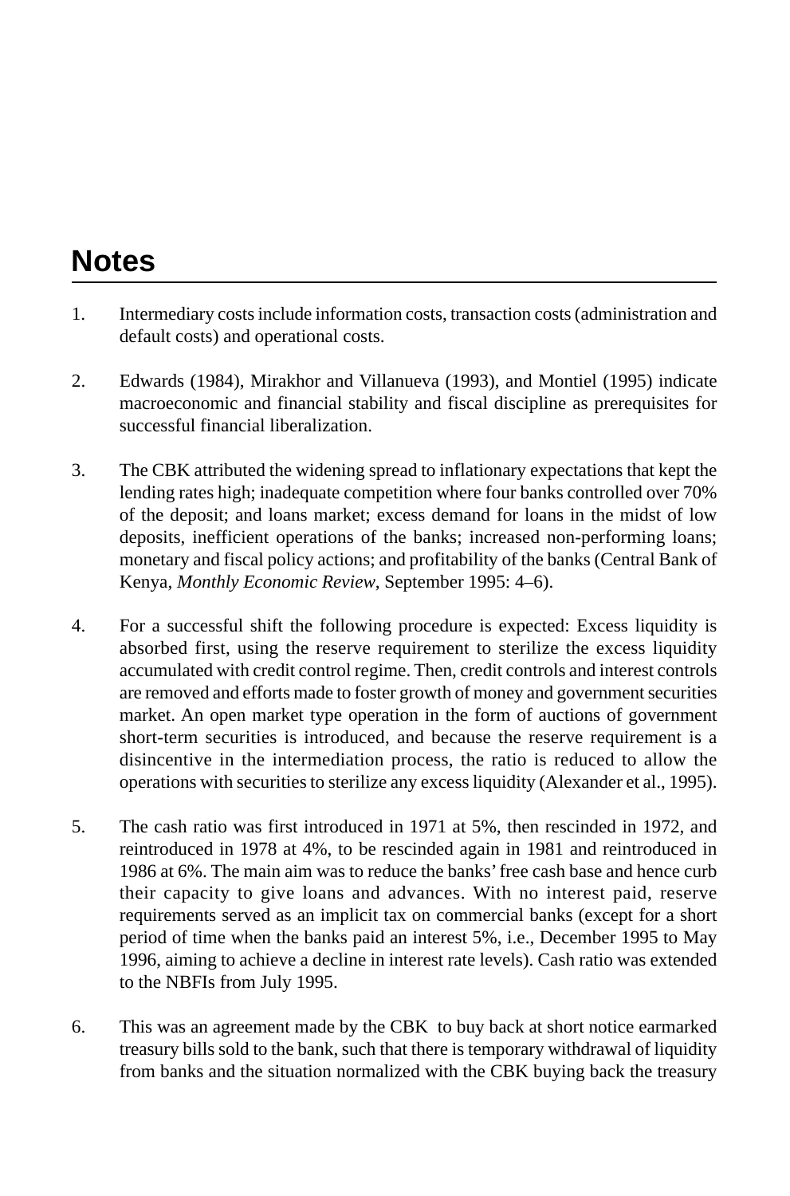# Notes

1. Intermediary costs include information costs, transaction costs (administration and default costs) and operational costs.

2. Edwards (1984), Mirakhor and Villanueva (1993), and Montiel (1995) indicate macroeconomic and financial stability and fiscal discipline as prerequisites for successful financial liberalization.

3. The CBK attributed the widening spread to inflationary expectations that kept the lending rates high; inadequate competition where four banks controlled over 70% of the deposit; and loans market; excess demand for loans in the midst of low deposits, inefficient operations of the banks; increased non-performing loans; monetary and fiscal policy actions; and profitability of the banks (Central Bank of Kenya, *Monthly Economic Review*, September 1995: 4–6).

4. For a successful shift the following procedure is expected: Excess liquidity is absorbed first, using the reserve requirement to sterilize the excess liquidity accumulated with credit control regime. Then, credit controls and interest controls are removed and efforts made to foster growth of money and government securities market. An open market type operation in the form of auctions of government short-term securities is introduced, and because the reserve requirement is a disincentive in the intermediation process, the ratio is reduced to allow the operations with securities to sterilize any excess liquidity (Alexander et al., 1995).

5. The cash ratio was first introduced in 1971 at 5%, then rescinded in 1972, and reintroduced in 1978 at 4%, to be rescinded again in 1981 and reintroduced in 1986 at 6%. The main aim was to reduce the banks' free cash base and hence curb their capacity to give loans and advances. With no interest paid, reserve requirements served as an implicit tax on commercial banks (except for a short period of time when the banks paid an interest 5%, i.e., December 1995 to May 1996, aiming to achieve a decline in interest rate levels). Cash ratio was extended to the NBFIs from July 1995.

6. This was an agreement made by the CBK to buy back at short notice earmarked treasury bills sold to the bank, such that there is temporary withdrawal of liquidity from banks and the situation normalized with the CBK buying back the treasury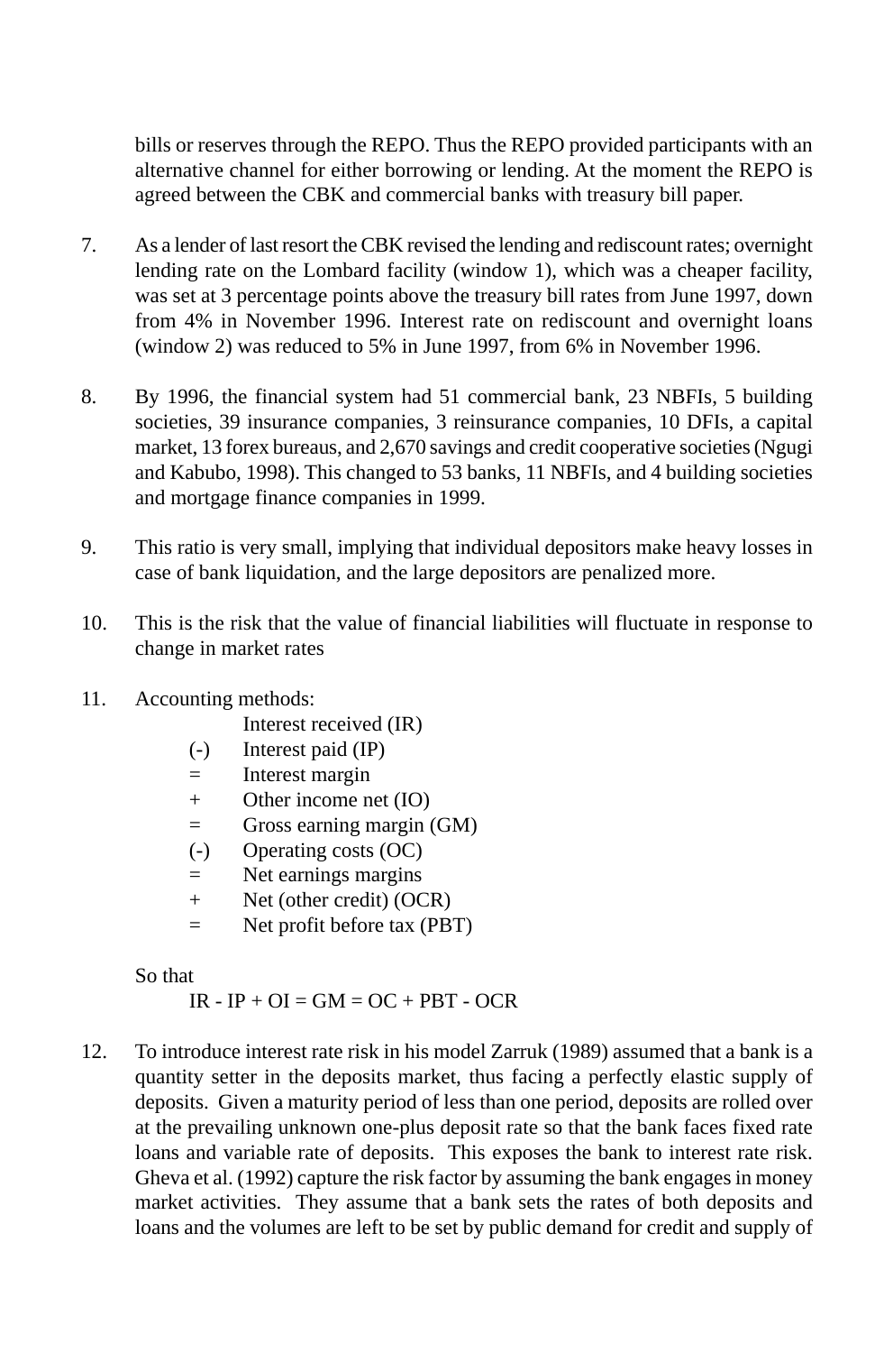bills or reserves through the REPO. Thus the REPO provided participants with an alternative channel for either borrowing or lending. At the moment the REPO is agreed between the CBK and commercial banks with treasury bill paper.

7. As a lender of last resort the CBK revised the lending and rediscount rates; overnight lending rate on the Lombard facility (window 1), which was a cheaper facility, was set at 3 percentage points above the treasury bill rates from June 1997, down from 4% in November 1996. Interest rate on rediscount and overnight loans (window 2) was reduced to 5% in June 1997, from 6% in November 1996.

8. By 1996, the financial system had 51 commercial bank, 23 NBFIs, 5 building societies, 39 insurance companies, 3 reinsurance companies, 10 DFIs, a capital market, 13 forex bureaus, and 2,670 savings and credit cooperative societies (Ngugi and Kabubo, 1998). This changed to 53 banks, 11 NBFIs, and 4 building societies and mortgage finance companies in 1999.

9. This ratio is very small, implying that individual depositors make heavy losses in case of bank liquidation, and the large depositors are penalized more.

10. This is the risk that the value of financial liabilities will fluctuate in response to change in market rates

11. Accounting methods:

|  |  |
|---|---|
|  | Interest received (IR) |
| (-) | Interest paid (IP) |
| = | Interest margin |
| + | Other income net (IO) |
| = | Gross earning margin (GM) |
| (-) | Operating costs (OC) |
| = | Net earnings margins |
| + | Net (other credit) (OCR) |
| = | Net profit before tax (PBT) |

So that

$$IR - IP + OI = GM = OC + PBT - OCR$$

12. To introduce interest rate risk in his model Zarruk (1989) assumed that a bank is a quantity setter in the deposits market, thus facing a perfectly elastic supply of deposits. Given a maturity period of less than one period, deposits are rolled over at the prevailing unknown one-plus deposit rate so that the bank faces fixed rate loans and variable rate of deposits. This exposes the bank to interest rate risk. Gheva et al. (1992) capture the risk factor by assuming the bank engages in money market activities. They assume that a bank sets the rates of both deposits and loans and the volumes are left to be set by public demand for credit and supply of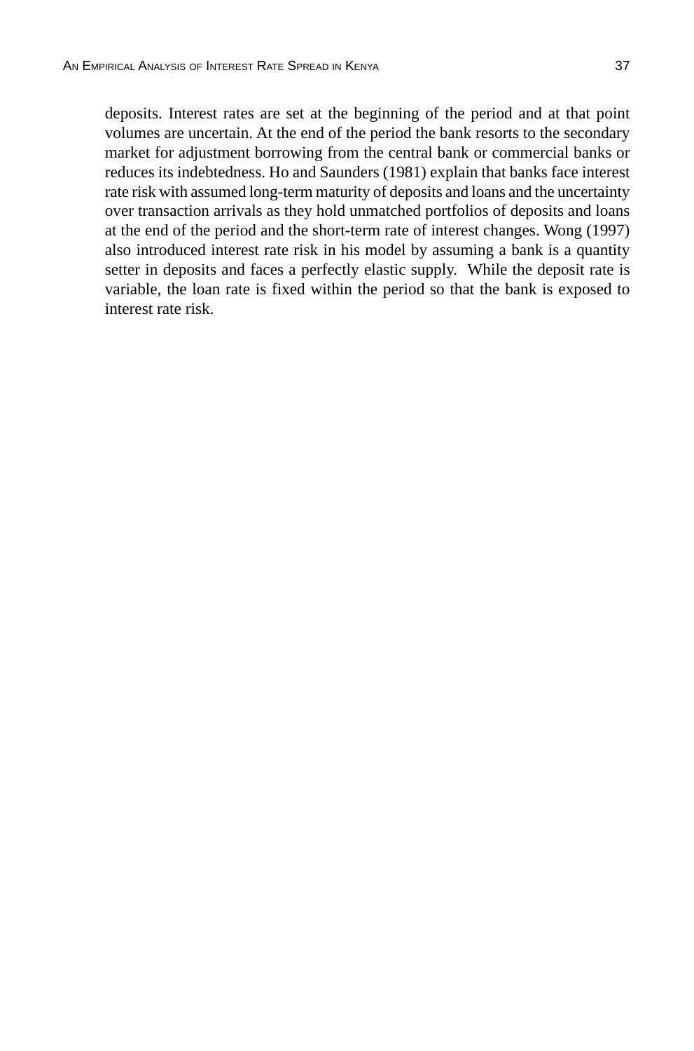deposits. Interest rates are set at the beginning of the period and at that point volumes are uncertain. At the end of the period the bank resorts to the secondary market for adjustment borrowing from the central bank or commercial banks or reduces its indebtedness. Ho and Saunders (1981) explain that banks face interest rate risk with assumed long-term maturity of deposits and loans and the uncertainty over transaction arrivals as they hold unmatched portfolios of deposits and loans at the end of the period and the short-term rate of interest changes. Wong (1997) also introduced interest rate risk in his model by assuming a bank is a quantity setter in deposits and faces a perfectly elastic supply. While the deposit rate is variable, the loan rate is fixed within the period so that the bank is exposed to interest rate risk.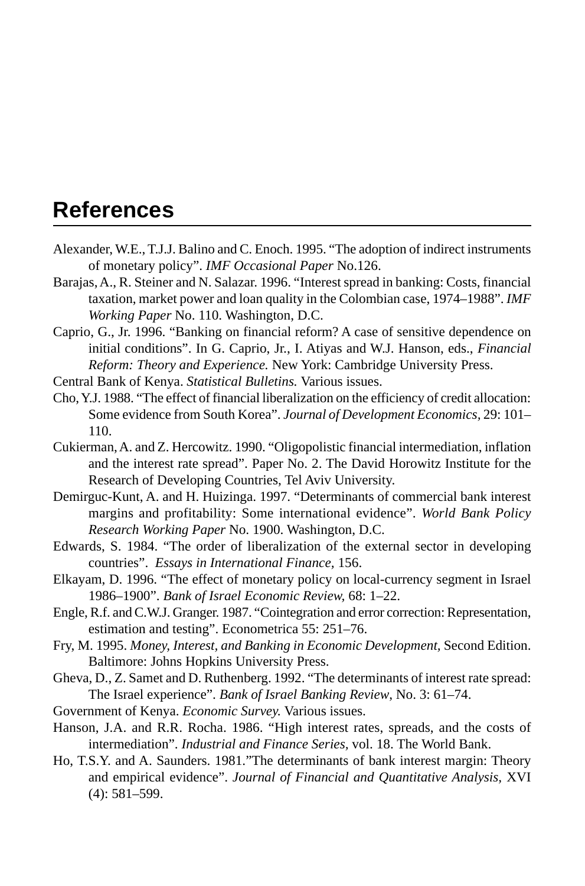# References

Alexander, W.E., T.J.J. Balino and C. Enoch. 1995. "The adoption of indirect instruments of monetary policy". *IMF Occasional Paper* No.126.

Barajas, A., R. Steiner and N. Salazar. 1996. "Interest spread in banking: Costs, financial taxation, market power and loan quality in the Colombian case, 1974–1988". *IMF Working Paper* No. 110. Washington, D.C.

Caprio, G., Jr. 1996. "Banking on financial reform? A case of sensitive dependence on initial conditions". In G. Caprio, Jr., I. Atiyas and W.J. Hanson, eds., *Financial Reform: Theory and Experience.* New York: Cambridge University Press.

Central Bank of Kenya. *Statistical Bulletins.* Various issues.

Cho, Y.J. 1988. "The effect of financial liberalization on the efficiency of credit allocation: Some evidence from South Korea". *Journal of Development Economics,* 29: 101–110.

Cukierman, A. and Z. Hercowitz. 1990. "Oligopolistic financial intermediation, inflation and the interest rate spread". Paper No. 2. The David Horowitz Institute for the Research of Developing Countries, Tel Aviv University.

Demirguc-Kunt, A. and H. Huizinga. 1997. "Determinants of commercial bank interest margins and profitability: Some international evidence". *World Bank Policy Research Working Paper* No. 1900. Washington, D.C.

Edwards, S. 1984. "The order of liberalization of the external sector in developing countries". *Essays in International Finance,* 156.

Elkayam, D. 1996. "The effect of monetary policy on local-currency segment in Israel 1986–1900". *Bank of Israel Economic Review,* 68: 1–22.

Engle, R.f. and C.W.J. Granger. 1987. "Cointegration and error correction: Representation, estimation and testing". Econometrica 55: 251–76.

Fry, M. 1995. *Money, Interest, and Banking in Economic Development,* Second Edition. Baltimore: Johns Hopkins University Press.

Gheva, D., Z. Samet and D. Ruthenberg. 1992. "The determinants of interest rate spread: The Israel experience". *Bank of Israel Banking Review,* No. 3: 61–74.

Government of Kenya. *Economic Survey.* Various issues.

Hanson, J.A. and R.R. Rocha. 1986. "High interest rates, spreads, and the costs of intermediation". *Industrial and Finance Series,* vol. 18. The World Bank.

Ho, T.S.Y. and A. Saunders. 1981."The determinants of bank interest margin: Theory and empirical evidence". *Journal of Financial and Quantitative Analysis,* XVI (4): 581–599.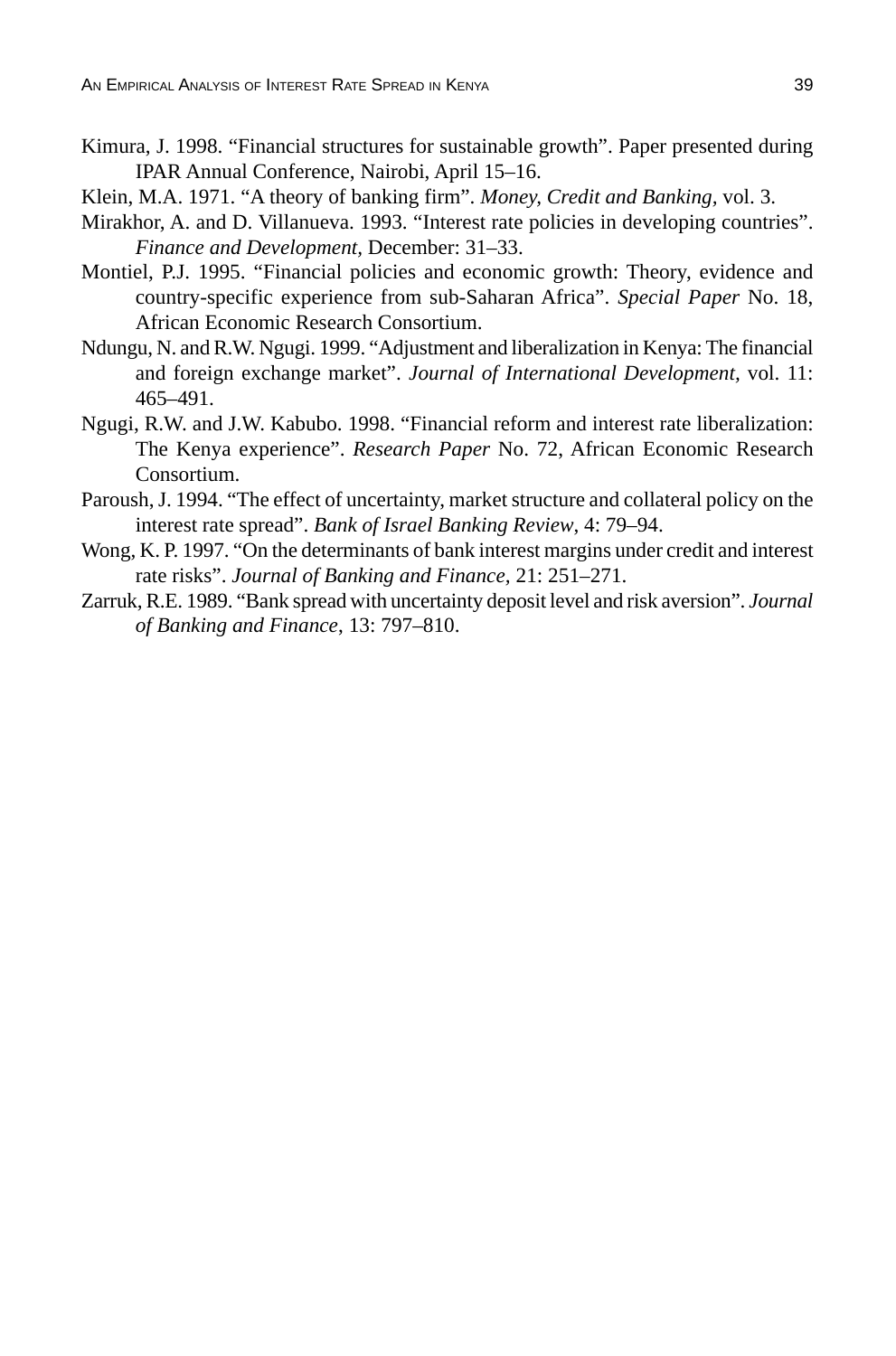Kimura, J. 1998. "Financial structures for sustainable growth". Paper presented during IPAR Annual Conference, Nairobi, April 15–16.

Klein, M.A. 1971. "A theory of banking firm". *Money, Credit and Banking*, vol. 3.

Mirakhor, A. and D. Villanueva. 1993. "Interest rate policies in developing countries". *Finance and Development*, December: 31–33.

Montiel, P.J. 1995. "Financial policies and economic growth: Theory, evidence and country-specific experience from sub-Saharan Africa". *Special Paper* No. 18, African Economic Research Consortium.

Ndungu, N. and R.W. Ngugi. 1999. "Adjustment and liberalization in Kenya: The financial and foreign exchange market". *Journal of International Development*, vol. 11: 465–491.

Ngugi, R.W. and J.W. Kabubo. 1998. "Financial reform and interest rate liberalization: The Kenya experience". *Research Paper* No. 72, African Economic Research Consortium.

Paroush, J. 1994. "The effect of uncertainty, market structure and collateral policy on the interest rate spread". *Bank of Israel Banking Review*, 4: 79–94.

Wong, K. P. 1997. "On the determinants of bank interest margins under credit and interest rate risks". *Journal of Banking and Finance*, 21: 251–271.

Zarruk, R.E. 1989. "Bank spread with uncertainty deposit level and risk aversion". *Journal of Banking and Finance*, 13: 797–810.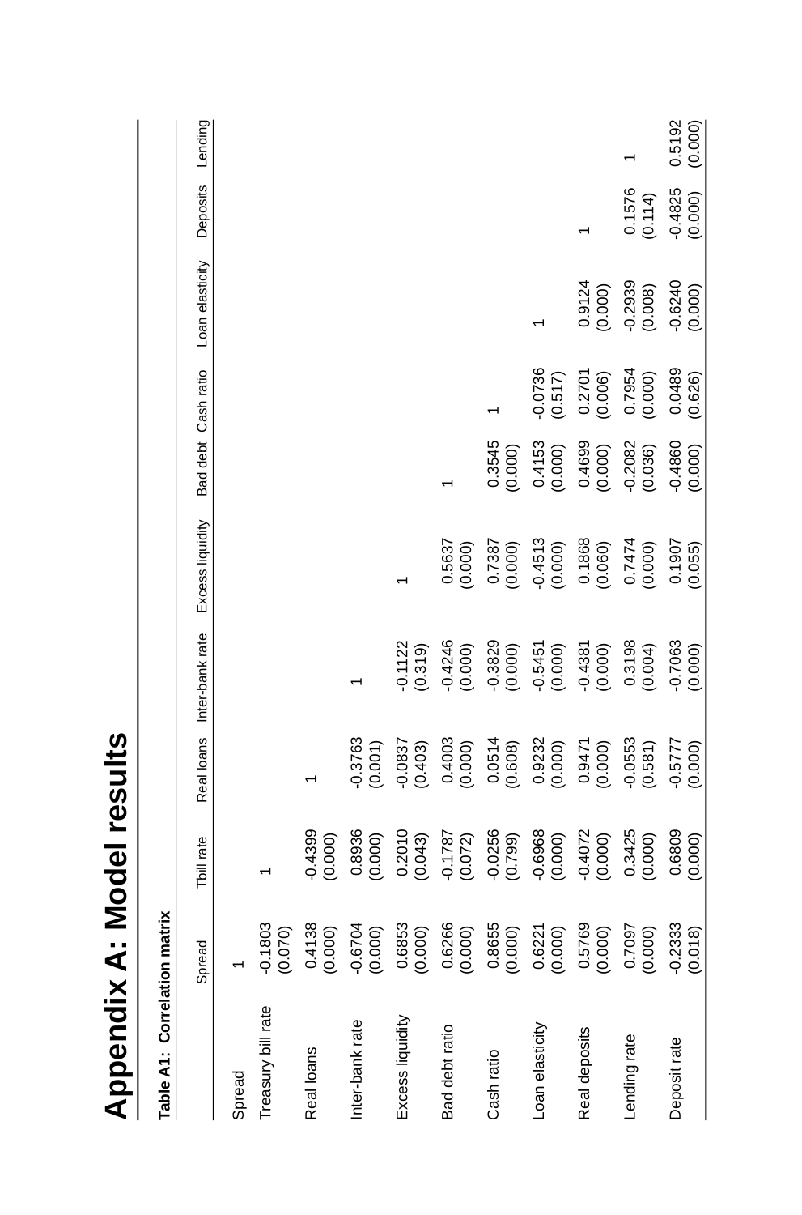# Appendix A: Model results

**Table A1: Correlation matrix**

| | Spread | Tbill rate | Real loans | Inter-bank rate | Excess liquidity | Bad debt | Cash ratio | Loan elasticity | Deposits | Lending |
|---|---|---|---|---|---|---|---|---|---|---|
| Spread | 1 | | | | | | | | | |
| Treasury bill rate | -0.1803 (0.070) | 1 | | | | | | | | |
| Real loans | 0.4138 (0.000) | -0.4399 (0.000) | 1 | | | | | | | |
| Inter-bank rate | -0.6704 (0.000) | 0.8936 (0.000) | -0.3763 (0.001) | 1 | | | | | | |
| Excess liquidity | 0.6853 (0.000) | 0.2010 (0.043) | -0.0837 (0.403) | -0.1122 (0.319) | 1 | | | | | |
| Bad debt ratio | 0.6266 (0.000) | -0.1787 (0.072) | 0.4003 (0.000) | -0.4246 (0.000) | 0.5637 (0.000) | 1 | | | | |
| Cash ratio | 0.8655 (0.000) | -0.0256 (0.799) | 0.0514 (0.608) | -0.3829 (0.000) | 0.7387 (0.000) | 0.3545 (0.000) | 1 | | | |
| Loan elasticity | 0.6221 (0.000) | -0.6968 (0.000) | 0.9232 (0.000) | -0.5451 (0.000) | -0.4513 (0.000) | 0.4153 (0.000) | -0.0736 (0.517) | 1 | | |
| Real deposits | 0.5769 (0.000) | -0.4072 (0.000) | 0.9471 (0.000) | -0.4381 (0.000) | 0.1868 (0.060) | 0.4699 (0.000) | 0.2701 (0.006) | 0.9124 (0.000) | 1 | |
| Lending rate | 0.7097 (0.000) | 0.3425 (0.000) | -0.0553 (0.581) | 0.3198 (0.004) | 0.7474 (0.000) | -0.2082 (0.036) | 0.7954 (0.000) | -0.2939 (0.008) | 0.1576 (0.114) | 1 |
| Deposit rate | -0.2333 (0.018) | 0.6809 (0.000) | -0.5777 (0.000) | -0.7063 (0.000) | 0.1907 (0.055) | -0.4860 (0.000) | 0.0489 (0.626) | -0.6240 (0.000) | -0.4825 (0.000) | 0.5192 (0.000) |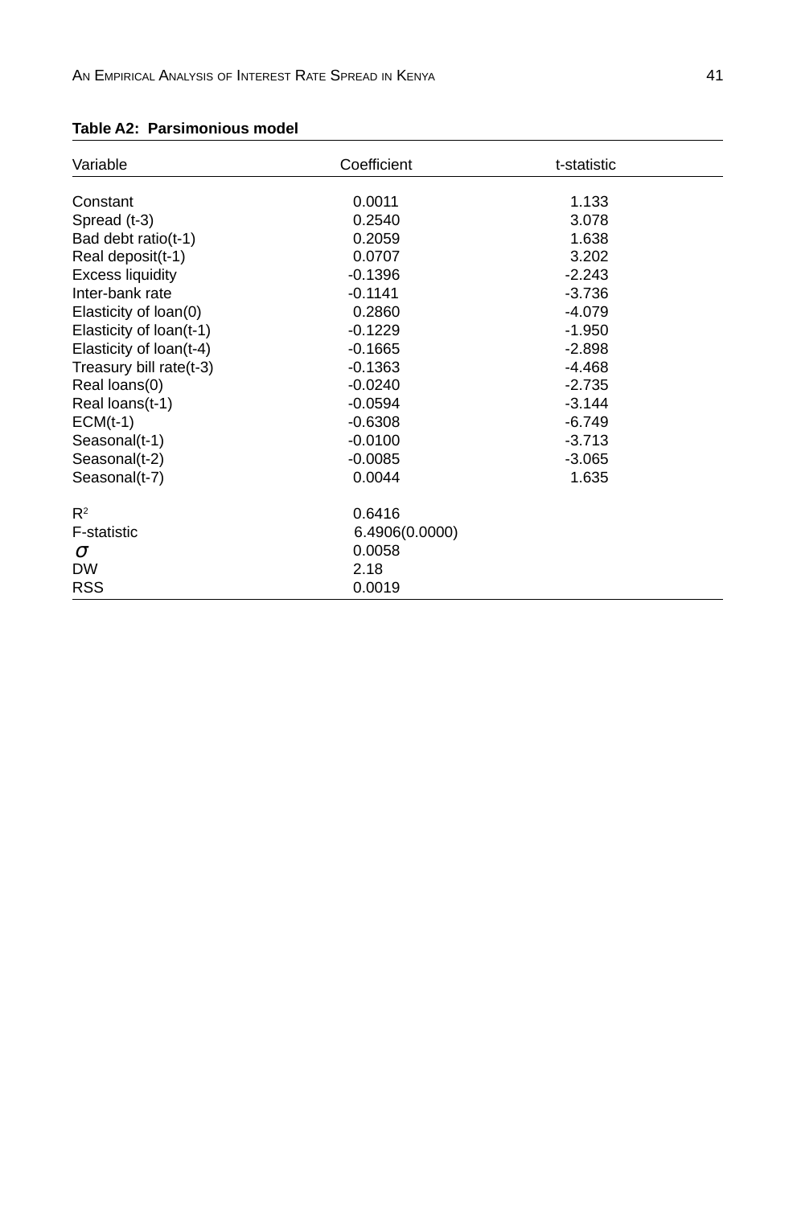**Table A2: Parsimonious model**

| Variable | Coefficient | t-statistic |
|---|---|---|
| Constant | 0.0011 | 1.133 |
| Spread (t-3) | 0.2540 | 3.078 |
| Bad debt ratio(t-1) | 0.2059 | 1.638 |
| Real deposit(t-1) | 0.0707 | 3.202 |
| Excess liquidity | -0.1396 | -2.243 |
| Inter-bank rate | -0.1141 | -3.736 |
| Elasticity of loan(0) | 0.2860 | -4.079 |
| Elasticity of loan(t-1) | -0.1229 | -1.950 |
| Elasticity of loan(t-4) | -0.1665 | -2.898 |
| Treasury bill rate(t-3) | -0.1363 | -4.468 |
| Real loans(0) | -0.0240 | -2.735 |
| Real loans(t-1) | -0.0594 | -3.144 |
| ECM(t-1) | -0.6308 | -6.749 |
| Seasonal(t-1) | -0.0100 | -3.713 |
| Seasonal(t-2) | -0.0085 | -3.065 |
| Seasonal(t-7) | 0.0044 | 1.635 |
| $R^2$ | 0.6416 | |
| F-statistic | 6.4906(0.0000) | |
| $\sigma$ | 0.0058 | |
| DW | 2.18 | |
| RSS | 0.0019 | |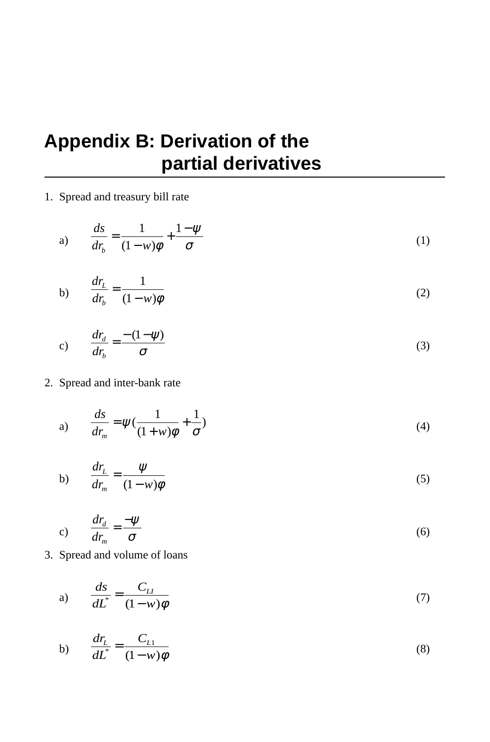# Appendix B: Derivation of the partial derivatives

1. Spread and treasury bill rate

a) $$\frac{ds}{dr_b} = \frac{1}{(1-w)\varphi} + \frac{1-\psi}{\sigma} \quad (1)$$

b) $$\frac{dr_L}{dr_b} = \frac{1}{(1-w)\varphi} \quad (2)$$

c) $$\frac{dr_d}{dr_b} = \frac{-(1-\psi)}{\sigma} \quad (3)$$

2. Spread and inter-bank rate

a) $$\frac{ds}{dr_m} = \psi\left(\frac{1}{(1+w)\varphi} + \frac{1}{\sigma}\right) \quad (4)$$

b) $$\frac{dr_L}{dr_m} = \frac{\psi}{(1-w)\varphi} \quad (5)$$

c) $$\frac{dr_d}{dr_m} = \frac{-\psi}{\sigma} \quad (6)$$

3. Spread and volume of loans

a) $$\frac{ds}{dL^*} = \frac{C_{LI}}{(1-w)\varphi} \quad (7)$$

b) $$\frac{dr_L}{dL^*} = \frac{C_{L1}}{(1-w)\varphi} \quad (8)$$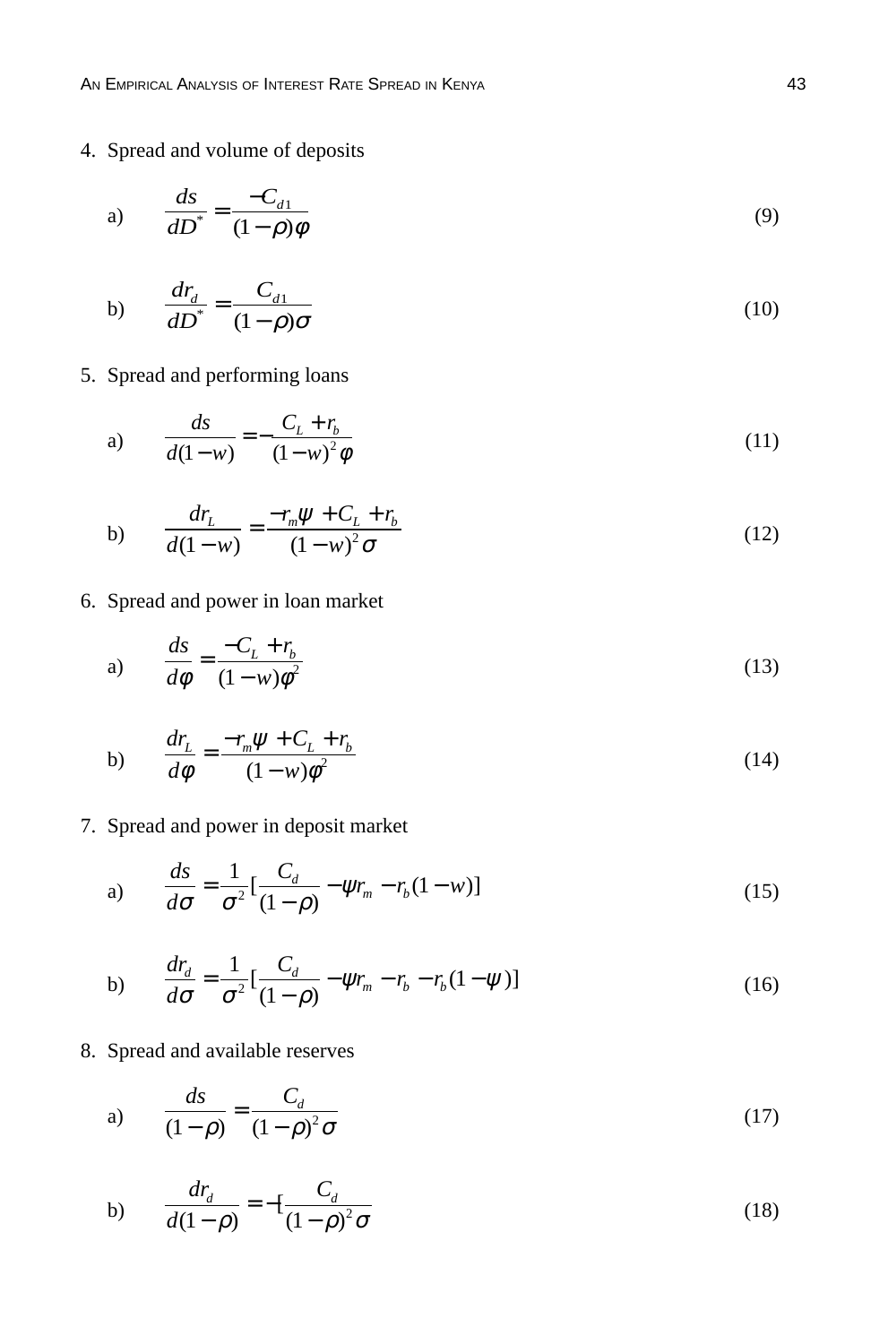4. Spread and volume of deposits

a) $$\frac{ds}{dD^*} = \frac{-C_{d1}}{(1-\rho)\phi} \tag{9}$$

b) $$\frac{dr_d}{dD^*} = \frac{C_{d1}}{(1-\rho)\sigma} \tag{10}$$

5. Spread and performing loans

a) $$\frac{ds}{d(1-w)} = -\frac{C_L + r_b}{(1-w)^2\phi} \tag{11}$$

b) $$\frac{dr_L}{d(1-w)} = \frac{-r_m\psi + C_L + r_b}{(1-w)^2\sigma} \tag{12}$$

6. Spread and power in loan market

a) $$\frac{ds}{d\phi} = \frac{-C_L + r_b}{(1-w)\phi^2} \tag{13}$$

b) $$\frac{dr_L}{d\phi} = \frac{-r_m\psi + C_L + r_b}{(1-w)\phi^2} \tag{14}$$

7. Spread and power in deposit market

a) $$\frac{ds}{d\sigma} = \frac{1}{\sigma^2}[\frac{C_d}{(1-\rho)} - \psi r_m - r_b(1-w)] \tag{15}$$

b) $$\frac{dr_d}{d\sigma} = \frac{1}{\sigma^2}[\frac{C_d}{(1-\rho)} - \psi r_m - r_b - r_b(1-\psi)] \tag{16}$$

8. Spread and available reserves

a) $$\frac{ds}{(1-\rho)} = \frac{C_d}{(1-\rho)^2\sigma} \tag{17}$$

b) $$\frac{dr_d}{d(1-\rho)} = -[\frac{C_d}{(1-\rho)^2\sigma} \tag{18}$$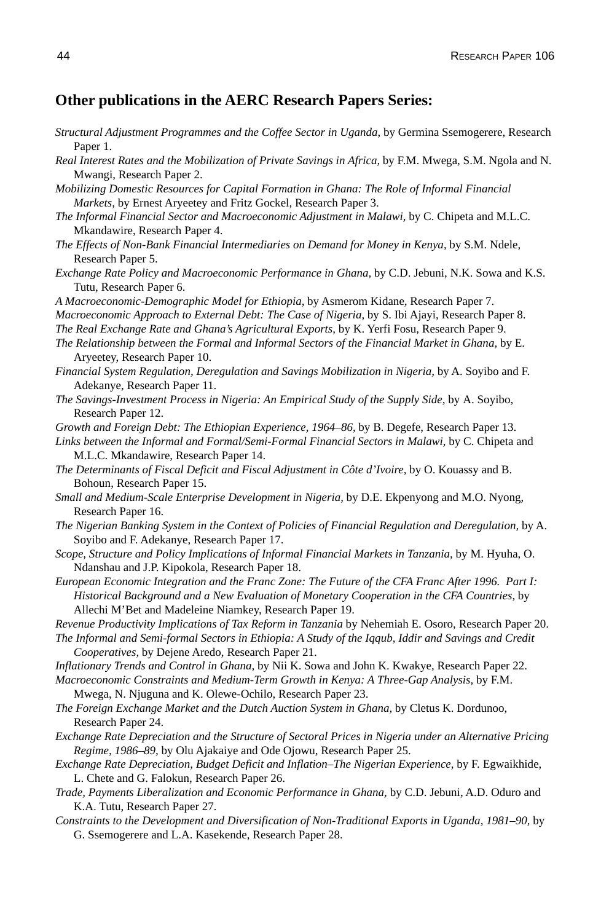## Other publications in the AERC Research Papers Series:

*Structural Adjustment Programmes and the Coffee Sector in Uganda,* by Germina Ssemogerere, Research Paper 1.

*Real Interest Rates and the Mobilization of Private Savings in Africa,* by F.M. Mwega, S.M. Ngola and N. Mwangi, Research Paper 2.

*Mobilizing Domestic Resources for Capital Formation in Ghana: The Role of Informal Financial Markets,* by Ernest Aryeetey and Fritz Gockel, Research Paper 3.

*The Informal Financial Sector and Macroeconomic Adjustment in Malawi,* by C. Chipeta and M.L.C. Mkandawire, Research Paper 4.

*The Effects of Non-Bank Financial Intermediaries on Demand for Money in Kenya,* by S.M. Ndele, Research Paper 5.

*Exchange Rate Policy and Macroeconomic Performance in Ghana,* by C.D. Jebuni, N.K. Sowa and K.S. Tutu, Research Paper 6.

*A Macroeconomic-Demographic Model for Ethiopia,* by Asmerom Kidane, Research Paper 7.

*Macroeconomic Approach to External Debt: The Case of Nigeria,* by S. Ibi Ajayi, Research Paper 8.

*The Real Exchange Rate and Ghana's Agricultural Exports,* by K. Yerfi Fosu, Research Paper 9.

*The Relationship between the Formal and Informal Sectors of the Financial Market in Ghana,* by E. Aryeetey, Research Paper 10.

*Financial System Regulation, Deregulation and Savings Mobilization in Nigeria,* by A. Soyibo and F. Adekanye, Research Paper 11.

*The Savings-Investment Process in Nigeria: An Empirical Study of the Supply Side,* by A. Soyibo, Research Paper 12.

*Growth and Foreign Debt: The Ethiopian Experience, 1964–86,* by B. Degefe, Research Paper 13.

*Links between the Informal and Formal/Semi-Formal Financial Sectors in Malawi,* by C. Chipeta and M.L.C. Mkandawire, Research Paper 14.

*The Determinants of Fiscal Deficit and Fiscal Adjustment in Côte d'Ivoire,* by O. Kouassy and B. Bohoun, Research Paper 15.

*Small and Medium-Scale Enterprise Development in Nigeria,* by D.E. Ekpenyong and M.O. Nyong, Research Paper 16.

*The Nigerian Banking System in the Context of Policies of Financial Regulation and Deregulation,* by A. Soyibo and F. Adekanye, Research Paper 17.

*Scope, Structure and Policy Implications of Informal Financial Markets in Tanzania,* by M. Hyuha, O. Ndanshau and J.P. Kipokola, Research Paper 18.

*European Economic Integration and the Franc Zone: The Future of the CFA Franc After 1996. Part I: Historical Background and a New Evaluation of Monetary Cooperation in the CFA Countries,* by Allechi M'Bet and Madeleine Niamkey, Research Paper 19.

*Revenue Productivity Implications of Tax Reform in Tanzania* by Nehemiah E. Osoro, Research Paper 20.

*The Informal and Semi-formal Sectors in Ethiopia: A Study of the Iqqub, Iddir and Savings and Credit Cooperatives,* by Dejene Aredo, Research Paper 21.

*Inflationary Trends and Control in Ghana,* by Nii K. Sowa and John K. Kwakye, Research Paper 22.

*Macroeconomic Constraints and Medium-Term Growth in Kenya: A Three-Gap Analysis,* by F.M. Mwega, N. Njuguna and K. Olewe-Ochilo, Research Paper 23.

*The Foreign Exchange Market and the Dutch Auction System in Ghana,* by Cletus K. Dordunoo, Research Paper 24.

*Exchange Rate Depreciation and the Structure of Sectoral Prices in Nigeria under an Alternative Pricing Regime, 1986–89,* by Olu Ajakaiye and Ode Ojowu, Research Paper 25.

*Exchange Rate Depreciation, Budget Deficit and Inflation–The Nigerian Experience,* by F. Egwaikhide, L. Chete and G. Falokun, Research Paper 26.

*Trade, Payments Liberalization and Economic Performance in Ghana,* by C.D. Jebuni, A.D. Oduro and K.A. Tutu, Research Paper 27.

*Constraints to the Development and Diversification of Non-Traditional Exports in Uganda, 1981–90,* by G. Ssemogerere and L.A. Kasekende, Research Paper 28.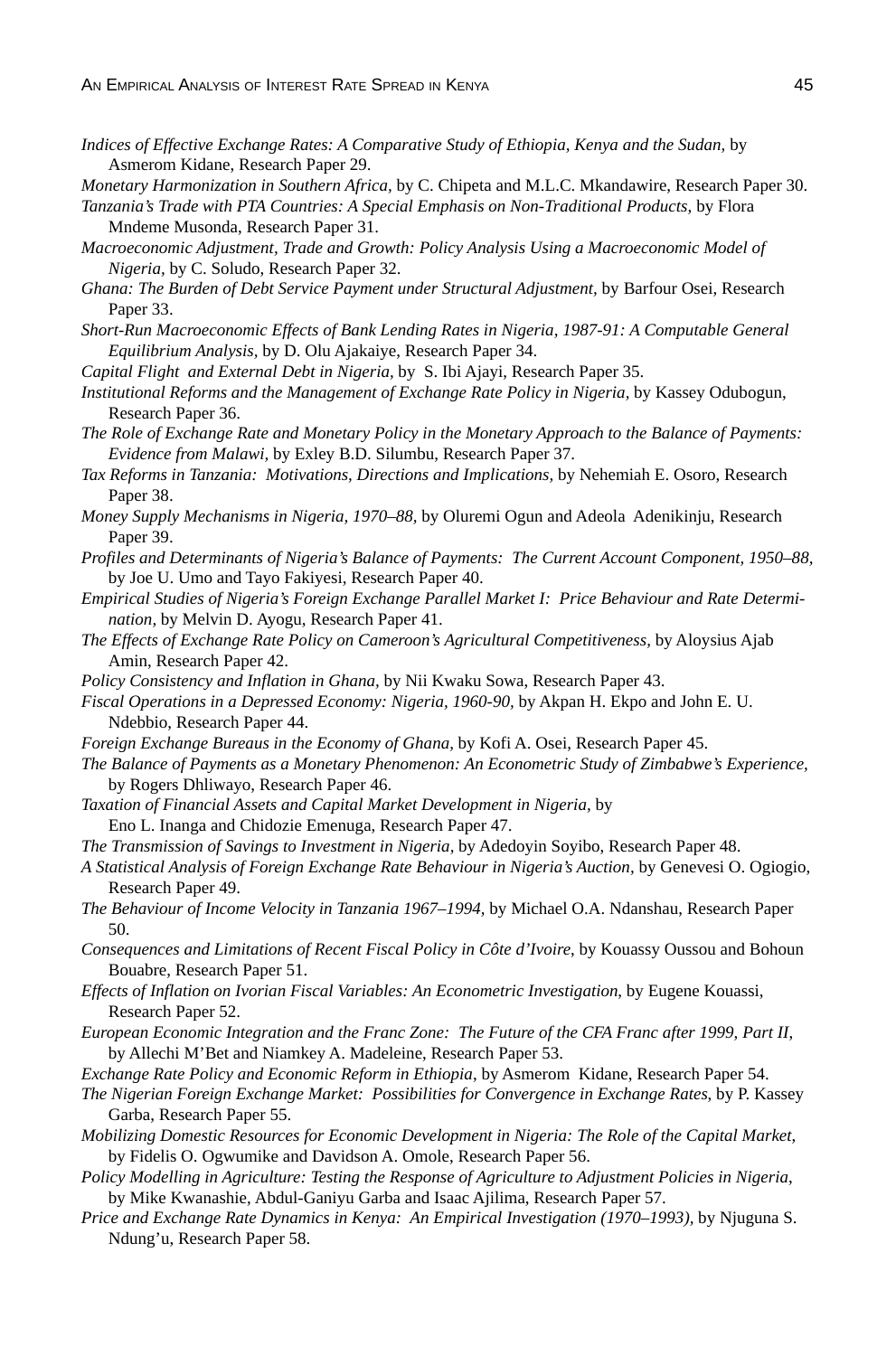*Indices of Effective Exchange Rates: A Comparative Study of Ethiopia, Kenya and the Sudan,* by Asmerom Kidane, Research Paper 29.

*Monetary Harmonization in Southern Africa,* by C. Chipeta and M.L.C. Mkandawire, Research Paper 30.

*Tanzania's Trade with PTA Countries: A Special Emphasis on Non-Traditional Products,* by Flora Mndeme Musonda, Research Paper 31.

*Macroeconomic Adjustment, Trade and Growth: Policy Analysis Using a Macroeconomic Model of Nigeria,* by C. Soludo, Research Paper 32.

*Ghana: The Burden of Debt Service Payment under Structural Adjustment,* by Barfour Osei, Research Paper 33.

*Short-Run Macroeconomic Effects of Bank Lending Rates in Nigeria, 1987-91: A Computable General Equilibrium Analysis,* by D. Olu Ajakaiye, Research Paper 34.

*Capital Flight and External Debt in Nigeria,* by S. Ibi Ajayi, Research Paper 35.

*Institutional Reforms and the Management of Exchange Rate Policy in Nigeria,* by Kassey Odubogun, Research Paper 36.

*The Role of Exchange Rate and Monetary Policy in the Monetary Approach to the Balance of Payments: Evidence from Malawi,* by Exley B.D. Silumbu, Research Paper 37.

*Tax Reforms in Tanzania: Motivations, Directions and Implications,* by Nehemiah E. Osoro, Research Paper 38.

*Money Supply Mechanisms in Nigeria, 1970–88,* by Oluremi Ogun and Adeola Adenikinju, Research Paper 39.

*Profiles and Determinants of Nigeria's Balance of Payments: The Current Account Component, 1950–88,* by Joe U. Umo and Tayo Fakiyesi, Research Paper 40.

*Empirical Studies of Nigeria's Foreign Exchange Parallel Market I: Price Behaviour and Rate Determination,* by Melvin D. Ayogu, Research Paper 41.

*The Effects of Exchange Rate Policy on Cameroon's Agricultural Competitiveness,* by Aloysius Ajab Amin, Research Paper 42.

*Policy Consistency and Inflation in Ghana,* by Nii Kwaku Sowa, Research Paper 43.

*Fiscal Operations in a Depressed Economy: Nigeria, 1960-90,* by Akpan H. Ekpo and John E. U. Ndebbio, Research Paper 44.

*Foreign Exchange Bureaus in the Economy of Ghana,* by Kofi A. Osei, Research Paper 45.

*The Balance of Payments as a Monetary Phenomenon: An Econometric Study of Zimbabwe's Experience,* by Rogers Dhliwayo, Research Paper 46.

*Taxation of Financial Assets and Capital Market Development in Nigeria,* by Eno L. Inanga and Chidozie Emenuga, Research Paper 47.

*The Transmission of Savings to Investment in Nigeria,* by Adedoyin Soyibo, Research Paper 48.

*A Statistical Analysis of Foreign Exchange Rate Behaviour in Nigeria's Auction,* by Genevesi O. Ogiogio, Research Paper 49.

*The Behaviour of Income Velocity in Tanzania 1967–1994,* by Michael O.A. Ndanshau, Research Paper 50.

*Consequences and Limitations of Recent Fiscal Policy in Côte d'Ivoire*, by Kouassy Oussou and Bohoun Bouabre, Research Paper 51.

*Effects of Inflation on Ivorian Fiscal Variables: An Econometric Investigation*, by Eugene Kouassi, Research Paper 52.

*European Economic Integration and the Franc Zone: The Future of the CFA Franc after 1999, Part II*, by Allechi M'Bet and Niamkey A. Madeleine, Research Paper 53.

*Exchange Rate Policy and Economic Reform in Ethiopia*, by Asmerom Kidane, Research Paper 54.

*The Nigerian Foreign Exchange Market: Possibilities for Convergence in Exchange Rates*, by P. Kassey Garba, Research Paper 55.

*Mobilizing Domestic Resources for Economic Development in Nigeria: The Role of the Capital Market*, by Fidelis O. Ogwumike and Davidson A. Omole, Research Paper 56.

*Policy Modelling in Agriculture: Testing the Response of Agriculture to Adjustment Policies in Nigeria*, by Mike Kwanashie, Abdul-Ganiyu Garba and Isaac Ajilima, Research Paper 57.

*Price and Exchange Rate Dynamics in Kenya: An Empirical Investigation (1970–1993),* by Njuguna S. Ndung'u, Research Paper 58.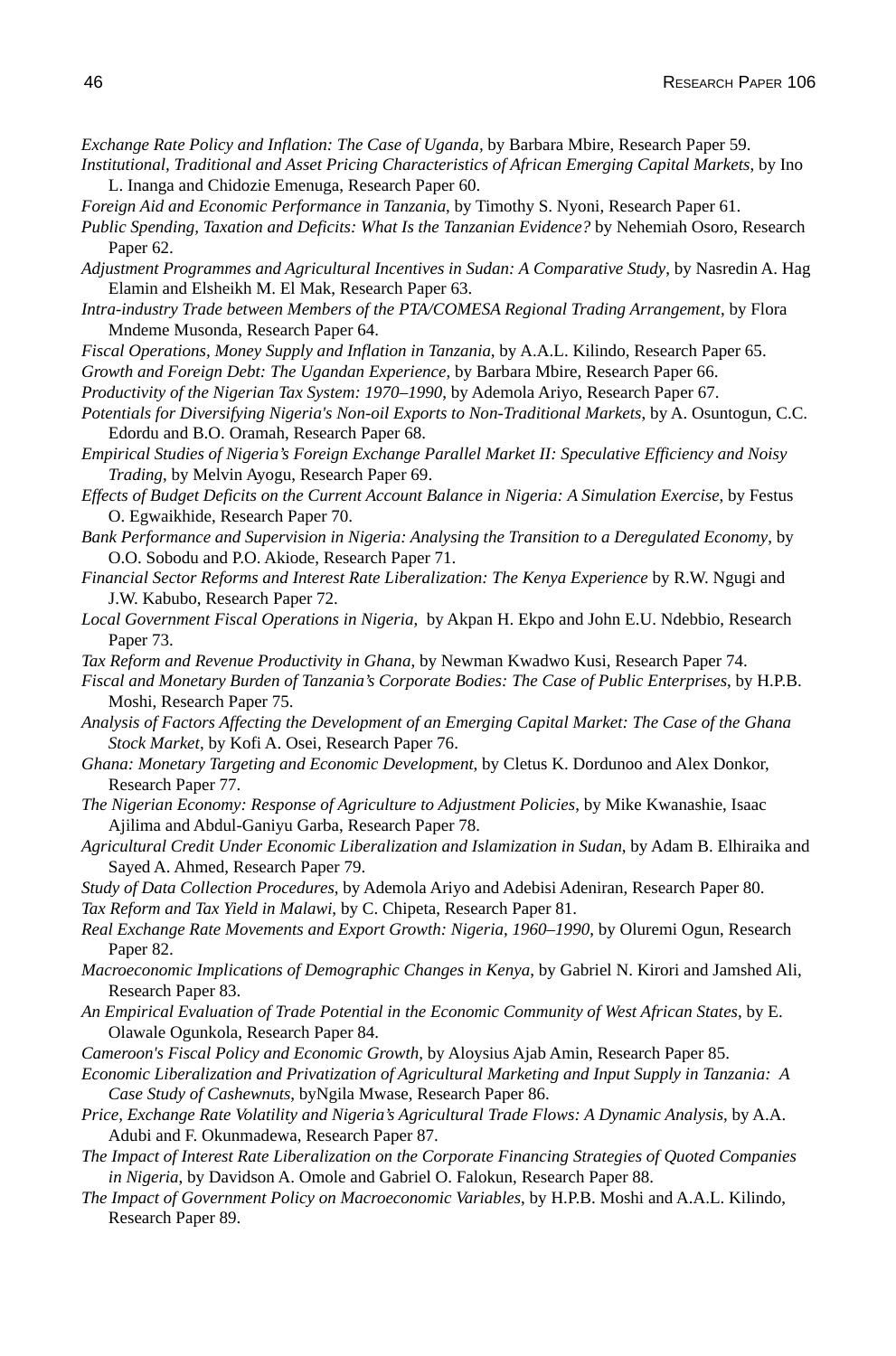*Exchange Rate Policy and Inflation: The Case of Uganda*, by Barbara Mbire, Research Paper 59.

*Institutional, Traditional and Asset Pricing Characteristics of African Emerging Capital Markets*, by Ino L. Inanga and Chidozie Emenuga, Research Paper 60.

*Foreign Aid and Economic Performance in Tanzania*, by Timothy S. Nyoni, Research Paper 61.

*Public Spending, Taxation and Deficits: What Is the Tanzanian Evidence?* by Nehemiah Osoro, Research Paper 62.

*Adjustment Programmes and Agricultural Incentives in Sudan: A Comparative Study*, by Nasredin A. Hag Elamin and Elsheikh M. El Mak, Research Paper 63.

*Intra-industry Trade between Members of the PTA/COMESA Regional Trading Arrangement*, by Flora Mndeme Musonda, Research Paper 64.

*Fiscal Operations, Money Supply and Inflation in Tanzania*, by A.A.L. Kilindo, Research Paper 65.

*Growth and Foreign Debt: The Ugandan Experience*, by Barbara Mbire, Research Paper 66.

*Productivity of the Nigerian Tax System: 1970–1990*, by Ademola Ariyo, Research Paper 67.

*Potentials for Diversifying Nigeria's Non-oil Exports to Non-Traditional Markets*, by A. Osuntogun, C.C. Edordu and B.O. Oramah, Research Paper 68.

*Empirical Studies of Nigeria's Foreign Exchange Parallel Market II: Speculative Efficiency and Noisy Trading*, by Melvin Ayogu, Research Paper 69.

*Effects of Budget Deficits on the Current Account Balance in Nigeria: A Simulation Exercise*, by Festus O. Egwaikhide, Research Paper 70.

*Bank Performance and Supervision in Nigeria: Analysing the Transition to a Deregulated Economy*, by O.O. Sobodu and P.O. Akiode, Research Paper 71.

*Financial Sector Reforms and Interest Rate Liberalization: The Kenya Experience* by R.W. Ngugi and J.W. Kabubo, Research Paper 72.

*Local Government Fiscal Operations in Nigeria*, by Akpan H. Ekpo and John E.U. Ndebbio, Research Paper 73.

*Tax Reform and Revenue Productivity in Ghana*, by Newman Kwadwo Kusi, Research Paper 74.

*Fiscal and Monetary Burden of Tanzania's Corporate Bodies: The Case of Public Enterprises*, by H.P.B. Moshi, Research Paper 75.

*Analysis of Factors Affecting the Development of an Emerging Capital Market: The Case of the Ghana Stock Market*, by Kofi A. Osei, Research Paper 76.

*Ghana: Monetary Targeting and Economic Development*, by Cletus K. Dordunoo and Alex Donkor, Research Paper 77.

*The Nigerian Economy: Response of Agriculture to Adjustment Policies*, by Mike Kwanashie, Isaac Ajilima and Abdul-Ganiyu Garba, Research Paper 78.

*Agricultural Credit Under Economic Liberalization and Islamization in Sudan*, by Adam B. Elhiraika and Sayed A. Ahmed, Research Paper 79.

*Study of Data Collection Procedures*, by Ademola Ariyo and Adebisi Adeniran, Research Paper 80.

*Tax Reform and Tax Yield in Malawi*, by C. Chipeta, Research Paper 81.

*Real Exchange Rate Movements and Export Growth: Nigeria, 1960–1990*, by Oluremi Ogun, Research Paper 82.

*Macroeconomic Implications of Demographic Changes in Kenya*, by Gabriel N. Kirori and Jamshed Ali, Research Paper 83.

*An Empirical Evaluation of Trade Potential in the Economic Community of West African States*, by E. Olawale Ogunkola, Research Paper 84.

*Cameroon's Fiscal Policy and Economic Growth*, by Aloysius Ajab Amin, Research Paper 85.

*Economic Liberalization and Privatization of Agricultural Marketing and Input Supply in Tanzania: A Case Study of Cashewnuts*, byNgila Mwase, Research Paper 86.

*Price, Exchange Rate Volatility and Nigeria's Agricultural Trade Flows: A Dynamic Analysis*, by A.A. Adubi and F. Okunmadewa, Research Paper 87.

*The Impact of Interest Rate Liberalization on the Corporate Financing Strategies of Quoted Companies in Nigeria*, by Davidson A. Omole and Gabriel O. Falokun, Research Paper 88.

*The Impact of Government Policy on Macroeconomic Variables*, by H.P.B. Moshi and A.A.L. Kilindo, Research Paper 89.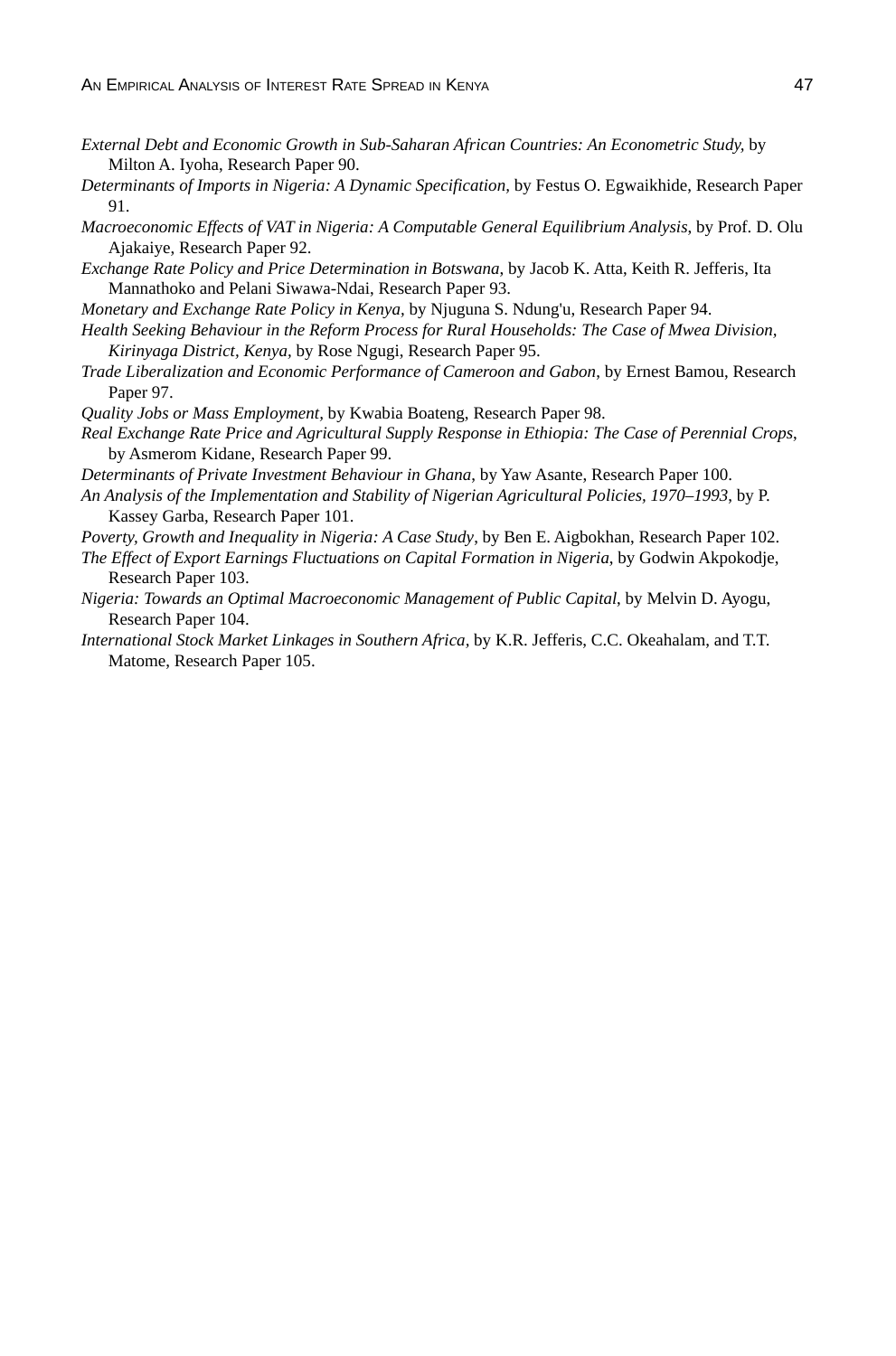*External Debt and Economic Growth in Sub-Saharan African Countries: An Econometric Study,* by Milton A. Iyoha, Research Paper 90.

*Determinants of Imports in Nigeria: A Dynamic Specification,* by Festus O. Egwaikhide, Research Paper 91.

*Macroeconomic Effects of VAT in Nigeria: A Computable General Equilibrium Analysis,* by Prof. D. Olu Ajakaiye, Research Paper 92.

*Exchange Rate Policy and Price Determination in Botswana*, by Jacob K. Atta, Keith R. Jefferis, Ita Mannathoko and Pelani Siwawa-Ndai, Research Paper 93.

*Monetary and Exchange Rate Policy in Kenya,* by Njuguna S. Ndung'u, Research Paper 94.

*Health Seeking Behaviour in the Reform Process for Rural Households: The Case of Mwea Division, Kirinyaga District, Kenya,* by Rose Ngugi, Research Paper 95.

*Trade Liberalization and Economic Performance of Cameroon and Gabon*, by Ernest Bamou, Research Paper 97.

*Quality Jobs or Mass Employment,* by Kwabia Boateng, Research Paper 98.

*Real Exchange Rate Price and Agricultural Supply Response in Ethiopia: The Case of Perennial Crops*, by Asmerom Kidane, Research Paper 99.

*Determinants of Private Investment Behaviour in Ghana*, by Yaw Asante, Research Paper 100.

*An Analysis of the Implementation and Stability of Nigerian Agricultural Policies, 1970–1993*, by P. Kassey Garba, Research Paper 101.

*Poverty, Growth and Inequality in Nigeria: A Case Study*, by Ben E. Aigbokhan, Research Paper 102.

*The Effect of Export Earnings Fluctuations on Capital Formation in Nigeria*, by Godwin Akpokodje, Research Paper 103.

*Nigeria: Towards an Optimal Macroeconomic Management of Public Capital*, by Melvin D. Ayogu, Research Paper 104.

*International Stock Market Linkages in Southern Africa*, by K.R. Jefferis, C.C. Okeahalam, and T.T. Matome, Research Paper 105.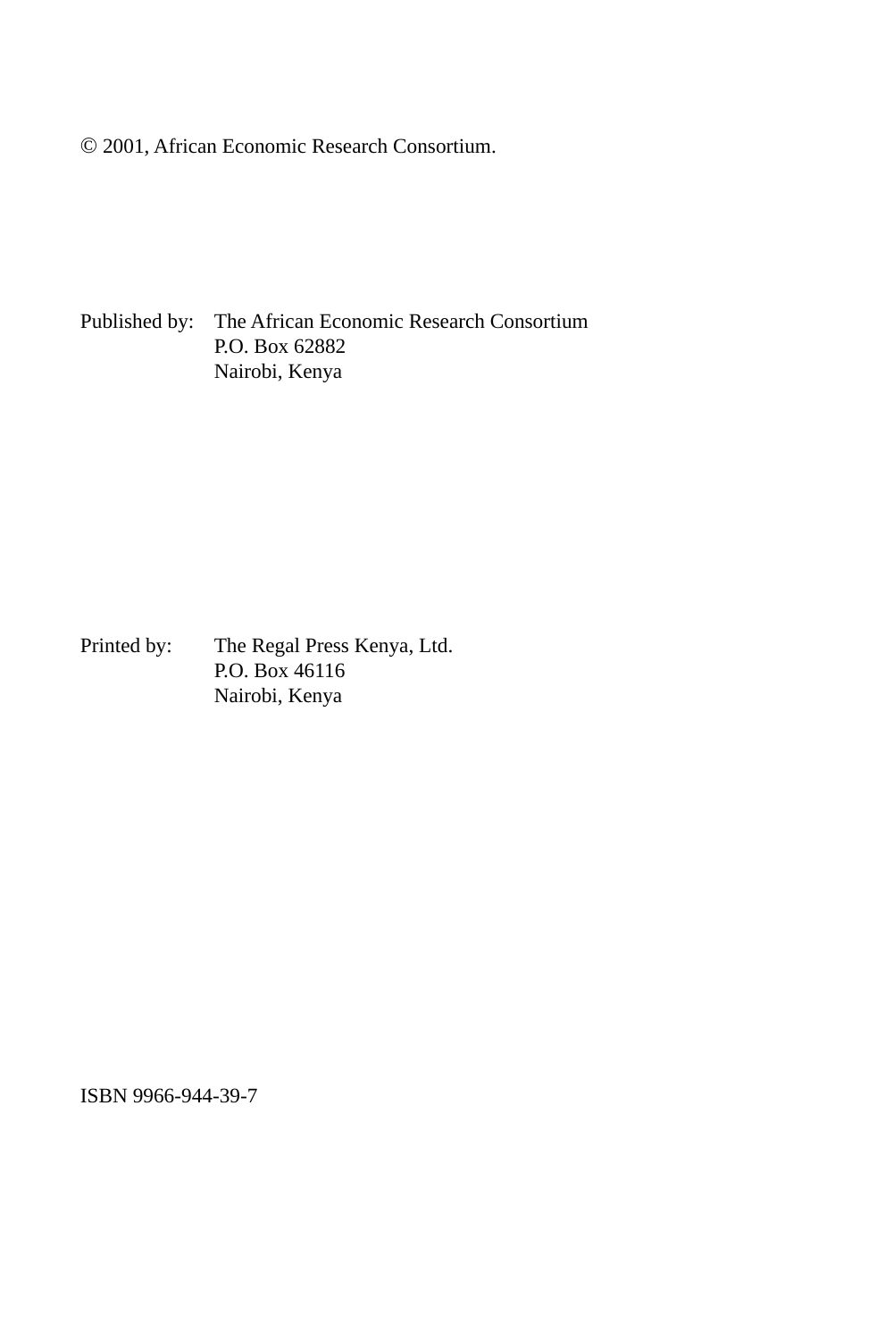© 2001, African Economic Research Consortium.

Published by: The African Economic Research Consortium
P.O. Box 62882
Nairobi, Kenya

Printed by: The Regal Press Kenya, Ltd.
P.O. Box 46116
Nairobi, Kenya

ISBN 9966-944-39-7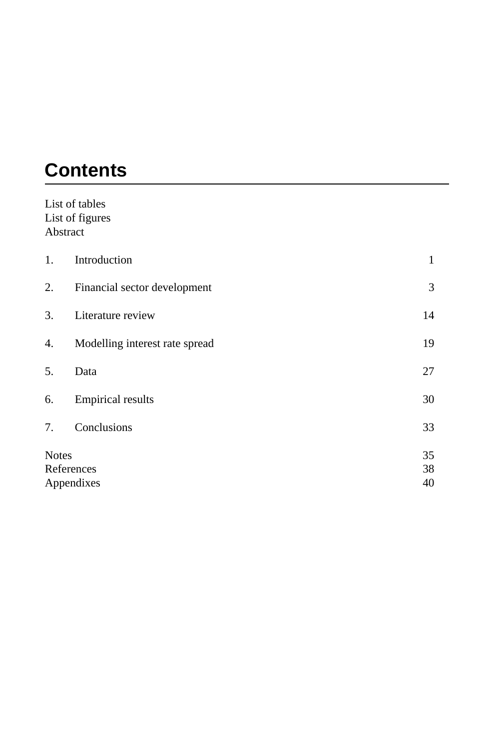# Contents

List of tables
List of figures
Abstract

| | | |
|---|---|---|
| 1. | Introduction | 1 |
| 2. | Financial sector development | 3 |
| 3. | Literature review | 14 |
| 4. | Modelling interest rate spread | 19 |
| 5. | Data | 27 |
| 6. | Empirical results | 30 |
| 7. | Conclusions | 33 |

| | |
|---|---|
| Notes | 35 |
| References | 38 |
| Appendixes | 40 |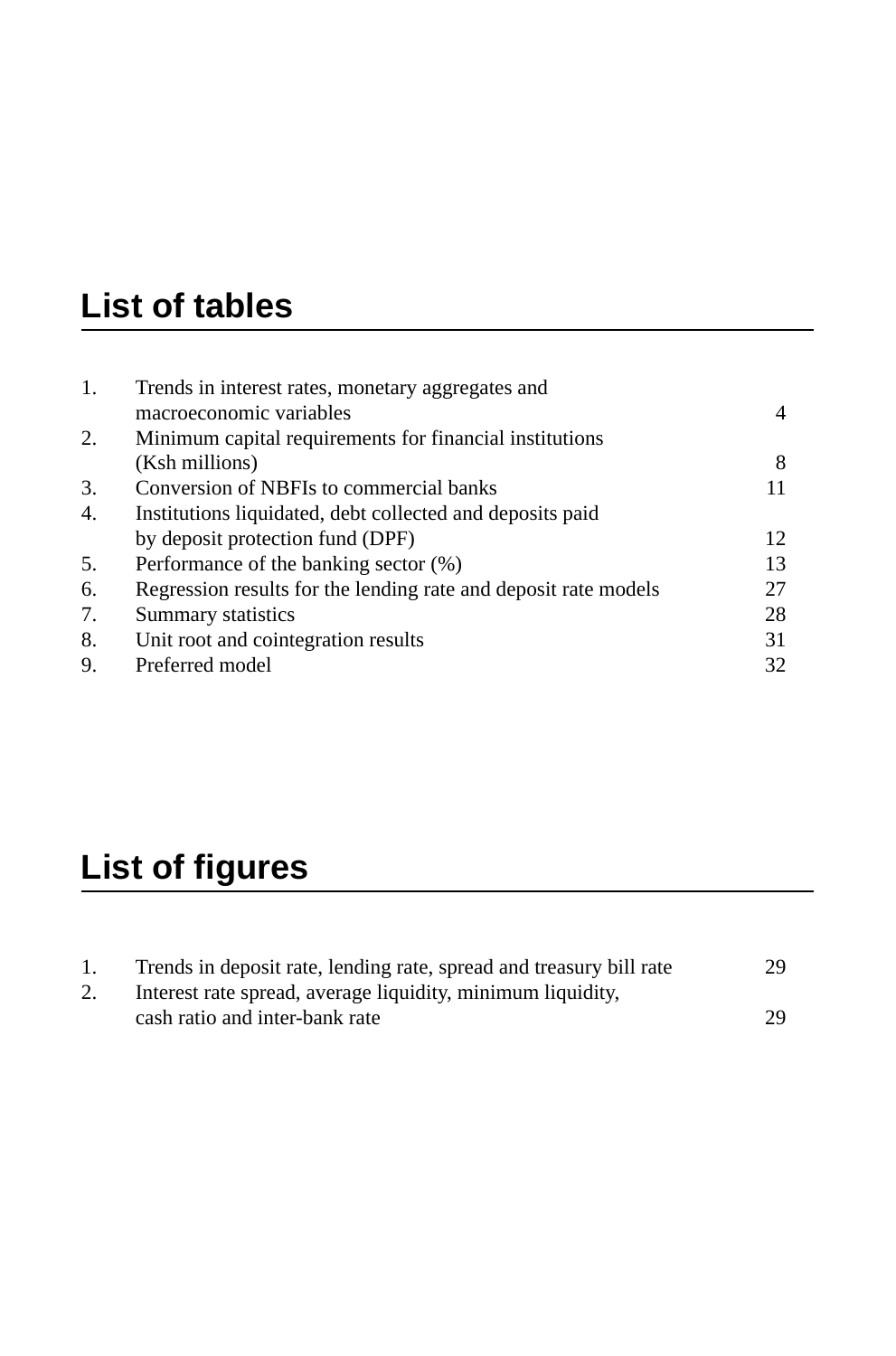## List of tables

| | | |
|---|---|---|
| 1. | Trends in interest rates, monetary aggregates and macroeconomic variables | 4 |
| 2. | Minimum capital requirements for financial institutions (Ksh millions) | 8 |
| 3. | Conversion of NBFIs to commercial banks | 11 |
| 4. | Institutions liquidated, debt collected and deposits paid by deposit protection fund (DPF) | 12 |
| 5. | Performance of the banking sector (%) | 13 |
| 6. | Regression results for the lending rate and deposit rate models | 27 |
| 7. | Summary statistics | 28 |
| 8. | Unit root and cointegration results | 31 |
| 9. | Preferred model | 32 |

## List of figures

| | | |
|---|---|---|
| 1. | Trends in deposit rate, lending rate, spread and treasury bill rate | 29 |
| 2. | Interest rate spread, average liquidity, minimum liquidity, cash ratio and inter-bank rate | 29 |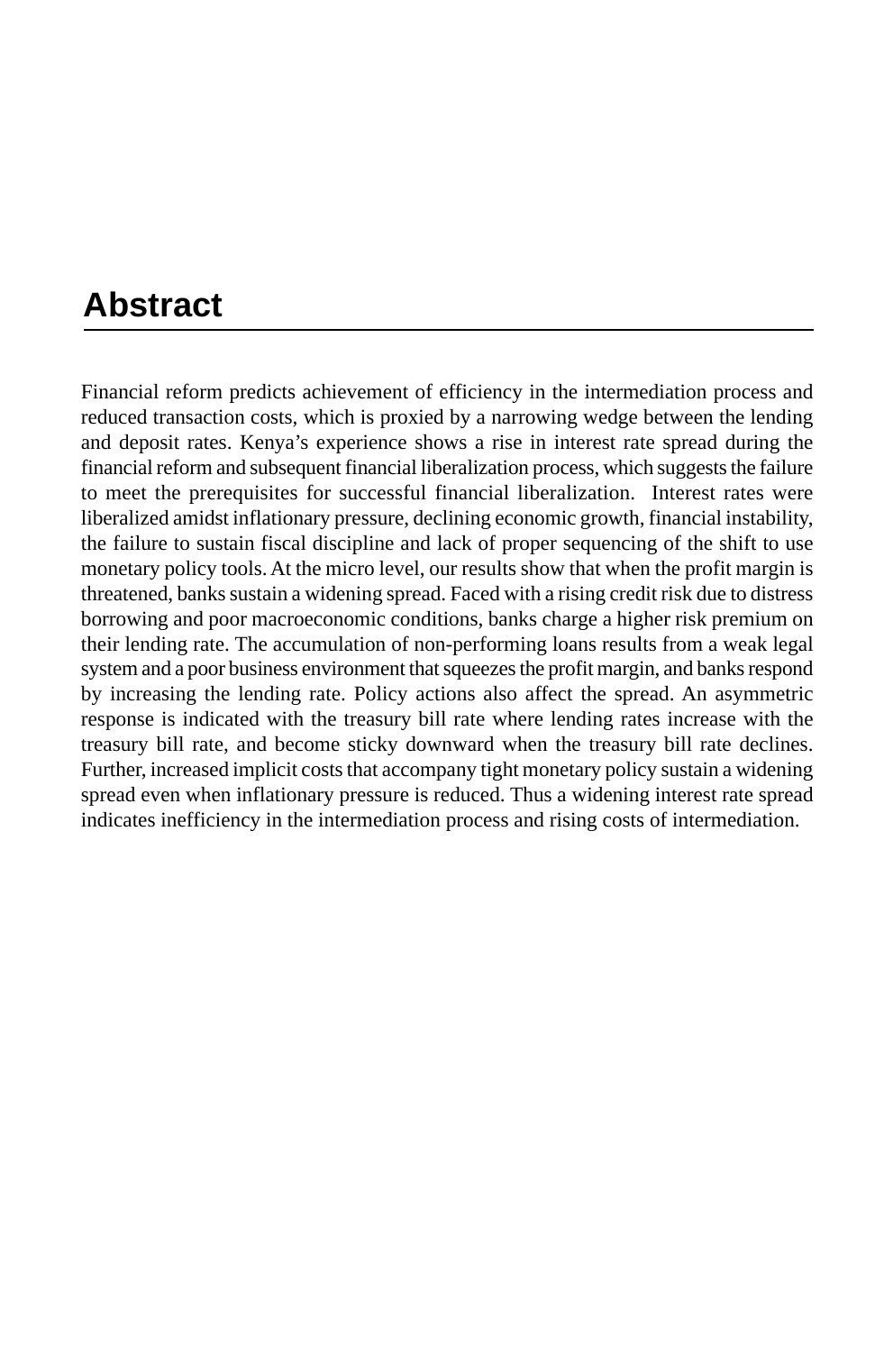# Abstract

Financial reform predicts achievement of efficiency in the intermediation process and reduced transaction costs, which is proxied by a narrowing wedge between the lending and deposit rates. Kenya's experience shows a rise in interest rate spread during the financial reform and subsequent financial liberalization process, which suggests the failure to meet the prerequisites for successful financial liberalization. Interest rates were liberalized amidst inflationary pressure, declining economic growth, financial instability, the failure to sustain fiscal discipline and lack of proper sequencing of the shift to use monetary policy tools. At the micro level, our results show that when the profit margin is threatened, banks sustain a widening spread. Faced with a rising credit risk due to distress borrowing and poor macroeconomic conditions, banks charge a higher risk premium on their lending rate. The accumulation of non-performing loans results from a weak legal system and a poor business environment that squeezes the profit margin, and banks respond by increasing the lending rate. Policy actions also affect the spread. An asymmetric response is indicated with the treasury bill rate where lending rates increase with the treasury bill rate, and become sticky downward when the treasury bill rate declines. Further, increased implicit costs that accompany tight monetary policy sustain a widening spread even when inflationary pressure is reduced. Thus a widening interest rate spread indicates inefficiency in the intermediation process and rising costs of intermediation.